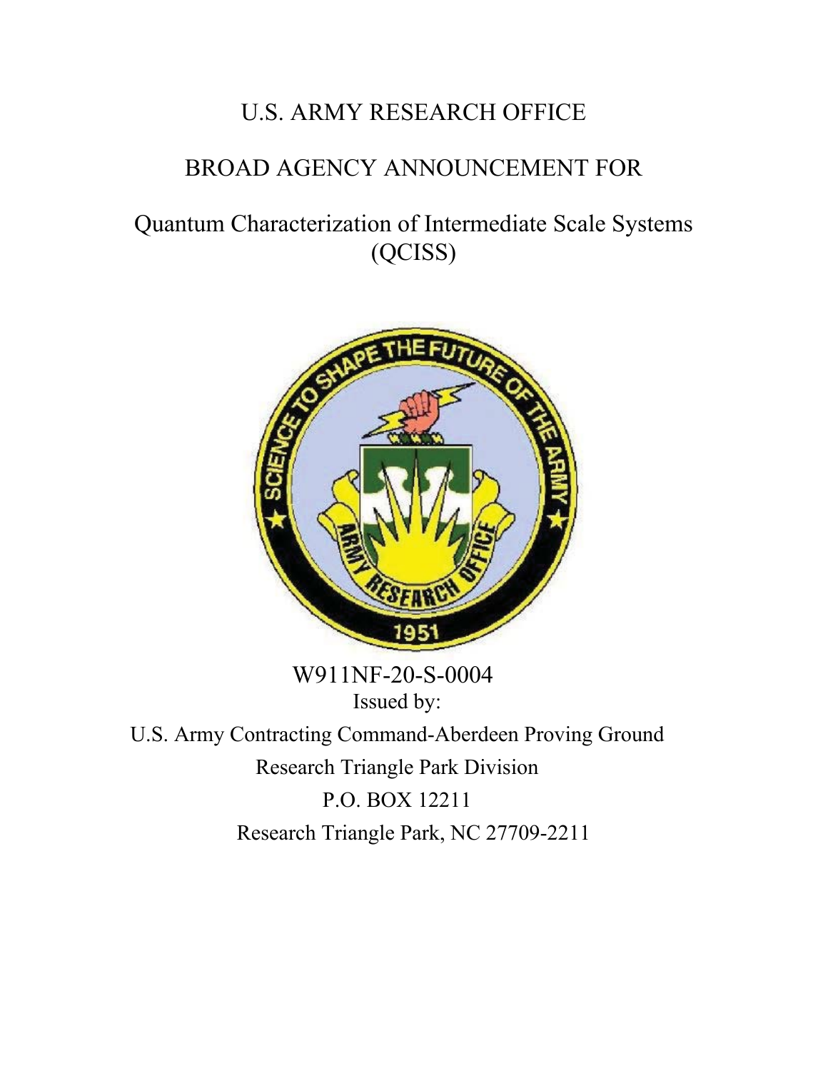# U.S. ARMY RESEARCH OFFICE

## BROAD AGENCY ANNOUNCEMENT FOR

## Quantum Characterization of Intermediate Scale Systems (QCISS)

W911NF-20-S-0004

Issued by:

U.S. Army Contracting Command-Aberdeen Proving Ground

Research Triangle Park Division

P.O. BOX 12211

Research Triangle Park, NC 27709-2211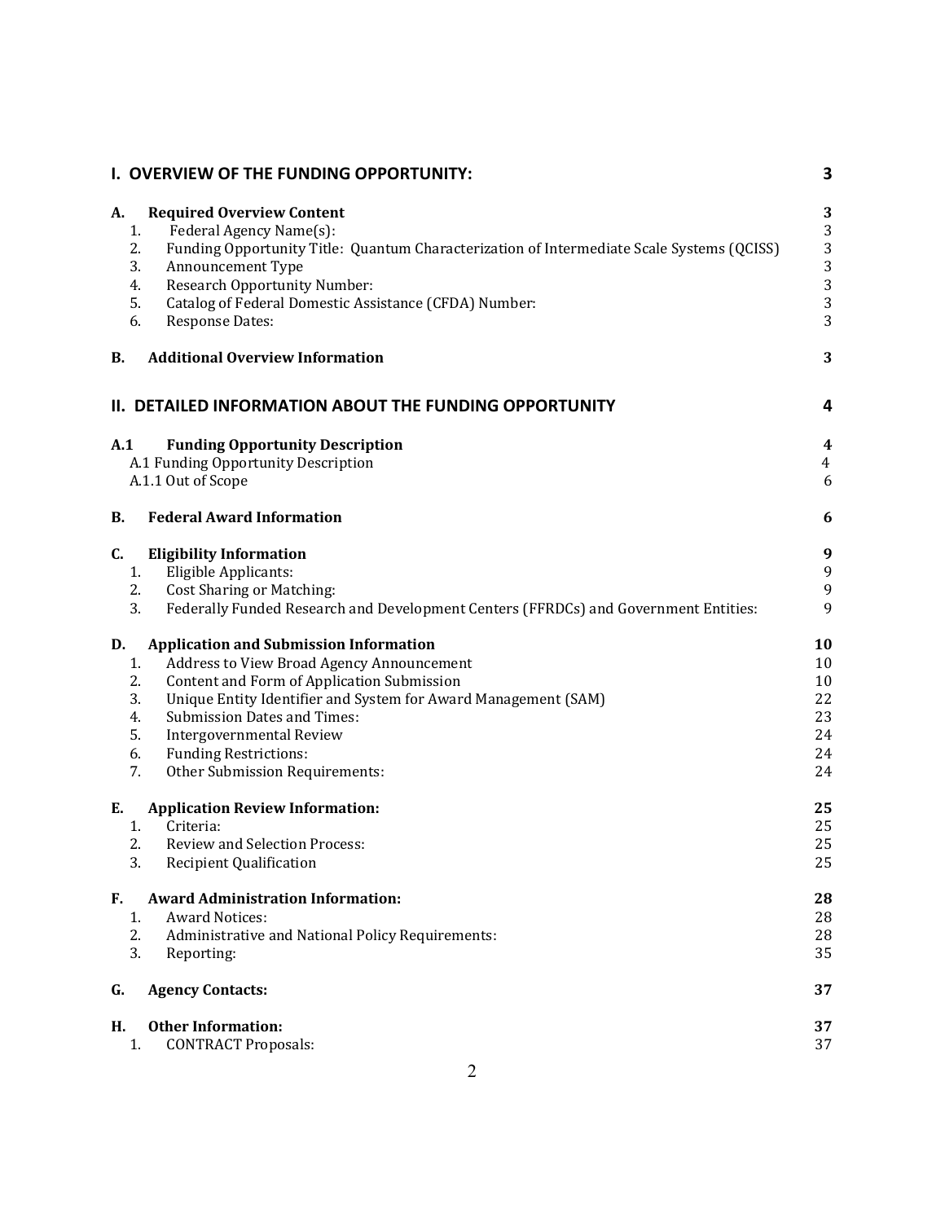| | | |
|---|---|---|
| **I. OVERVIEW OF THE FUNDING OPPORTUNITY:** | | **3** |
| **A.** | **Required Overview Content** | **3** |
| 1. | Federal Agency Name(s): | 3 |
| 2. | Funding Opportunity Title: Quantum Characterization of Intermediate Scale Systems (QCISS) | 3 |
| 3. | Announcement Type | 3 |
| 4. | Research Opportunity Number: | 3 |
| 5. | Catalog of Federal Domestic Assistance (CFDA) Number: | 3 |
| 6. | Response Dates: | 3 |
| **B.** | **Additional Overview Information** | **3** |
| **II. DETAILED INFORMATION ABOUT THE FUNDING OPPORTUNITY** | | **4** |
| **A.1** | **Funding Opportunity Description** | **4** |
| | A.1 Funding Opportunity Description | 4 |
| | A.1.1 Out of Scope | 6 |
| **B.** | **Federal Award Information** | **6** |
| **C.** | **Eligibility Information** | **9** |
| 1. | Eligible Applicants: | 9 |
| 2. | Cost Sharing or Matching: | 9 |
| 3. | Federally Funded Research and Development Centers (FFRDCs) and Government Entities: | 9 |
| **D.** | **Application and Submission Information** | **10** |
| 1. | Address to View Broad Agency Announcement | 10 |
| 2. | Content and Form of Application Submission | 10 |
| 3. | Unique Entity Identifier and System for Award Management (SAM) | 22 |
| 4. | Submission Dates and Times: | 23 |
| 5. | Intergovernmental Review | 24 |
| 6. | Funding Restrictions: | 24 |
| 7. | Other Submission Requirements: | 24 |
| **E.** | **Application Review Information:** | **25** |
| 1. | Criteria: | 25 |
| 2. | Review and Selection Process: | 25 |
| 3. | Recipient Qualification | 25 |
| **F.** | **Award Administration Information:** | **28** |
| 1. | Award Notices: | 28 |
| 2. | Administrative and National Policy Requirements: | 28 |
| 3. | Reporting: | 35 |
| **G.** | **Agency Contacts:** | **37** |
| **H.** | **Other Information:** | **37** |
| 1. | CONTRACT Proposals: | 37 |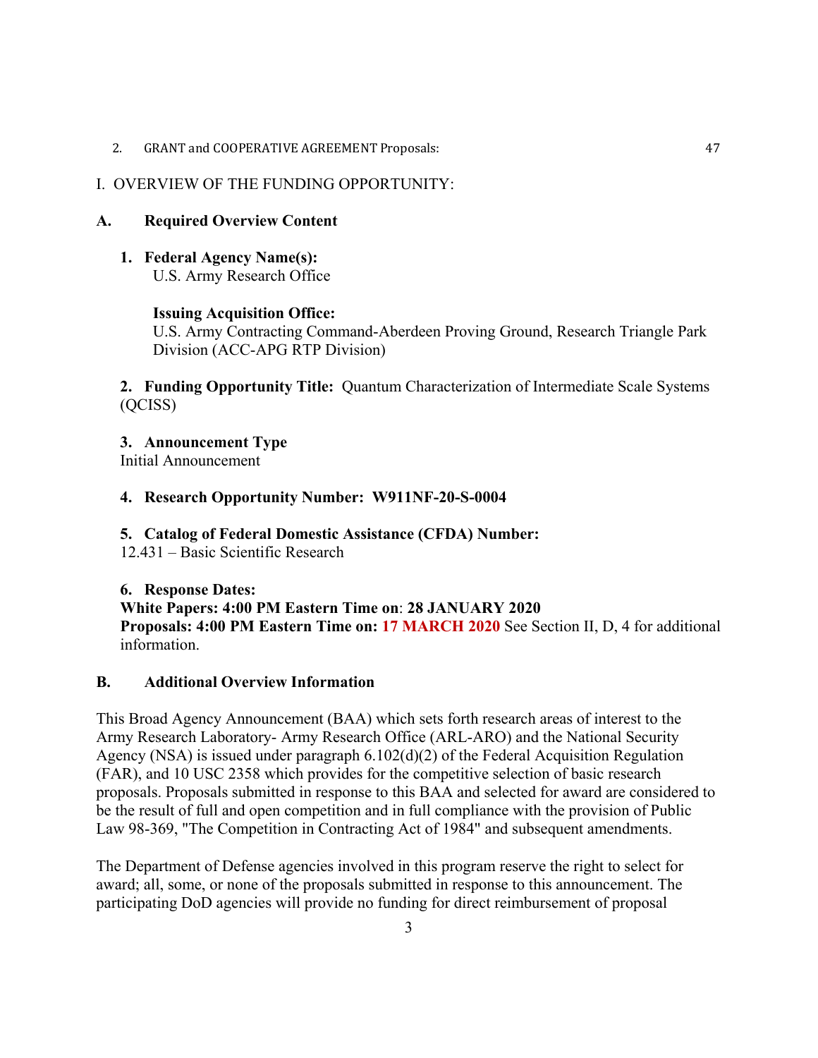2. GRANT and COOPERATIVE AGREEMENT Proposals: 47

# I. OVERVIEW OF THE FUNDING OPPORTUNITY:

## A. Required Overview Content

**1. Federal Agency Name(s):**
U.S. Army Research Office

**Issuing Acquisition Office:**
U.S. Army Contracting Command-Aberdeen Proving Ground, Research Triangle Park Division (ACC-APG RTP Division)

**2. Funding Opportunity Title:** Quantum Characterization of Intermediate Scale Systems (QCISS)

**3. Announcement Type**
Initial Announcement

**4. Research Opportunity Number: W911NF-20-S-0004**

**5. Catalog of Federal Domestic Assistance (CFDA) Number:**
12.431 – Basic Scientific Research

**6. Response Dates:**
**White Papers: 4:00 PM Eastern Time on**: **28 JANUARY 2020**
**Proposals: 4:00 PM Eastern Time on: 17 MARCH 2020** See Section II, D, 4 for additional information.

## B. Additional Overview Information

This Broad Agency Announcement (BAA) which sets forth research areas of interest to the Army Research Laboratory- Army Research Office (ARL-ARO) and the National Security Agency (NSA) is issued under paragraph 6.102(d)(2) of the Federal Acquisition Regulation (FAR), and 10 USC 2358 which provides for the competitive selection of basic research proposals. Proposals submitted in response to this BAA and selected for award are considered to be the result of full and open competition and in full compliance with the provision of Public Law 98-369, "The Competition in Contracting Act of 1984" and subsequent amendments.

The Department of Defense agencies involved in this program reserve the right to select for award; all, some, or none of the proposals submitted in response to this announcement. The participating DoD agencies will provide no funding for direct reimbursement of proposal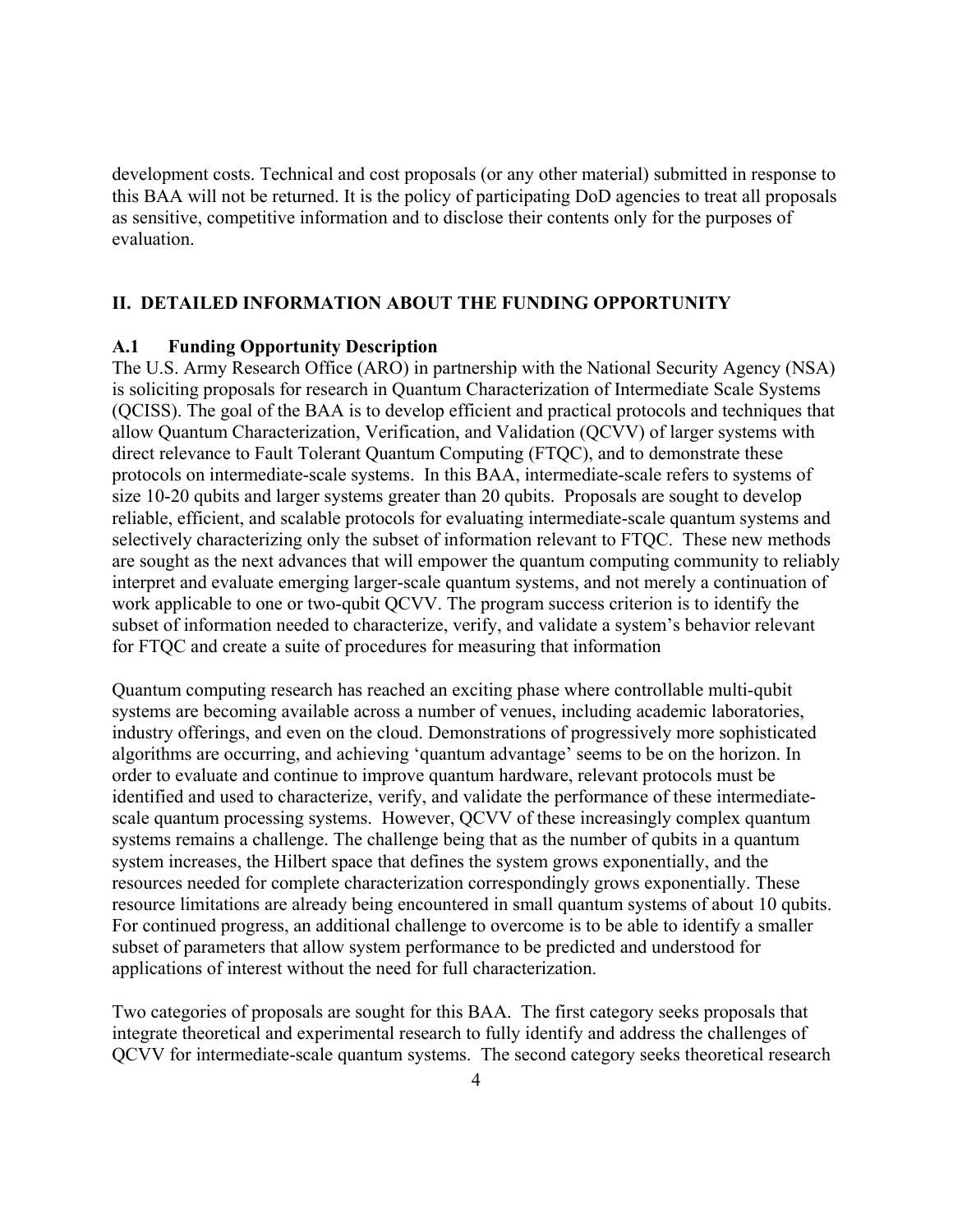development costs. Technical and cost proposals (or any other material) submitted in response to this BAA will not be returned. It is the policy of participating DoD agencies to treat all proposals as sensitive, competitive information and to disclose their contents only for the purposes of evaluation.

## II. DETAILED INFORMATION ABOUT THE FUNDING OPPORTUNITY

### A.1 Funding Opportunity Description

The U.S. Army Research Office (ARO) in partnership with the National Security Agency (NSA) is soliciting proposals for research in Quantum Characterization of Intermediate Scale Systems (QCISS). The goal of the BAA is to develop efficient and practical protocols and techniques that allow Quantum Characterization, Verification, and Validation (QCVV) of larger systems with direct relevance to Fault Tolerant Quantum Computing (FTQC), and to demonstrate these protocols on intermediate-scale systems. In this BAA, intermediate-scale refers to systems of size 10-20 qubits and larger systems greater than 20 qubits. Proposals are sought to develop reliable, efficient, and scalable protocols for evaluating intermediate-scale quantum systems and selectively characterizing only the subset of information relevant to FTQC. These new methods are sought as the next advances that will empower the quantum computing community to reliably interpret and evaluate emerging larger-scale quantum systems, and not merely a continuation of work applicable to one or two-qubit QCVV. The program success criterion is to identify the subset of information needed to characterize, verify, and validate a system's behavior relevant for FTQC and create a suite of procedures for measuring that information

Quantum computing research has reached an exciting phase where controllable multi-qubit systems are becoming available across a number of venues, including academic laboratories, industry offerings, and even on the cloud. Demonstrations of progressively more sophisticated algorithms are occurring, and achieving 'quantum advantage' seems to be on the horizon. In order to evaluate and continue to improve quantum hardware, relevant protocols must be identified and used to characterize, verify, and validate the performance of these intermediate-scale quantum processing systems. However, QCVV of these increasingly complex quantum systems remains a challenge. The challenge being that as the number of qubits in a quantum system increases, the Hilbert space that defines the system grows exponentially, and the resources needed for complete characterization correspondingly grows exponentially. These resource limitations are already being encountered in small quantum systems of about 10 qubits. For continued progress, an additional challenge to overcome is to be able to identify a smaller subset of parameters that allow system performance to be predicted and understood for applications of interest without the need for full characterization.

Two categories of proposals are sought for this BAA. The first category seeks proposals that integrate theoretical and experimental research to fully identify and address the challenges of QCVV for intermediate-scale quantum systems. The second category seeks theoretical research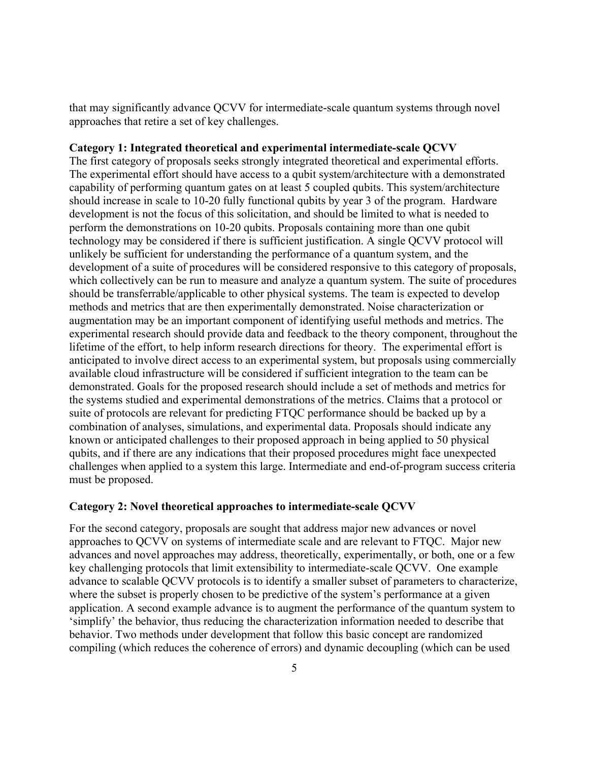that may significantly advance QCVV for intermediate-scale quantum systems through novel approaches that retire a set of key challenges.

**Category 1: Integrated theoretical and experimental intermediate-scale QCVV**

The first category of proposals seeks strongly integrated theoretical and experimental efforts. The experimental effort should have access to a qubit system/architecture with a demonstrated capability of performing quantum gates on at least 5 coupled qubits. This system/architecture should increase in scale to 10-20 fully functional qubits by year 3 of the program. Hardware development is not the focus of this solicitation, and should be limited to what is needed to perform the demonstrations on 10-20 qubits. Proposals containing more than one qubit technology may be considered if there is sufficient justification. A single QCVV protocol will unlikely be sufficient for understanding the performance of a quantum system, and the development of a suite of procedures will be considered responsive to this category of proposals, which collectively can be run to measure and analyze a quantum system. The suite of procedures should be transferrable/applicable to other physical systems. The team is expected to develop methods and metrics that are then experimentally demonstrated. Noise characterization or augmentation may be an important component of identifying useful methods and metrics. The experimental research should provide data and feedback to the theory component, throughout the lifetime of the effort, to help inform research directions for theory. The experimental effort is anticipated to involve direct access to an experimental system, but proposals using commercially available cloud infrastructure will be considered if sufficient integration to the team can be demonstrated. Goals for the proposed research should include a set of methods and metrics for the systems studied and experimental demonstrations of the metrics. Claims that a protocol or suite of protocols are relevant for predicting FTQC performance should be backed up by a combination of analyses, simulations, and experimental data. Proposals should indicate any known or anticipated challenges to their proposed approach in being applied to 50 physical qubits, and if there are any indications that their proposed procedures might face unexpected challenges when applied to a system this large. Intermediate and end-of-program success criteria must be proposed.

**Category 2: Novel theoretical approaches to intermediate-scale QCVV**

For the second category, proposals are sought that address major new advances or novel approaches to QCVV on systems of intermediate scale and are relevant to FTQC. Major new advances and novel approaches may address, theoretically, experimentally, or both, one or a few key challenging protocols that limit extensibility to intermediate-scale QCVV. One example advance to scalable QCVV protocols is to identify a smaller subset of parameters to characterize, where the subset is properly chosen to be predictive of the system's performance at a given application. A second example advance is to augment the performance of the quantum system to 'simplify' the behavior, thus reducing the characterization information needed to describe that behavior. Two methods under development that follow this basic concept are randomized compiling (which reduces the coherence of errors) and dynamic decoupling (which can be used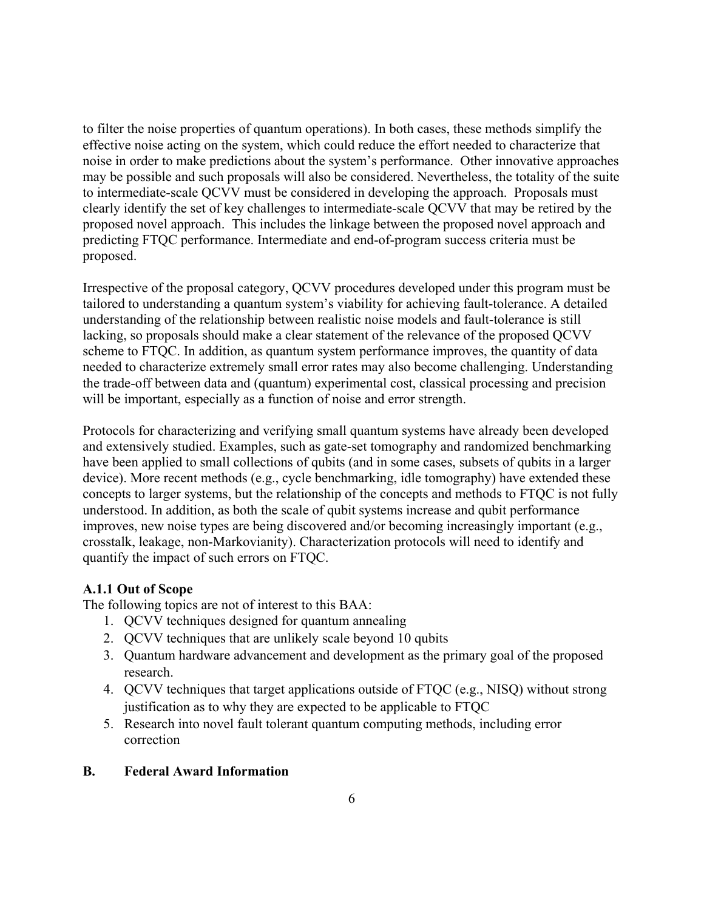to filter the noise properties of quantum operations). In both cases, these methods simplify the effective noise acting on the system, which could reduce the effort needed to characterize that noise in order to make predictions about the system's performance. Other innovative approaches may be possible and such proposals will also be considered. Nevertheless, the totality of the suite to intermediate-scale QCVV must be considered in developing the approach. Proposals must clearly identify the set of key challenges to intermediate-scale QCVV that may be retired by the proposed novel approach. This includes the linkage between the proposed novel approach and predicting FTQC performance. Intermediate and end-of-program success criteria must be proposed.

Irrespective of the proposal category, QCVV procedures developed under this program must be tailored to understanding a quantum system's viability for achieving fault-tolerance. A detailed understanding of the relationship between realistic noise models and fault-tolerance is still lacking, so proposals should make a clear statement of the relevance of the proposed QCVV scheme to FTQC. In addition, as quantum system performance improves, the quantity of data needed to characterize extremely small error rates may also become challenging. Understanding the trade-off between data and (quantum) experimental cost, classical processing and precision will be important, especially as a function of noise and error strength.

Protocols for characterizing and verifying small quantum systems have already been developed and extensively studied. Examples, such as gate-set tomography and randomized benchmarking have been applied to small collections of qubits (and in some cases, subsets of qubits in a larger device). More recent methods (e.g., cycle benchmarking, idle tomography) have extended these concepts to larger systems, but the relationship of the concepts and methods to FTQC is not fully understood. In addition, as both the scale of qubit systems increase and qubit performance improves, new noise types are being discovered and/or becoming increasingly important (e.g., crosstalk, leakage, non-Markovianity). Characterization protocols will need to identify and quantify the impact of such errors on FTQC.

### A.1.1 Out of Scope

The following topics are not of interest to this BAA:

1. QCVV techniques designed for quantum annealing
2. QCVV techniques that are unlikely scale beyond 10 qubits
3. Quantum hardware advancement and development as the primary goal of the proposed research.
4. QCVV techniques that target applications outside of FTQC (e.g., NISQ) without strong justification as to why they are expected to be applicable to FTQC
5. Research into novel fault tolerant quantum computing methods, including error correction

## B. Federal Award Information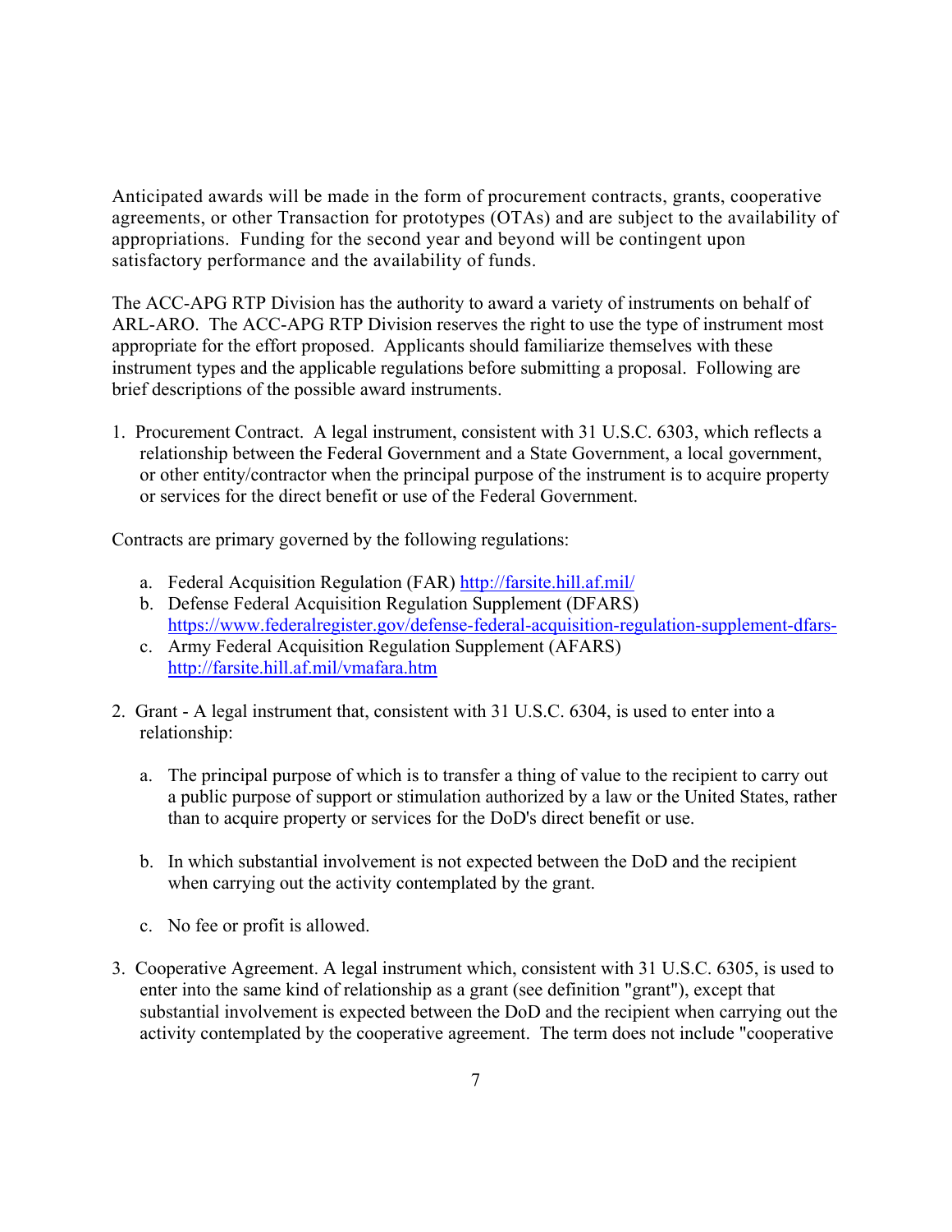Anticipated awards will be made in the form of procurement contracts, grants, cooperative agreements, or other Transaction for prototypes (OTAs) and are subject to the availability of appropriations. Funding for the second year and beyond will be contingent upon satisfactory performance and the availability of funds.

The ACC-APG RTP Division has the authority to award a variety of instruments on behalf of ARL-ARO. The ACC-APG RTP Division reserves the right to use the type of instrument most appropriate for the effort proposed. Applicants should familiarize themselves with these instrument types and the applicable regulations before submitting a proposal. Following are brief descriptions of the possible award instruments.

1. Procurement Contract. A legal instrument, consistent with 31 U.S.C. 6303, which reflects a relationship between the Federal Government and a State Government, a local government, or other entity/contractor when the principal purpose of the instrument is to acquire property or services for the direct benefit or use of the Federal Government.

Contracts are primary governed by the following regulations:

   a. Federal Acquisition Regulation (FAR) [http://farsite.hill.af.mil/](http://farsite.hill.af.mil/)
   b. Defense Federal Acquisition Regulation Supplement (DFARS) [https://www.federalregister.gov/defense-federal-acquisition-regulation-supplement-dfars-](https://www.federalregister.gov/defense-federal-acquisition-regulation-supplement-dfars-)
   c. Army Federal Acquisition Regulation Supplement (AFARS) [http://farsite.hill.af.mil/vmafara.htm](http://farsite.hill.af.mil/vmafara.htm)

2. Grant - A legal instrument that, consistent with 31 U.S.C. 6304, is used to enter into a relationship:

   a. The principal purpose of which is to transfer a thing of value to the recipient to carry out a public purpose of support or stimulation authorized by a law or the United States, rather than to acquire property or services for the DoD's direct benefit or use.

   b. In which substantial involvement is not expected between the DoD and the recipient when carrying out the activity contemplated by the grant.

   c. No fee or profit is allowed.

3. Cooperative Agreement. A legal instrument which, consistent with 31 U.S.C. 6305, is used to enter into the same kind of relationship as a grant (see definition "grant"), except that substantial involvement is expected between the DoD and the recipient when carrying out the activity contemplated by the cooperative agreement. The term does not include "cooperative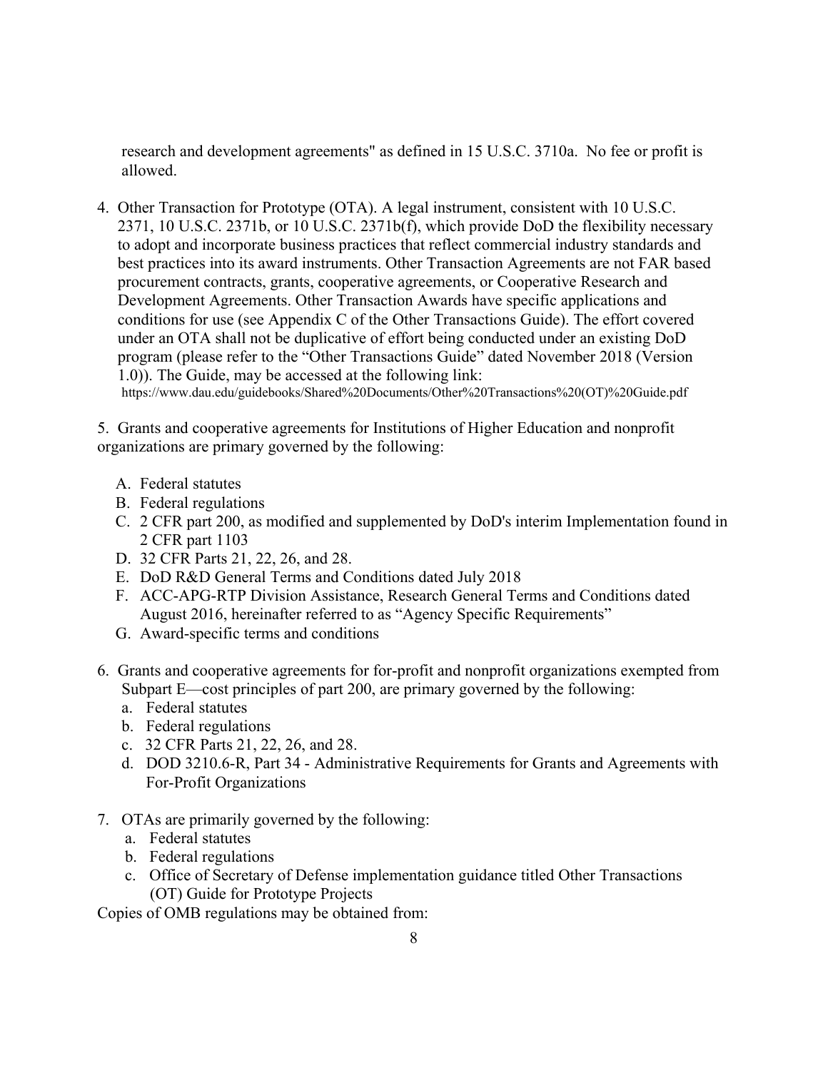research and development agreements" as defined in 15 U.S.C. 3710a. No fee or profit is allowed.

4. Other Transaction for Prototype (OTA). A legal instrument, consistent with 10 U.S.C. 2371, 10 U.S.C. 2371b, or 10 U.S.C. 2371b(f), which provide DoD the flexibility necessary to adopt and incorporate business practices that reflect commercial industry standards and best practices into its award instruments. Other Transaction Agreements are not FAR based procurement contracts, grants, cooperative agreements, or Cooperative Research and Development Agreements. Other Transaction Awards have specific applications and conditions for use (see Appendix C of the Other Transactions Guide). The effort covered under an OTA shall not be duplicative of effort being conducted under an existing DoD program (please refer to the "Other Transactions Guide" dated November 2018 (Version 1.0)). The Guide, may be accessed at the following link: https://www.dau.edu/guidebooks/Shared%20Documents/Other%20Transactions%20(OT)%20Guide.pdf

5. Grants and cooperative agreements for Institutions of Higher Education and nonprofit organizations are primary governed by the following:

   A. Federal statutes
   B. Federal regulations
   C. 2 CFR part 200, as modified and supplemented by DoD's interim Implementation found in 2 CFR part 1103
   D. 32 CFR Parts 21, 22, 26, and 28.
   E. DoD R&D General Terms and Conditions dated July 2018
   F. ACC-APG-RTP Division Assistance, Research General Terms and Conditions dated August 2016, hereinafter referred to as "Agency Specific Requirements"
   G. Award-specific terms and conditions

6. Grants and cooperative agreements for for-profit and nonprofit organizations exempted from Subpart E—cost principles of part 200, are primary governed by the following:
   a. Federal statutes
   b. Federal regulations
   c. 32 CFR Parts 21, 22, 26, and 28.
   d. DOD 3210.6-R, Part 34 - Administrative Requirements for Grants and Agreements with For-Profit Organizations

7. OTAs are primarily governed by the following:
   a. Federal statutes
   b. Federal regulations
   c. Office of Secretary of Defense implementation guidance titled Other Transactions (OT) Guide for Prototype Projects

Copies of OMB regulations may be obtained from: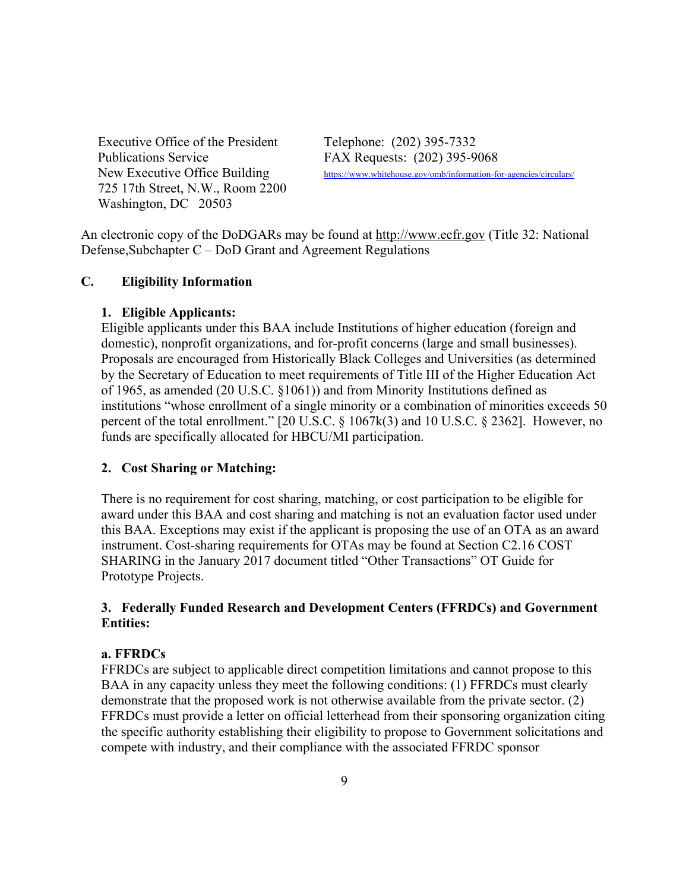Executive Office of the President
Publications Service
New Executive Office Building
725 17th Street, N.W., Room 2200
Washington, DC 20503

Telephone: (202) 395-7332
FAX Requests: (202) 395-9068
https://www.whitehouse.gov/omb/information-for-agencies/circulars/

An electronic copy of the DoDGARs may be found at http://www.ecfr.gov (Title 32: National Defense,Subchapter C – DoD Grant and Agreement Regulations

## C. Eligibility Information

### 1. Eligible Applicants:

Eligible applicants under this BAA include Institutions of higher education (foreign and domestic), nonprofit organizations, and for-profit concerns (large and small businesses). Proposals are encouraged from Historically Black Colleges and Universities (as determined by the Secretary of Education to meet requirements of Title III of the Higher Education Act of 1965, as amended (20 U.S.C. §1061)) and from Minority Institutions defined as institutions "whose enrollment of a single minority or a combination of minorities exceeds 50 percent of the total enrollment." [20 U.S.C. § 1067k(3) and 10 U.S.C. § 2362]. However, no funds are specifically allocated for HBCU/MI participation.

### 2. Cost Sharing or Matching:

There is no requirement for cost sharing, matching, or cost participation to be eligible for award under this BAA and cost sharing and matching is not an evaluation factor used under this BAA. Exceptions may exist if the applicant is proposing the use of an OTA as an award instrument. Cost-sharing requirements for OTAs may be found at Section C2.16 COST SHARING in the January 2017 document titled "Other Transactions" OT Guide for Prototype Projects.

### 3. Federally Funded Research and Development Centers (FFRDCs) and Government Entities:

#### a. FFRDCs

FFRDCs are subject to applicable direct competition limitations and cannot propose to this BAA in any capacity unless they meet the following conditions: (1) FFRDCs must clearly demonstrate that the proposed work is not otherwise available from the private sector. (2) FFRDCs must provide a letter on official letterhead from their sponsoring organization citing the specific authority establishing their eligibility to propose to Government solicitations and compete with industry, and their compliance with the associated FFRDC sponsor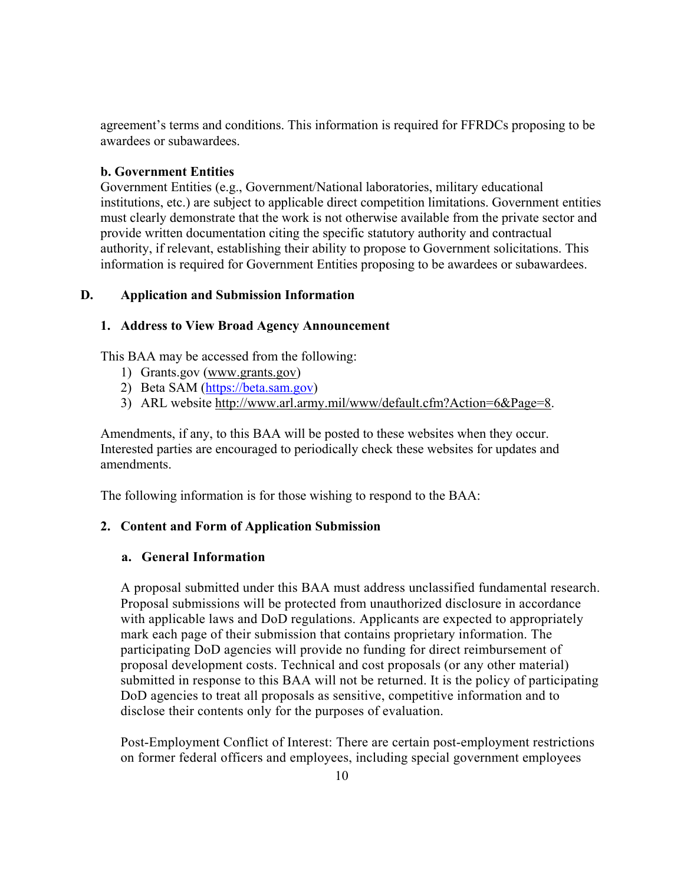agreement's terms and conditions. This information is required for FFRDCs proposing to be awardees or subawardees.

**b. Government Entities**

Government Entities (e.g., Government/National laboratories, military educational institutions, etc.) are subject to applicable direct competition limitations. Government entities must clearly demonstrate that the work is not otherwise available from the private sector and provide written documentation citing the specific statutory authority and contractual authority, if relevant, establishing their ability to propose to Government solicitations. This information is required for Government Entities proposing to be awardees or subawardees.

## D. Application and Submission Information

### 1. Address to View Broad Agency Announcement

This BAA may be accessed from the following:

1) Grants.gov (www.grants.gov)
2) Beta SAM (https://beta.sam.gov)
3) ARL website http://www.arl.army.mil/www/default.cfm?Action=6&Page=8.

Amendments, if any, to this BAA will be posted to these websites when they occur. Interested parties are encouraged to periodically check these websites for updates and amendments.

The following information is for those wishing to respond to the BAA:

### 2. Content and Form of Application Submission

#### a. General Information

A proposal submitted under this BAA must address unclassified fundamental research. Proposal submissions will be protected from unauthorized disclosure in accordance with applicable laws and DoD regulations. Applicants are expected to appropriately mark each page of their submission that contains proprietary information. The participating DoD agencies will provide no funding for direct reimbursement of proposal development costs. Technical and cost proposals (or any other material) submitted in response to this BAA will not be returned. It is the policy of participating DoD agencies to treat all proposals as sensitive, competitive information and to disclose their contents only for the purposes of evaluation.

Post-Employment Conflict of Interest: There are certain post-employment restrictions on former federal officers and employees, including special government employees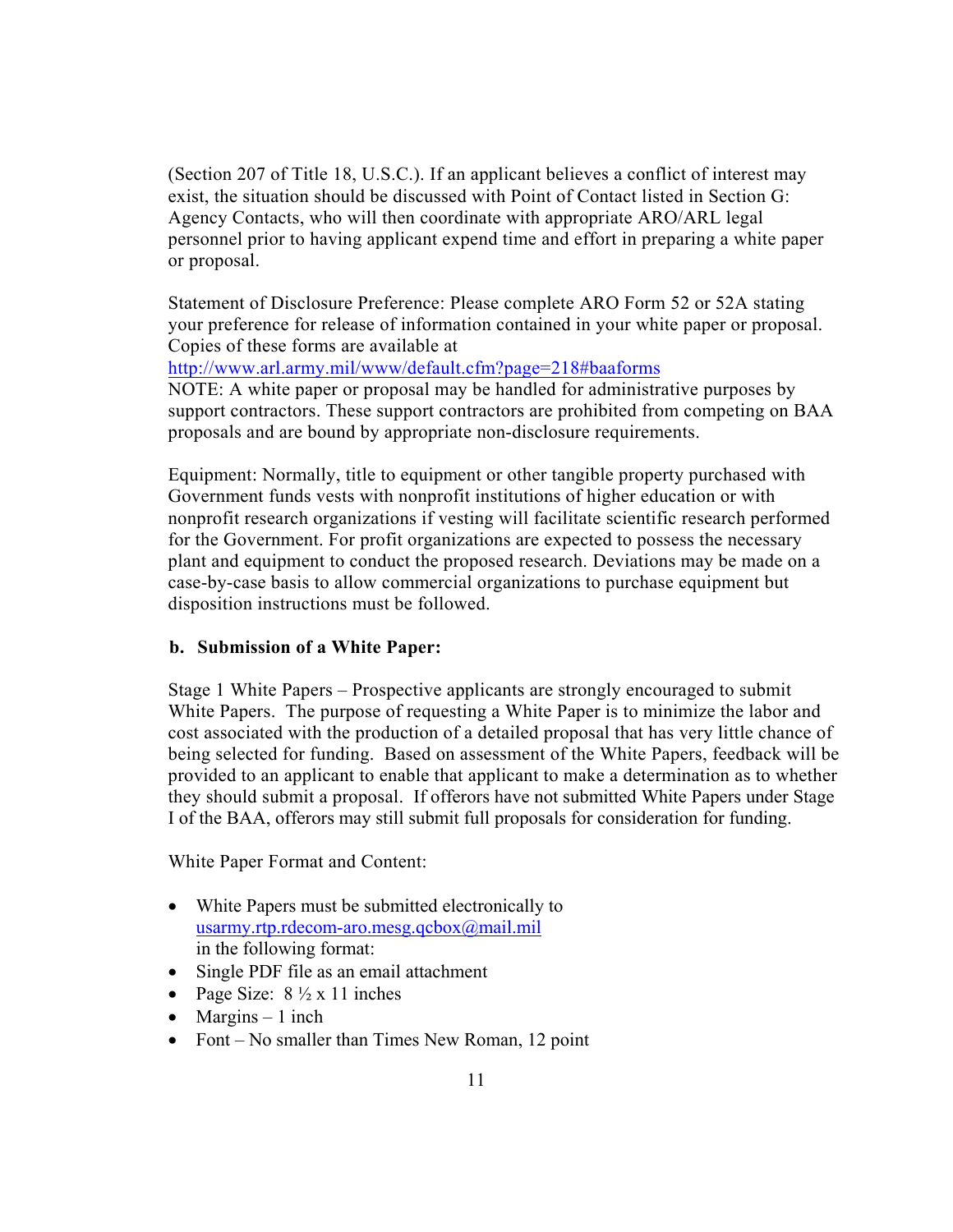(Section 207 of Title 18, U.S.C.). If an applicant believes a conflict of interest may exist, the situation should be discussed with Point of Contact listed in Section G: Agency Contacts, who will then coordinate with appropriate ARO/ARL legal personnel prior to having applicant expend time and effort in preparing a white paper or proposal.

Statement of Disclosure Preference: Please complete ARO Form 52 or 52A stating your preference for release of information contained in your white paper or proposal. Copies of these forms are available at
http://www.arl.army.mil/www/default.cfm?page=218#baaforms
NOTE: A white paper or proposal may be handled for administrative purposes by support contractors. These support contractors are prohibited from competing on BAA proposals and are bound by appropriate non-disclosure requirements.

Equipment: Normally, title to equipment or other tangible property purchased with Government funds vests with nonprofit institutions of higher education or with nonprofit research organizations if vesting will facilitate scientific research performed for the Government. For profit organizations are expected to possess the necessary plant and equipment to conduct the proposed research. Deviations may be made on a case-by-case basis to allow commercial organizations to purchase equipment but disposition instructions must be followed.

**b. Submission of a White Paper:**

Stage 1 White Papers – Prospective applicants are strongly encouraged to submit White Papers. The purpose of requesting a White Paper is to minimize the labor and cost associated with the production of a detailed proposal that has very little chance of being selected for funding. Based on assessment of the White Papers, feedback will be provided to an applicant to enable that applicant to make a determination as to whether they should submit a proposal. If offerors have not submitted White Papers under Stage I of the BAA, offerors may still submit full proposals for consideration for funding.

White Paper Format and Content:

- White Papers must be submitted electronically to usarmy.rtp.rdecom-aro.mesg.qcbox@mail.mil in the following format:
- Single PDF file as an email attachment
- Page Size: 8 ½ x 11 inches
- Margins – 1 inch
- Font – No smaller than Times New Roman, 12 point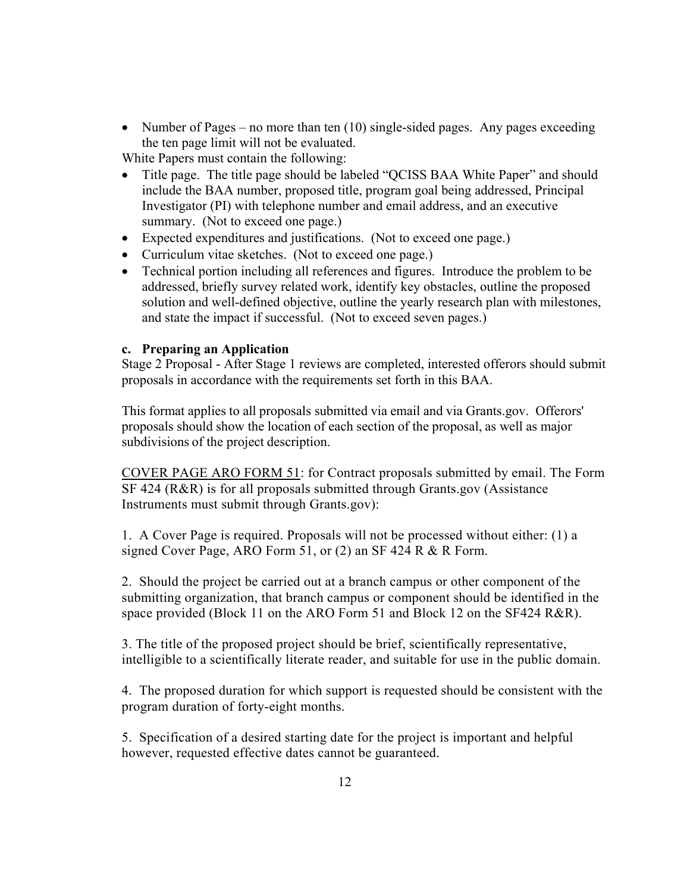- Number of Pages – no more than ten (10) single-sided pages. Any pages exceeding the ten page limit will not be evaluated.

White Papers must contain the following:

- Title page. The title page should be labeled "QCISS BAA White Paper" and should include the BAA number, proposed title, program goal being addressed, Principal Investigator (PI) with telephone number and email address, and an executive summary. (Not to exceed one page.)
- Expected expenditures and justifications. (Not to exceed one page.)
- Curriculum vitae sketches. (Not to exceed one page.)
- Technical portion including all references and figures. Introduce the problem to be addressed, briefly survey related work, identify key obstacles, outline the proposed solution and well-defined objective, outline the yearly research plan with milestones, and state the impact if successful. (Not to exceed seven pages.)

**c. Preparing an Application**

Stage 2 Proposal - After Stage 1 reviews are completed, interested offerors should submit proposals in accordance with the requirements set forth in this BAA.

This format applies to all proposals submitted via email and via Grants.gov. Offerors' proposals should show the location of each section of the proposal, as well as major subdivisions of the project description.

COVER PAGE ARO FORM 51: for Contract proposals submitted by email. The Form SF 424 (R&R) is for all proposals submitted through Grants.gov (Assistance Instruments must submit through Grants.gov):

1. A Cover Page is required. Proposals will not be processed without either: (1) a signed Cover Page, ARO Form 51, or (2) an SF 424 R & R Form.

2. Should the project be carried out at a branch campus or other component of the submitting organization, that branch campus or component should be identified in the space provided (Block 11 on the ARO Form 51 and Block 12 on the SF424 R&R).

3. The title of the proposed project should be brief, scientifically representative, intelligible to a scientifically literate reader, and suitable for use in the public domain.

4. The proposed duration for which support is requested should be consistent with the program duration of forty-eight months.

5. Specification of a desired starting date for the project is important and helpful however, requested effective dates cannot be guaranteed.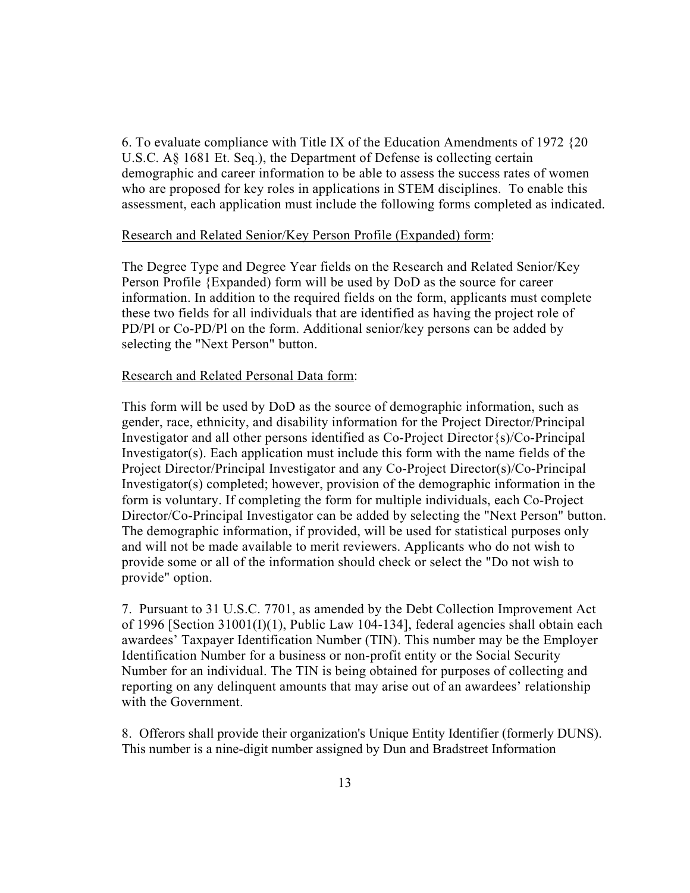6. To evaluate compliance with Title IX of the Education Amendments of 1972 {20 U.S.C. A§ 1681 Et. Seq.), the Department of Defense is collecting certain demographic and career information to be able to assess the success rates of women who are proposed for key roles in applications in STEM disciplines. To enable this assessment, each application must include the following forms completed as indicated.

Research and Related Senior/Key Person Profile (Expanded) form:

The Degree Type and Degree Year fields on the Research and Related Senior/Key Person Profile {Expanded) form will be used by DoD as the source for career information. In addition to the required fields on the form, applicants must complete these two fields for all individuals that are identified as having the project role of PD/Pl or Co-PD/Pl on the form. Additional senior/key persons can be added by selecting the "Next Person" button.

Research and Related Personal Data form:

This form will be used by DoD as the source of demographic information, such as gender, race, ethnicity, and disability information for the Project Director/Principal Investigator and all other persons identified as Co-Project Director{s)/Co-Principal Investigator(s). Each application must include this form with the name fields of the Project Director/Principal Investigator and any Co-Project Director(s)/Co-Principal Investigator(s) completed; however, provision of the demographic information in the form is voluntary. If completing the form for multiple individuals, each Co-Project Director/Co-Principal Investigator can be added by selecting the "Next Person" button. The demographic information, if provided, will be used for statistical purposes only and will not be made available to merit reviewers. Applicants who do not wish to provide some or all of the information should check or select the "Do not wish to provide" option.

7. Pursuant to 31 U.S.C. 7701, as amended by the Debt Collection Improvement Act of 1996 [Section 31001(I)(1), Public Law 104-134], federal agencies shall obtain each awardees' Taxpayer Identification Number (TIN). This number may be the Employer Identification Number for a business or non-profit entity or the Social Security Number for an individual. The TIN is being obtained for purposes of collecting and reporting on any delinquent amounts that may arise out of an awardees' relationship with the Government.

8. Offerors shall provide their organization's Unique Entity Identifier (formerly DUNS). This number is a nine-digit number assigned by Dun and Bradstreet Information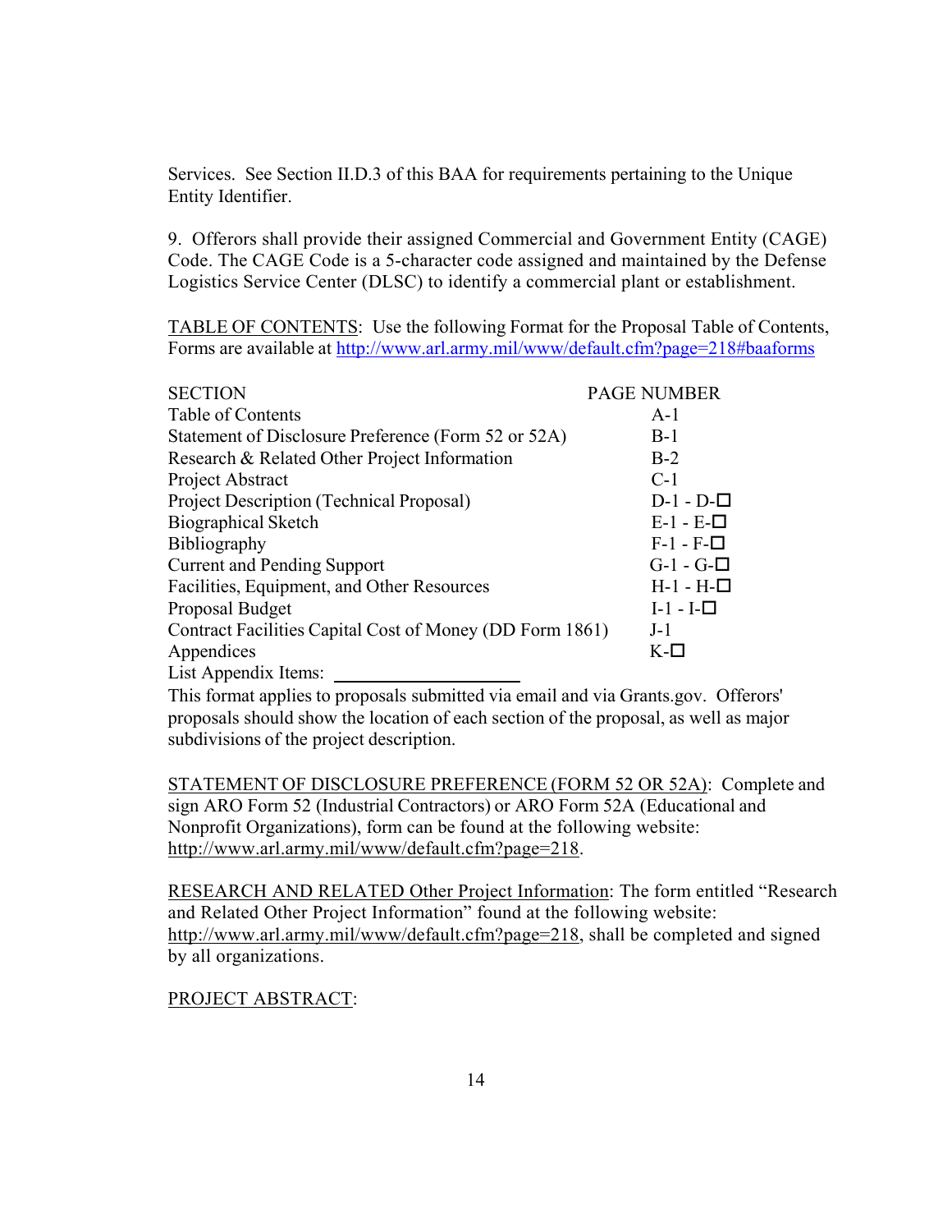Services. See Section II.D.3 of this BAA for requirements pertaining to the Unique Entity Identifier.

9. Offerors shall provide their assigned Commercial and Government Entity (CAGE) Code. The CAGE Code is a 5-character code assigned and maintained by the Defense Logistics Service Center (DLSC) to identify a commercial plant or establishment.

TABLE OF CONTENTS: Use the following Format for the Proposal Table of Contents, Forms are available at http://www.arl.army.mil/www/default.cfm?page=218#baaforms

| SECTION | PAGE NUMBER |
|---|---|
| Table of Contents | A-1 |
| Statement of Disclosure Preference (Form 52 or 52A) | B-1 |
| Research & Related Other Project Information | B-2 |
| Project Abstract | C-1 |
| Project Description (Technical Proposal) | D-1 - D-☐ |
| Biographical Sketch | E-1 - E-☐ |
| Bibliography | F-1 - F-☐ |
| Current and Pending Support | G-1 - G-☐ |
| Facilities, Equipment, and Other Resources | H-1 - H-☐ |
| Proposal Budget | I-1 - I-☐ |
| Contract Facilities Capital Cost of Money (DD Form 1861) | J-1 |
| Appendices | K-☐ |
| List Appendix Items: ____________________ | |

This format applies to proposals submitted via email and via Grants.gov. Offerors' proposals should show the location of each section of the proposal, as well as major subdivisions of the project description.

STATEMENT OF DISCLOSURE PREFERENCE (FORM 52 OR 52A): Complete and sign ARO Form 52 (Industrial Contractors) or ARO Form 52A (Educational and Nonprofit Organizations), form can be found at the following website: http://www.arl.army.mil/www/default.cfm?page=218.

RESEARCH AND RELATED Other Project Information: The form entitled "Research and Related Other Project Information" found at the following website: http://www.arl.army.mil/www/default.cfm?page=218, shall be completed and signed by all organizations.

PROJECT ABSTRACT: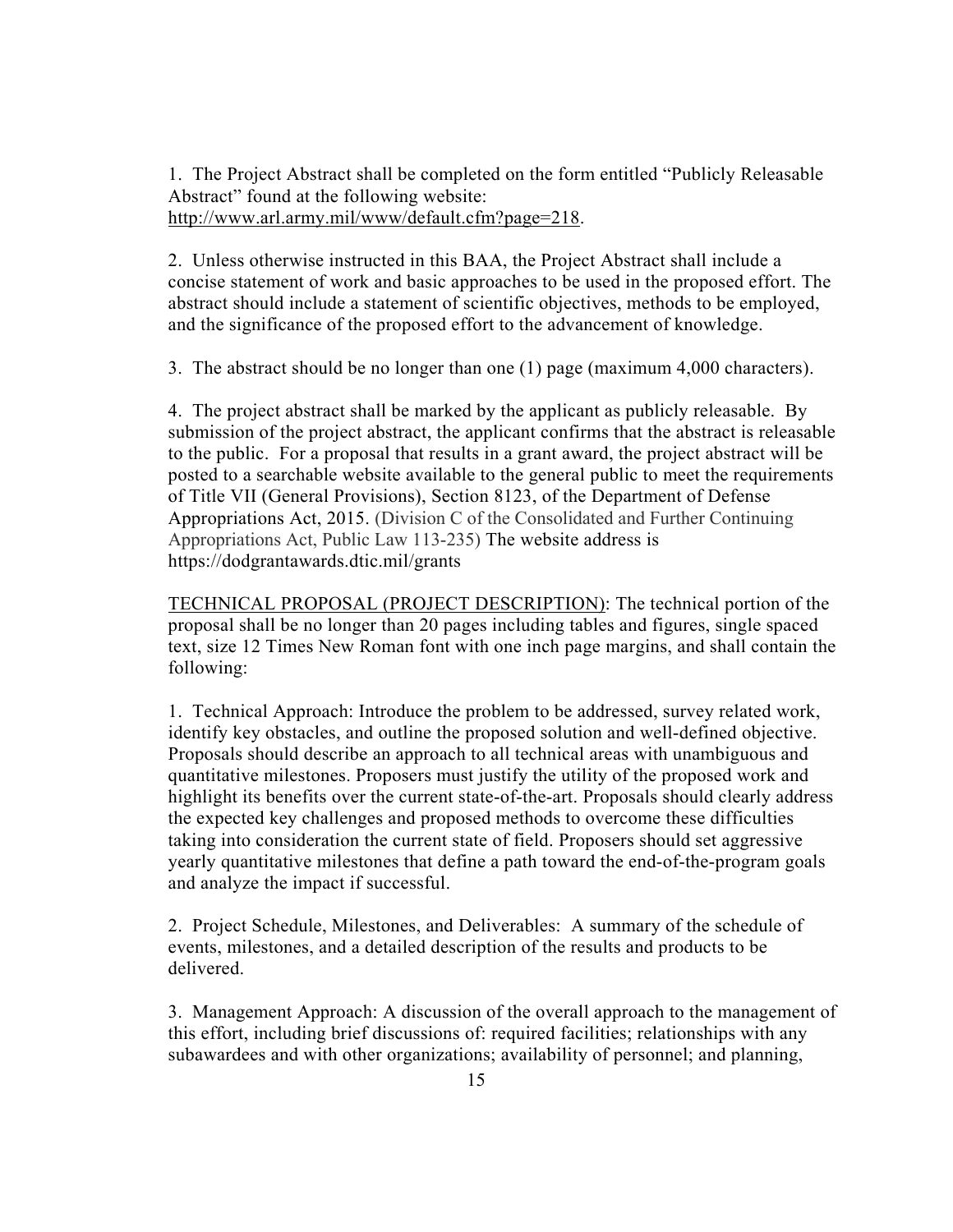1. The Project Abstract shall be completed on the form entitled "Publicly Releasable Abstract" found at the following website: http://www.arl.army.mil/www/default.cfm?page=218.

2. Unless otherwise instructed in this BAA, the Project Abstract shall include a concise statement of work and basic approaches to be used in the proposed effort. The abstract should include a statement of scientific objectives, methods to be employed, and the significance of the proposed effort to the advancement of knowledge.

3. The abstract should be no longer than one (1) page (maximum 4,000 characters).

4. The project abstract shall be marked by the applicant as publicly releasable. By submission of the project abstract, the applicant confirms that the abstract is releasable to the public. For a proposal that results in a grant award, the project abstract will be posted to a searchable website available to the general public to meet the requirements of Title VII (General Provisions), Section 8123, of the Department of Defense Appropriations Act, 2015. (Division C of the Consolidated and Further Continuing Appropriations Act, Public Law 113-235) The website address is https://dodgrantawards.dtic.mil/grants

TECHNICAL PROPOSAL (PROJECT DESCRIPTION): The technical portion of the proposal shall be no longer than 20 pages including tables and figures, single spaced text, size 12 Times New Roman font with one inch page margins, and shall contain the following:

1. Technical Approach: Introduce the problem to be addressed, survey related work, identify key obstacles, and outline the proposed solution and well-defined objective. Proposals should describe an approach to all technical areas with unambiguous and quantitative milestones. Proposers must justify the utility of the proposed work and highlight its benefits over the current state-of-the-art. Proposals should clearly address the expected key challenges and proposed methods to overcome these difficulties taking into consideration the current state of field. Proposers should set aggressive yearly quantitative milestones that define a path toward the end-of-the-program goals and analyze the impact if successful.

2. Project Schedule, Milestones, and Deliverables: A summary of the schedule of events, milestones, and a detailed description of the results and products to be delivered.

3. Management Approach: A discussion of the overall approach to the management of this effort, including brief discussions of: required facilities; relationships with any subawardees and with other organizations; availability of personnel; and planning,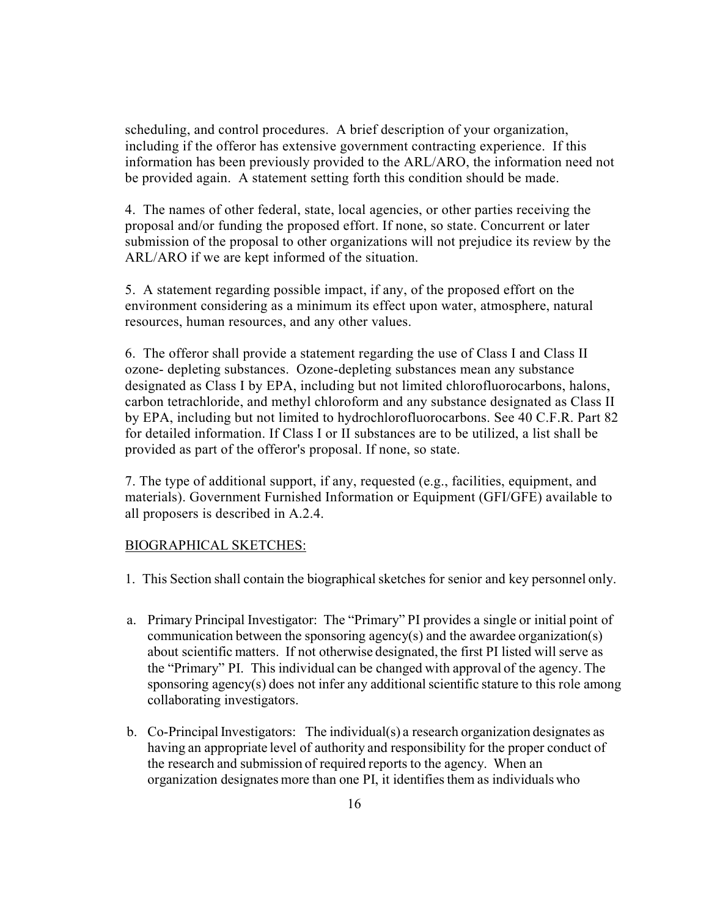scheduling, and control procedures. A brief description of your organization, including if the offeror has extensive government contracting experience. If this information has been previously provided to the ARL/ARO, the information need not be provided again. A statement setting forth this condition should be made.

4. The names of other federal, state, local agencies, or other parties receiving the proposal and/or funding the proposed effort. If none, so state. Concurrent or later submission of the proposal to other organizations will not prejudice its review by the ARL/ARO if we are kept informed of the situation.

5. A statement regarding possible impact, if any, of the proposed effort on the environment considering as a minimum its effect upon water, atmosphere, natural resources, human resources, and any other values.

6. The offeror shall provide a statement regarding the use of Class I and Class II ozone- depleting substances. Ozone-depleting substances mean any substance designated as Class I by EPA, including but not limited chlorofluorocarbons, halons, carbon tetrachloride, and methyl chloroform and any substance designated as Class II by EPA, including but not limited to hydrochlorofluorocarbons. See 40 C.F.R. Part 82 for detailed information. If Class I or II substances are to be utilized, a list shall be provided as part of the offeror's proposal. If none, so state.

7. The type of additional support, if any, requested (e.g., facilities, equipment, and materials). Government Furnished Information or Equipment (GFI/GFE) available to all proposers is described in A.2.4.

<u>BIOGRAPHICAL SKETCHES:</u>

1. This Section shall contain the biographical sketches for senior and key personnel only.

a. Primary Principal Investigator: The "Primary" PI provides a single or initial point of communication between the sponsoring agency(s) and the awardee organization(s) about scientific matters. If not otherwise designated, the first PI listed will serve as the "Primary" PI. This individual can be changed with approval of the agency. The sponsoring agency(s) does not infer any additional scientific stature to this role among collaborating investigators.

b. Co-Principal Investigators: The individual(s) a research organization designates as having an appropriate level of authority and responsibility for the proper conduct of the research and submission of required reports to the agency. When an organization designates more than one PI, it identifies them as individuals who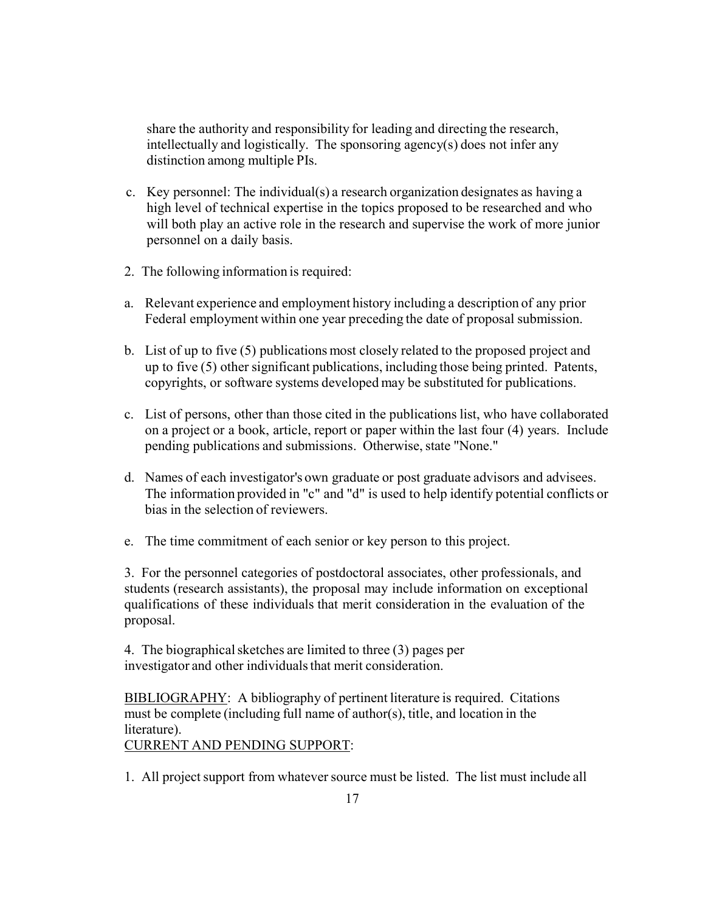share the authority and responsibility for leading and directing the research, intellectually and logistically. The sponsoring agency(s) does not infer any distinction among multiple PIs.

c. Key personnel: The individual(s) a research organization designates as having a high level of technical expertise in the topics proposed to be researched and who will both play an active role in the research and supervise the work of more junior personnel on a daily basis.

2. The following information is required:

a. Relevant experience and employment history including a description of any prior Federal employment within one year preceding the date of proposal submission.

b. List of up to five (5) publications most closely related to the proposed project and up to five (5) other significant publications, including those being printed. Patents, copyrights, or software systems developed may be substituted for publications.

c. List of persons, other than those cited in the publications list, who have collaborated on a project or a book, article, report or paper within the last four (4) years. Include pending publications and submissions. Otherwise, state "None."

d. Names of each investigator's own graduate or post graduate advisors and advisees. The information provided in "c" and "d" is used to help identify potential conflicts or bias in the selection of reviewers.

e. The time commitment of each senior or key person to this project.

3. For the personnel categories of postdoctoral associates, other professionals, and students (research assistants), the proposal may include information on exceptional qualifications of these individuals that merit consideration in the evaluation of the proposal.

4. The biographical sketches are limited to three (3) pages per investigator and other individuals that merit consideration.

<u>BIBLIOGRAPHY</u>: A bibliography of pertinent literature is required. Citations must be complete (including full name of author(s), title, and location in the literature).

<u>CURRENT AND PENDING SUPPORT</u>:

1. All project support from whatever source must be listed. The list must include all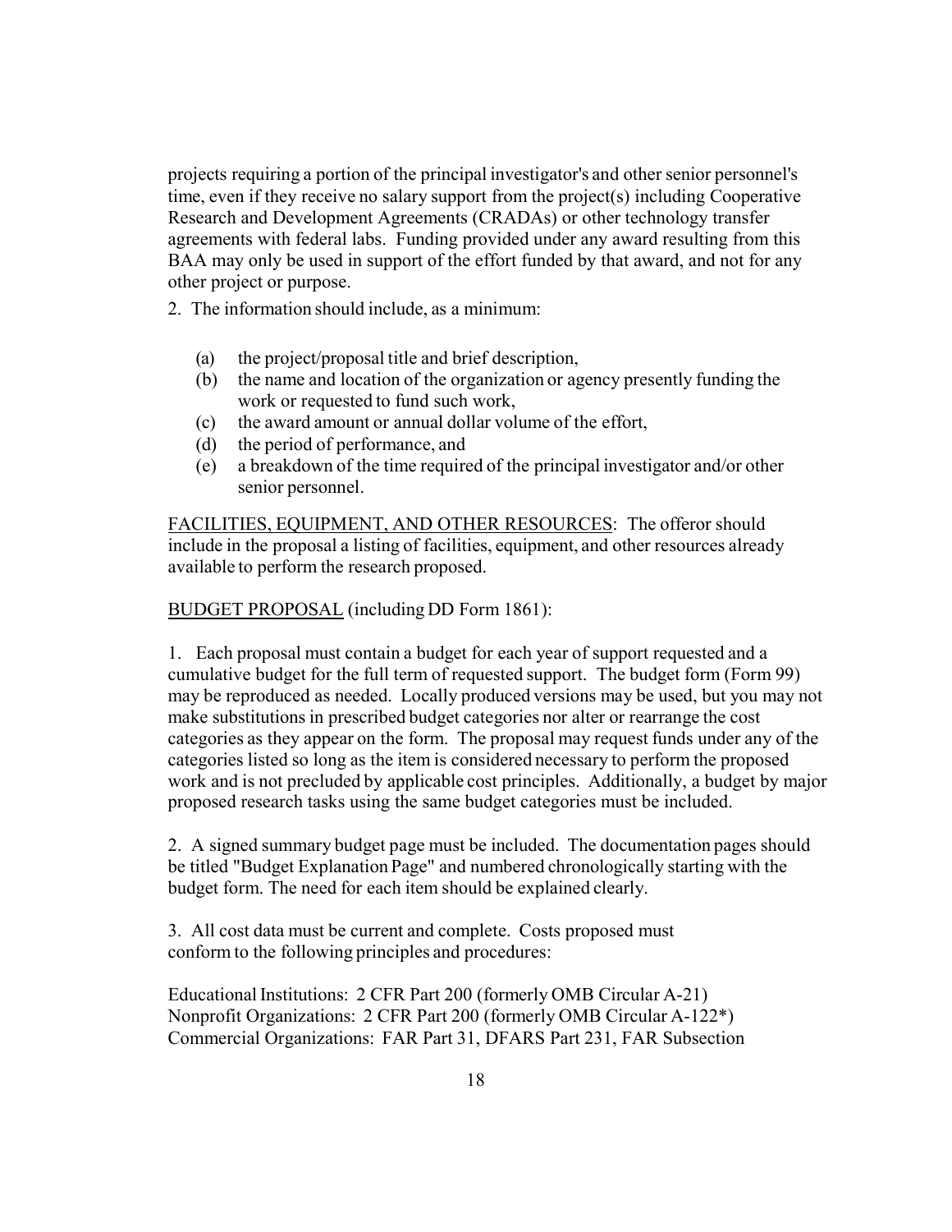projects requiring a portion of the principal investigator's and other senior personnel's time, even if they receive no salary support from the project(s) including Cooperative Research and Development Agreements (CRADAs) or other technology transfer agreements with federal labs. Funding provided under any award resulting from this BAA may only be used in support of the effort funded by that award, and not for any other project or purpose.

2. The information should include, as a minimum:

(a) the project/proposal title and brief description,
(b) the name and location of the organization or agency presently funding the work or requested to fund such work,
(c) the award amount or annual dollar volume of the effort,
(d) the period of performance, and
(e) a breakdown of the time required of the principal investigator and/or other senior personnel.

<u>FACILITIES, EQUIPMENT, AND OTHER RESOURCES</u>: The offeror should include in the proposal a listing of facilities, equipment, and other resources already available to perform the research proposed.

<u>BUDGET PROPOSAL</u> (including DD Form 1861):

1. Each proposal must contain a budget for each year of support requested and a cumulative budget for the full term of requested support. The budget form (Form 99) may be reproduced as needed. Locally produced versions may be used, but you may not make substitutions in prescribed budget categories nor alter or rearrange the cost categories as they appear on the form. The proposal may request funds under any of the categories listed so long as the item is considered necessary to perform the proposed work and is not precluded by applicable cost principles. Additionally, a budget by major proposed research tasks using the same budget categories must be included.

2. A signed summary budget page must be included. The documentation pages should be titled "Budget Explanation Page" and numbered chronologically starting with the budget form. The need for each item should be explained clearly.

3. All cost data must be current and complete. Costs proposed must conform to the following principles and procedures:

Educational Institutions: 2 CFR Part 200 (formerly OMB Circular A-21)
Nonprofit Organizations: 2 CFR Part 200 (formerly OMB Circular A-122*)
Commercial Organizations: FAR Part 31, DFARS Part 231, FAR Subsection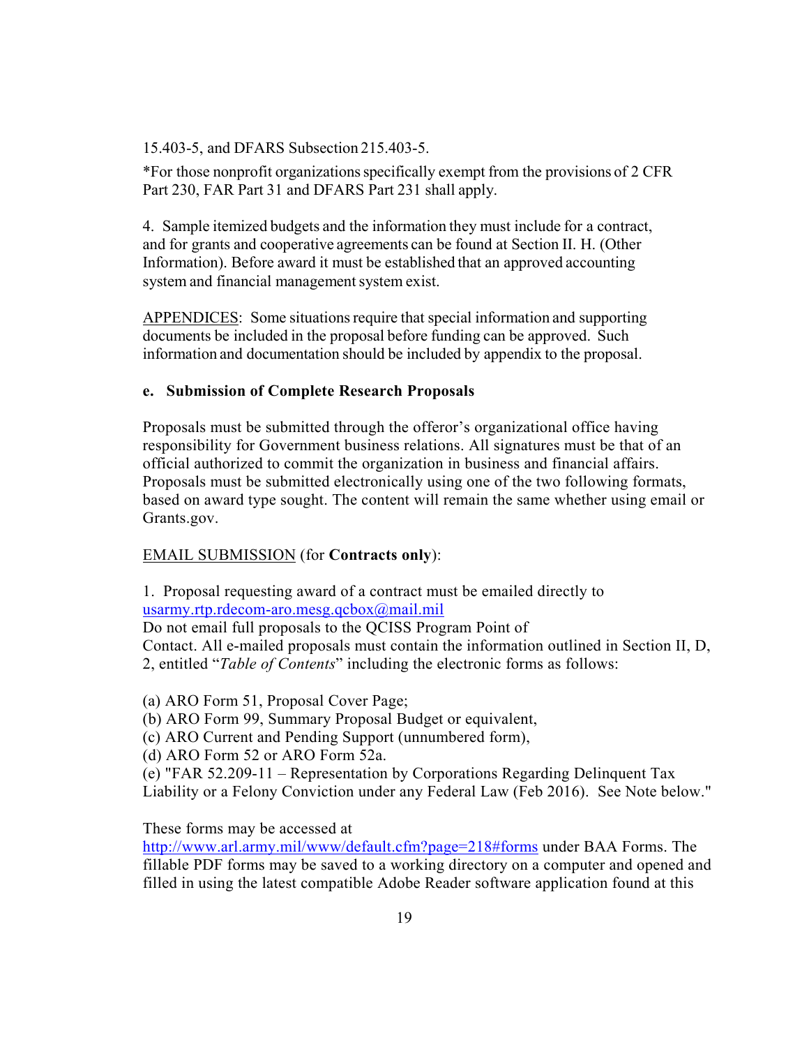15.403-5, and DFARS Subsection 215.403-5.

*For those nonprofit organizations specifically exempt from the provisions of 2 CFR Part 230, FAR Part 31 and DFARS Part 231 shall apply.

4. Sample itemized budgets and the information they must include for a contract, and for grants and cooperative agreements can be found at Section II. H. (Other Information). Before award it must be established that an approved accounting system and financial management system exist.

<u>APPENDICES</u>: Some situations require that special information and supporting documents be included in the proposal before funding can be approved. Such information and documentation should be included by appendix to the proposal.

**e. Submission of Complete Research Proposals**

Proposals must be submitted through the offeror's organizational office having responsibility for Government business relations. All signatures must be that of an official authorized to commit the organization in business and financial affairs. Proposals must be submitted electronically using one of the two following formats, based on award type sought. The content will remain the same whether using email or Grants.gov.

<u>EMAIL SUBMISSION</u> (for **Contracts only**):

1. Proposal requesting award of a contract must be emailed directly to usarmy.rtp.rdecom-aro.mesg.qcbox@mail.mil
Do not email full proposals to the QCISS Program Point of Contact. All e-mailed proposals must contain the information outlined in Section II, D, 2, entitled "*Table of Contents*" including the electronic forms as follows:

(a) ARO Form 51, Proposal Cover Page;
(b) ARO Form 99, Summary Proposal Budget or equivalent,
(c) ARO Current and Pending Support (unnumbered form),
(d) ARO Form 52 or ARO Form 52a.
(e) "FAR 52.209-11 – Representation by Corporations Regarding Delinquent Tax Liability or a Felony Conviction under any Federal Law (Feb 2016). See Note below."

These forms may be accessed at http://www.arl.army.mil/www/default.cfm?page=218#forms under BAA Forms. The fillable PDF forms may be saved to a working directory on a computer and opened and filled in using the latest compatible Adobe Reader software application found at this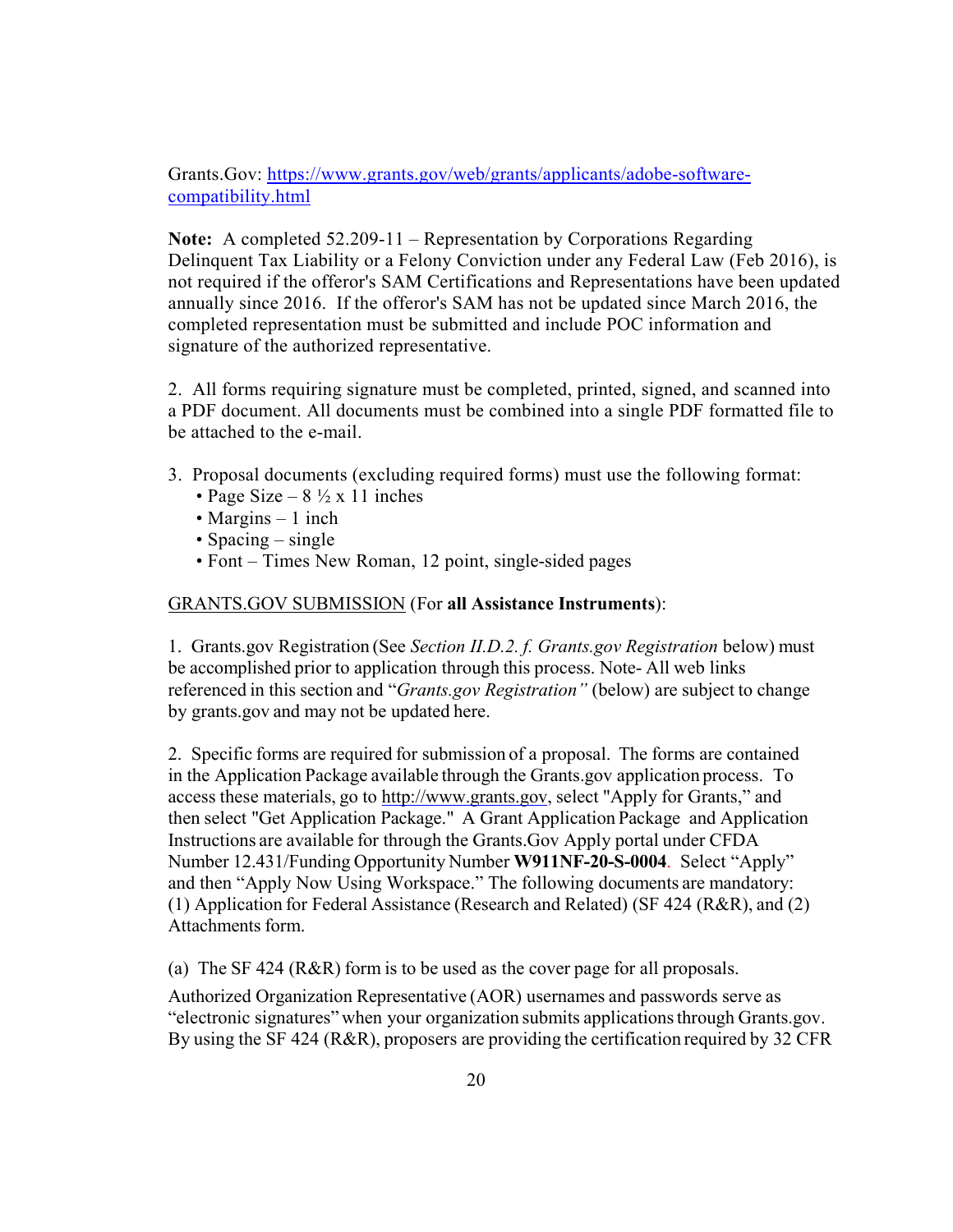Grants.Gov: [https://www.grants.gov/web/grants/applicants/adobe-software-compatibility.html](https://www.grants.gov/web/grants/applicants/adobe-software-compatibility.html)

**Note:** A completed 52.209-11 – Representation by Corporations Regarding Delinquent Tax Liability or a Felony Conviction under any Federal Law (Feb 2016), is not required if the offeror's SAM Certifications and Representations have been updated annually since 2016. If the offeror's SAM has not be updated since March 2016, the completed representation must be submitted and include POC information and signature of the authorized representative.

2. All forms requiring signature must be completed, printed, signed, and scanned into a PDF document. All documents must be combined into a single PDF formatted file to be attached to the e-mail.

3. Proposal documents (excluding required forms) must use the following format:
   - Page Size – 8 ½ x 11 inches
   - Margins – 1 inch
   - Spacing – single
   - Font – Times New Roman, 12 point, single-sided pages

GRANTS.GOV SUBMISSION (For **all Assistance Instruments**):

1. Grants.gov Registration (See *Section II.D.2. f. Grants.gov Registration* below) must be accomplished prior to application through this process. Note- All web links referenced in this section and "*Grants.gov Registration"* (below) are subject to change by grants.gov and may not be updated here.

2. Specific forms are required for submission of a proposal. The forms are contained in the Application Package available through the Grants.gov application process. To access these materials, go to [http://www.grants.gov](http://www.grants.gov), select "Apply for Grants," and then select "Get Application Package." A Grant Application Package and Application Instructions are available for through the Grants.Gov Apply portal under CFDA Number 12.431/Funding Opportunity Number **W911NF-20-S-0004**. Select "Apply" and then "Apply Now Using Workspace." The following documents are mandatory: (1) Application for Federal Assistance (Research and Related) (SF 424 (R&R), and (2) Attachments form.

(a) The SF 424 (R&R) form is to be used as the cover page for all proposals.

Authorized Organization Representative (AOR) usernames and passwords serve as "electronic signatures" when your organization submits applications through Grants.gov. By using the SF 424 (R&R), proposers are providing the certification required by 32 CFR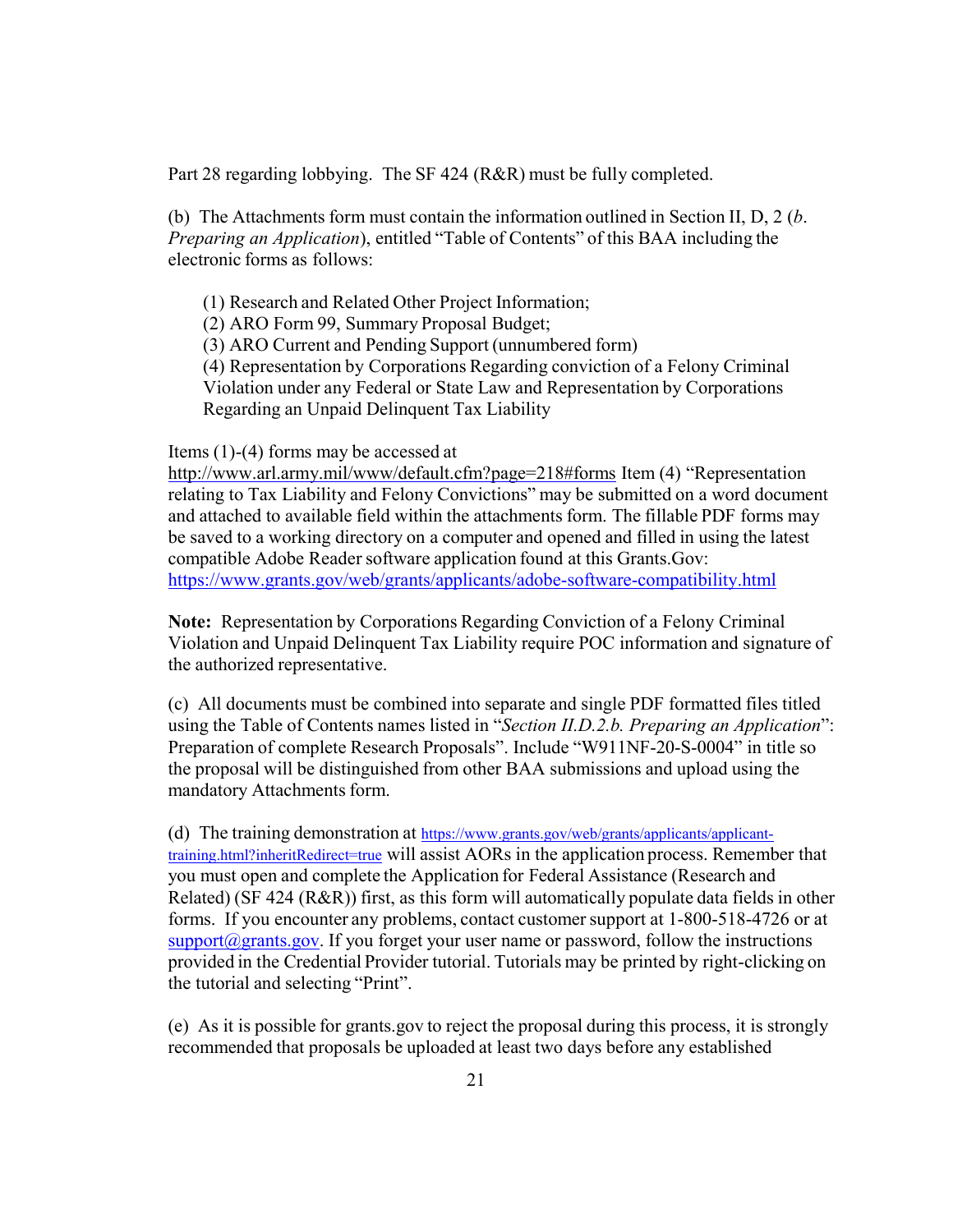Part 28 regarding lobbying. The SF 424 (R&R) must be fully completed.

(b) The Attachments form must contain the information outlined in Section II, D, 2 (*b. Preparing an Application*), entitled "Table of Contents" of this BAA including the electronic forms as follows:

(1) Research and Related Other Project Information;
(2) ARO Form 99, Summary Proposal Budget;
(3) ARO Current and Pending Support (unnumbered form)
(4) Representation by Corporations Regarding conviction of a Felony Criminal Violation under any Federal or State Law and Representation by Corporations Regarding an Unpaid Delinquent Tax Liability

Items (1)-(4) forms may be accessed at http://www.arl.army.mil/www/default.cfm?page=218#forms Item (4) "Representation relating to Tax Liability and Felony Convictions" may be submitted on a word document and attached to available field within the attachments form. The fillable PDF forms may be saved to a working directory on a computer and opened and filled in using the latest compatible Adobe Reader software application found at this Grants.Gov: https://www.grants.gov/web/grants/applicants/adobe-software-compatibility.html

**Note:** Representation by Corporations Regarding Conviction of a Felony Criminal Violation and Unpaid Delinquent Tax Liability require POC information and signature of the authorized representative.

(c) All documents must be combined into separate and single PDF formatted files titled using the Table of Contents names listed in "*Section II.D.2.b. Preparing an Application*": Preparation of complete Research Proposals". Include "W911NF-20-S-0004" in title so the proposal will be distinguished from other BAA submissions and upload using the mandatory Attachments form.

(d) The training demonstration at https://www.grants.gov/web/grants/applicants/applicant-training.html?inheritRedirect=true will assist AORs in the application process. Remember that you must open and complete the Application for Federal Assistance (Research and Related) (SF 424 (R&R)) first, as this form will automatically populate data fields in other forms. If you encounter any problems, contact customer support at 1-800-518-4726 or at support@grants.gov. If you forget your user name or password, follow the instructions provided in the Credential Provider tutorial. Tutorials may be printed by right-clicking on the tutorial and selecting "Print".

(e) As it is possible for grants.gov to reject the proposal during this process, it is strongly recommended that proposals be uploaded at least two days before any established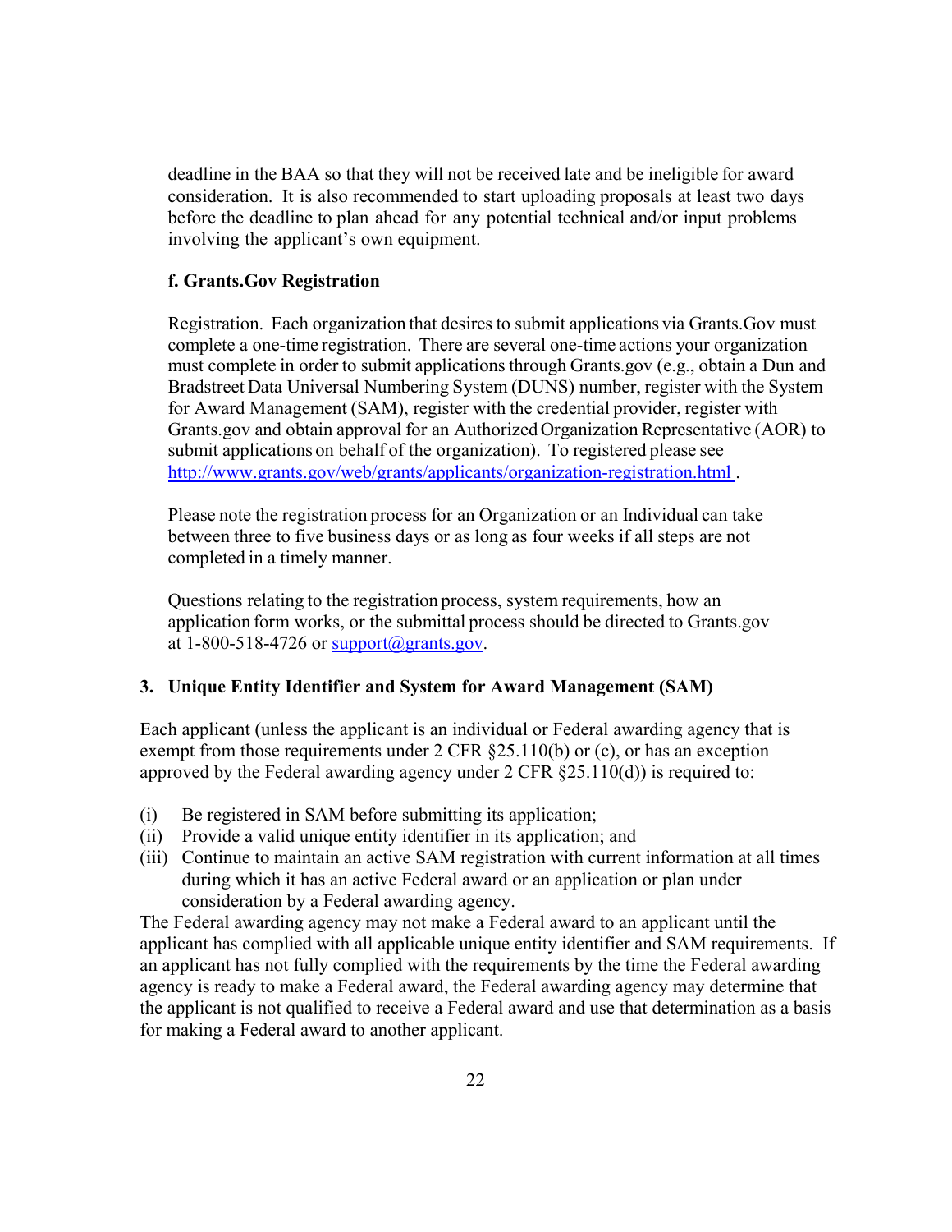deadline in the BAA so that they will not be received late and be ineligible for award consideration. It is also recommended to start uploading proposals at least two days before the deadline to plan ahead for any potential technical and/or input problems involving the applicant's own equipment.

**f. Grants.Gov Registration**

Registration. Each organization that desires to submit applications via Grants.Gov must complete a one-time registration. There are several one-time actions your organization must complete in order to submit applications through Grants.gov (e.g., obtain a Dun and Bradstreet Data Universal Numbering System (DUNS) number, register with the System for Award Management (SAM), register with the credential provider, register with Grants.gov and obtain approval for an Authorized Organization Representative (AOR) to submit applications on behalf of the organization). To registered please see [http://www.grants.gov/web/grants/applicants/organization-registration.html](http://www.grants.gov/web/grants/applicants/organization-registration.html) .

Please note the registration process for an Organization or an Individual can take between three to five business days or as long as four weeks if all steps are not completed in a timely manner.

Questions relating to the registration process, system requirements, how an application form works, or the submittal process should be directed to Grants.gov at 1-800-518-4726 or [support@grants.gov](mailto:support@grants.gov).

### 3. Unique Entity Identifier and System for Award Management (SAM)

Each applicant (unless the applicant is an individual or Federal awarding agency that is exempt from those requirements under 2 CFR §25.110(b) or (c), or has an exception approved by the Federal awarding agency under 2 CFR §25.110(d)) is required to:

(i) Be registered in SAM before submitting its application;
(ii) Provide a valid unique entity identifier in its application; and
(iii) Continue to maintain an active SAM registration with current information at all times during which it has an active Federal award or an application or plan under consideration by a Federal awarding agency.

The Federal awarding agency may not make a Federal award to an applicant until the applicant has complied with all applicable unique entity identifier and SAM requirements. If an applicant has not fully complied with the requirements by the time the Federal awarding agency is ready to make a Federal award, the Federal awarding agency may determine that the applicant is not qualified to receive a Federal award and use that determination as a basis for making a Federal award to another applicant.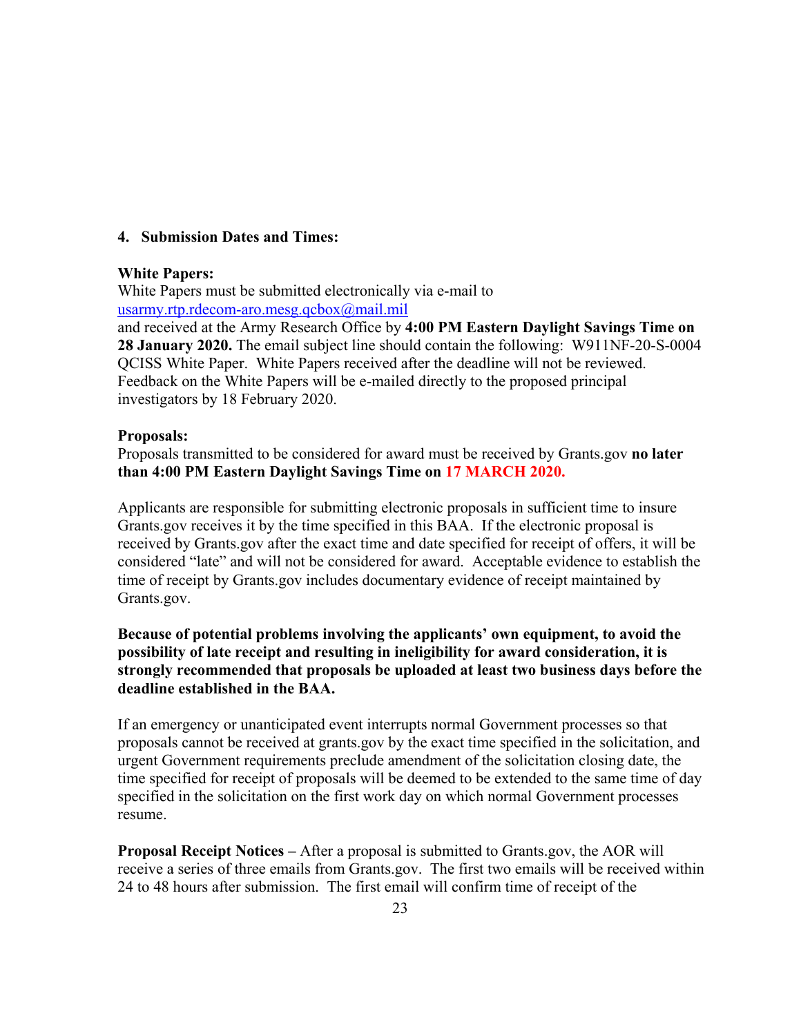### 4. Submission Dates and Times:

**White Papers:**
White Papers must be submitted electronically via e-mail to
usarmy.rtp.rdecom-aro.mesg.qcbox@mail.mil
and received at the Army Research Office by **4:00 PM Eastern Daylight Savings Time on 28 January 2020.** The email subject line should contain the following: W911NF-20-S-0004 QCISS White Paper. White Papers received after the deadline will not be reviewed. Feedback on the White Papers will be e-mailed directly to the proposed principal investigators by 18 February 2020.

**Proposals:**
Proposals transmitted to be considered for award must be received by Grants.gov **no later than 4:00 PM Eastern Daylight Savings Time on 17 MARCH 2020.**

Applicants are responsible for submitting electronic proposals in sufficient time to insure Grants.gov receives it by the time specified in this BAA. If the electronic proposal is received by Grants.gov after the exact time and date specified for receipt of offers, it will be considered "late" and will not be considered for award. Acceptable evidence to establish the time of receipt by Grants.gov includes documentary evidence of receipt maintained by Grants.gov.

**Because of potential problems involving the applicants' own equipment, to avoid the possibility of late receipt and resulting in ineligibility for award consideration, it is strongly recommended that proposals be uploaded at least two business days before the deadline established in the BAA.**

If an emergency or unanticipated event interrupts normal Government processes so that proposals cannot be received at grants.gov by the exact time specified in the solicitation, and urgent Government requirements preclude amendment of the solicitation closing date, the time specified for receipt of proposals will be deemed to be extended to the same time of day specified in the solicitation on the first work day on which normal Government processes resume.

**Proposal Receipt Notices –** After a proposal is submitted to Grants.gov, the AOR will receive a series of three emails from Grants.gov. The first two emails will be received within 24 to 48 hours after submission. The first email will confirm time of receipt of the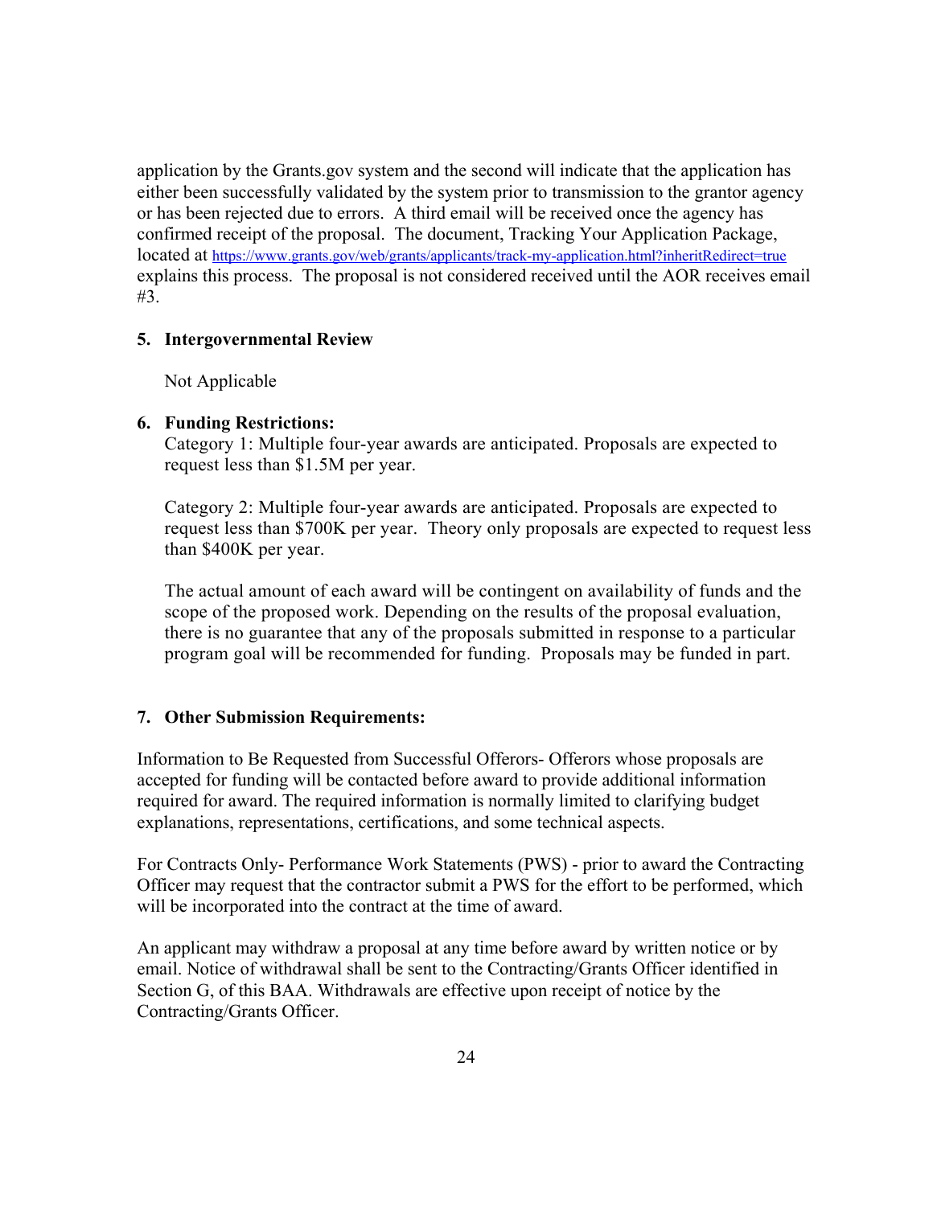application by the Grants.gov system and the second will indicate that the application has either been successfully validated by the system prior to transmission to the grantor agency or has been rejected due to errors. A third email will be received once the agency has confirmed receipt of the proposal. The document, Tracking Your Application Package, located at https://www.grants.gov/web/grants/applicants/track-my-application.html?inheritRedirect=true explains this process. The proposal is not considered received until the AOR receives email #3.

**5. Intergovernmental Review**

Not Applicable

**6. Funding Restrictions:**

Category 1: Multiple four-year awards are anticipated. Proposals are expected to request less than $1.5M per year.

Category 2: Multiple four-year awards are anticipated. Proposals are expected to request less than $700K per year. Theory only proposals are expected to request less than $400K per year.

The actual amount of each award will be contingent on availability of funds and the scope of the proposed work. Depending on the results of the proposal evaluation, there is no guarantee that any of the proposals submitted in response to a particular program goal will be recommended for funding. Proposals may be funded in part.

**7. Other Submission Requirements:**

Information to Be Requested from Successful Offerors- Offerors whose proposals are accepted for funding will be contacted before award to provide additional information required for award. The required information is normally limited to clarifying budget explanations, representations, certifications, and some technical aspects.

For Contracts Only- Performance Work Statements (PWS) - prior to award the Contracting Officer may request that the contractor submit a PWS for the effort to be performed, which will be incorporated into the contract at the time of award.

An applicant may withdraw a proposal at any time before award by written notice or by email. Notice of withdrawal shall be sent to the Contracting/Grants Officer identified in Section G, of this BAA. Withdrawals are effective upon receipt of notice by the Contracting/Grants Officer.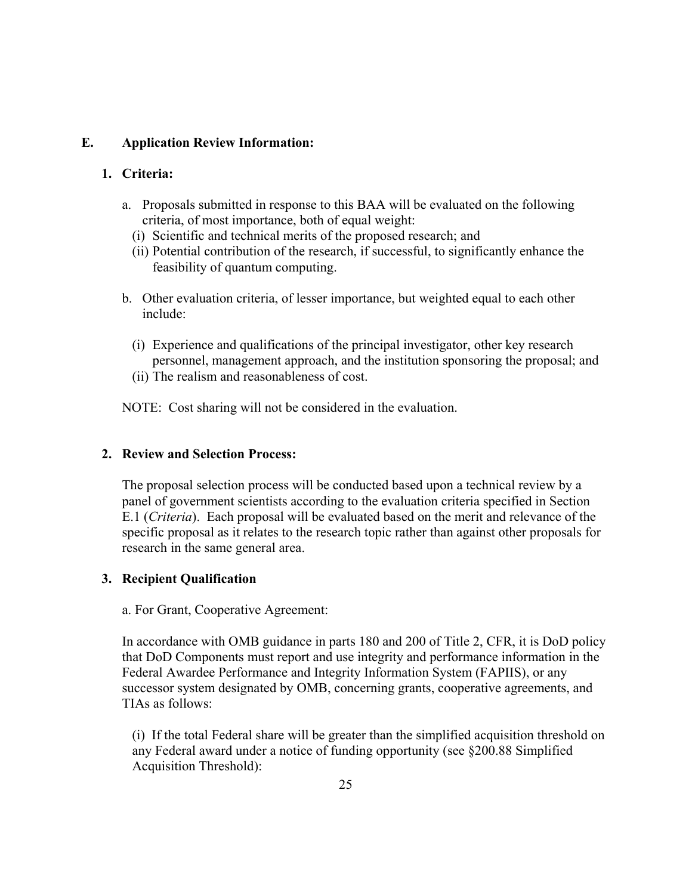## E. Application Review Information:

### 1. Criteria:

a. Proposals submitted in response to this BAA will be evaluated on the following criteria, of most importance, both of equal weight:
   (i) Scientific and technical merits of the proposed research; and
   (ii) Potential contribution of the research, if successful, to significantly enhance the feasibility of quantum computing.

b. Other evaluation criteria, of lesser importance, but weighted equal to each other include:

   (i) Experience and qualifications of the principal investigator, other key research personnel, management approach, and the institution sponsoring the proposal; and
   (ii) The realism and reasonableness of cost.

NOTE: Cost sharing will not be considered in the evaluation.

### 2. Review and Selection Process:

The proposal selection process will be conducted based upon a technical review by a panel of government scientists according to the evaluation criteria specified in Section E.1 (*Criteria*). Each proposal will be evaluated based on the merit and relevance of the specific proposal as it relates to the research topic rather than against other proposals for research in the same general area.

### 3. Recipient Qualification

a. For Grant, Cooperative Agreement:

In accordance with OMB guidance in parts 180 and 200 of Title 2, CFR, it is DoD policy that DoD Components must report and use integrity and performance information in the Federal Awardee Performance and Integrity Information System (FAPIIS), or any successor system designated by OMB, concerning grants, cooperative agreements, and TIAs as follows:

(i) If the total Federal share will be greater than the simplified acquisition threshold on any Federal award under a notice of funding opportunity (see §200.88 Simplified Acquisition Threshold):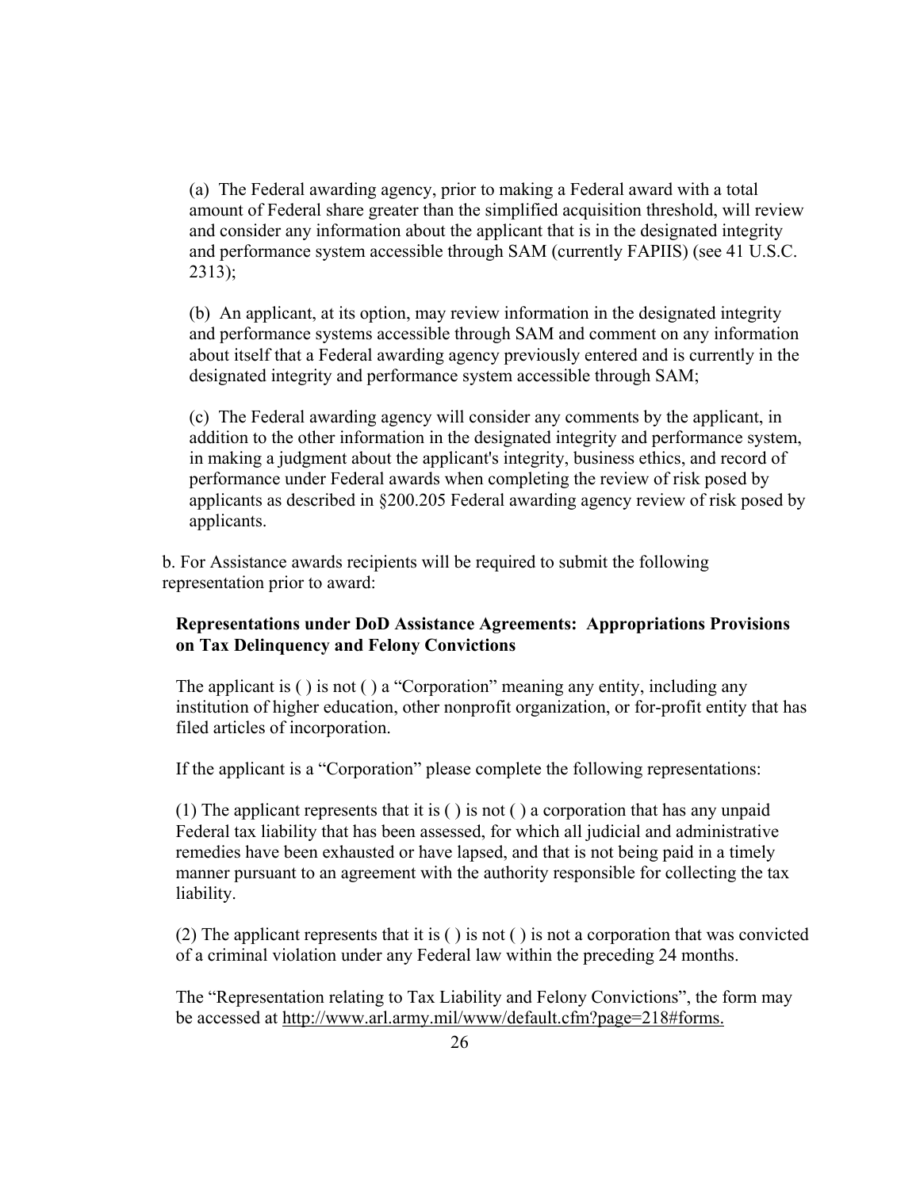(a) The Federal awarding agency, prior to making a Federal award with a total amount of Federal share greater than the simplified acquisition threshold, will review and consider any information about the applicant that is in the designated integrity and performance system accessible through SAM (currently FAPIIS) (see 41 U.S.C. 2313);

(b) An applicant, at its option, may review information in the designated integrity and performance systems accessible through SAM and comment on any information about itself that a Federal awarding agency previously entered and is currently in the designated integrity and performance system accessible through SAM;

(c) The Federal awarding agency will consider any comments by the applicant, in addition to the other information in the designated integrity and performance system, in making a judgment about the applicant's integrity, business ethics, and record of performance under Federal awards when completing the review of risk posed by applicants as described in §200.205 Federal awarding agency review of risk posed by applicants.

b. For Assistance awards recipients will be required to submit the following representation prior to award:

**Representations under DoD Assistance Agreements: Appropriations Provisions on Tax Delinquency and Felony Convictions**

The applicant is ( ) is not ( ) a "Corporation" meaning any entity, including any institution of higher education, other nonprofit organization, or for-profit entity that has filed articles of incorporation.

If the applicant is a "Corporation" please complete the following representations:

(1) The applicant represents that it is ( ) is not ( ) a corporation that has any unpaid Federal tax liability that has been assessed, for which all judicial and administrative remedies have been exhausted or have lapsed, and that is not being paid in a timely manner pursuant to an agreement with the authority responsible for collecting the tax liability.

(2) The applicant represents that it is ( ) is not ( ) is not a corporation that was convicted of a criminal violation under any Federal law within the preceding 24 months.

The "Representation relating to Tax Liability and Felony Convictions", the form may be accessed at http://www.arl.army.mil/www/default.cfm?page=218#forms.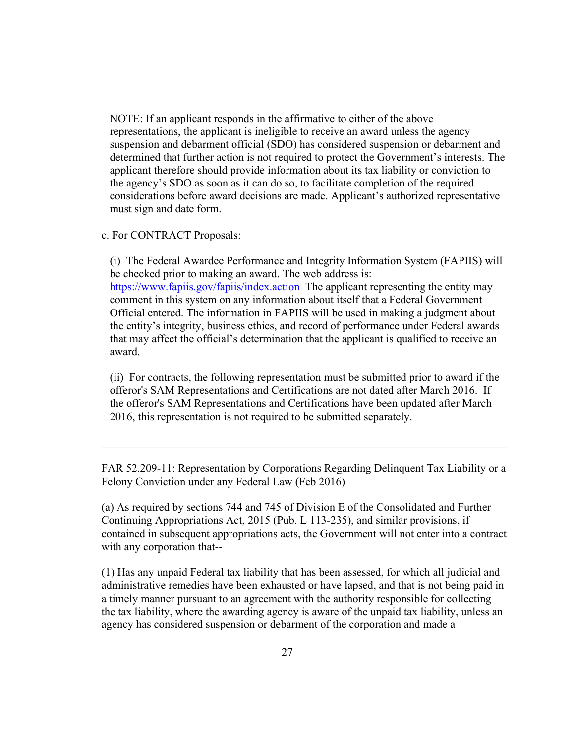NOTE: If an applicant responds in the affirmative to either of the above representations, the applicant is ineligible to receive an award unless the agency suspension and debarment official (SDO) has considered suspension or debarment and determined that further action is not required to protect the Government's interests. The applicant therefore should provide information about its tax liability or conviction to the agency's SDO as soon as it can do so, to facilitate completion of the required considerations before award decisions are made. Applicant's authorized representative must sign and date form.

c. For CONTRACT Proposals:

(i) The Federal Awardee Performance and Integrity Information System (FAPIIS) will be checked prior to making an award. The web address is: https://www.fapiis.gov/fapiis/index.action The applicant representing the entity may comment in this system on any information about itself that a Federal Government Official entered. The information in FAPIIS will be used in making a judgment about the entity's integrity, business ethics, and record of performance under Federal awards that may affect the official's determination that the applicant is qualified to receive an award.

(ii) For contracts, the following representation must be submitted prior to award if the offeror's SAM Representations and Certifications are not dated after March 2016. If the offeror's SAM Representations and Certifications have been updated after March 2016, this representation is not required to be submitted separately.

---

FAR 52.209-11: Representation by Corporations Regarding Delinquent Tax Liability or a Felony Conviction under any Federal Law (Feb 2016)

(a) As required by sections 744 and 745 of Division E of the Consolidated and Further Continuing Appropriations Act, 2015 (Pub. L 113-235), and similar provisions, if contained in subsequent appropriations acts, the Government will not enter into a contract with any corporation that--

(1) Has any unpaid Federal tax liability that has been assessed, for which all judicial and administrative remedies have been exhausted or have lapsed, and that is not being paid in a timely manner pursuant to an agreement with the authority responsible for collecting the tax liability, where the awarding agency is aware of the unpaid tax liability, unless an agency has considered suspension or debarment of the corporation and made a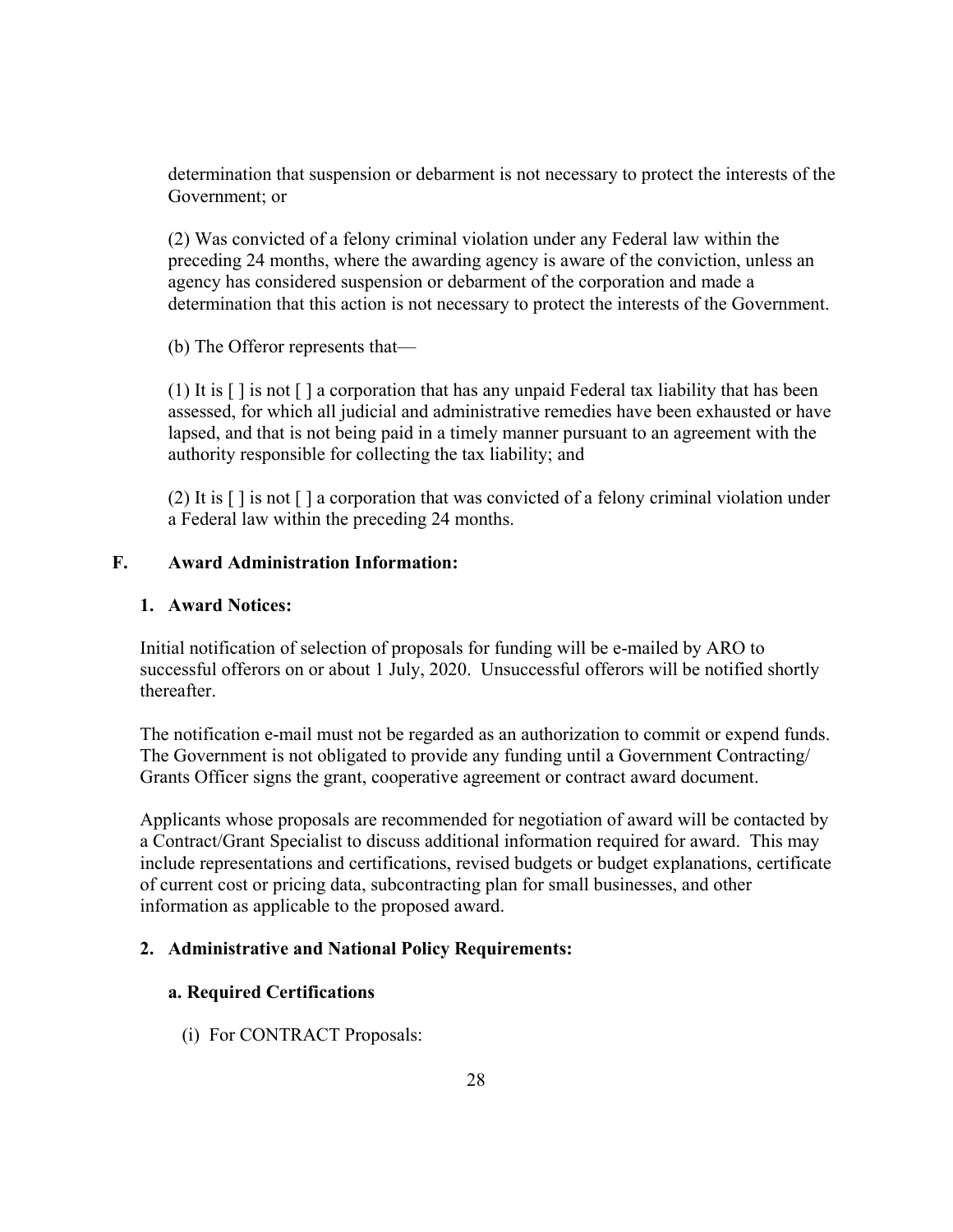determination that suspension or debarment is not necessary to protect the interests of the Government; or

(2) Was convicted of a felony criminal violation under any Federal law within the preceding 24 months, where the awarding agency is aware of the conviction, unless an agency has considered suspension or debarment of the corporation and made a determination that this action is not necessary to protect the interests of the Government.

(b) The Offeror represents that—

(1) It is [ ] is not [ ] a corporation that has any unpaid Federal tax liability that has been assessed, for which all judicial and administrative remedies have been exhausted or have lapsed, and that is not being paid in a timely manner pursuant to an agreement with the authority responsible for collecting the tax liability; and

(2) It is [ ] is not [ ] a corporation that was convicted of a felony criminal violation under a Federal law within the preceding 24 months.

## F. Award Administration Information:

### 1. Award Notices:

Initial notification of selection of proposals for funding will be e-mailed by ARO to successful offerors on or about 1 July, 2020. Unsuccessful offerors will be notified shortly thereafter.

The notification e-mail must not be regarded as an authorization to commit or expend funds. The Government is not obligated to provide any funding until a Government Contracting/ Grants Officer signs the grant, cooperative agreement or contract award document.

Applicants whose proposals are recommended for negotiation of award will be contacted by a Contract/Grant Specialist to discuss additional information required for award. This may include representations and certifications, revised budgets or budget explanations, certificate of current cost or pricing data, subcontracting plan for small businesses, and other information as applicable to the proposed award.

### 2. Administrative and National Policy Requirements:

#### a. Required Certifications

(i) For CONTRACT Proposals: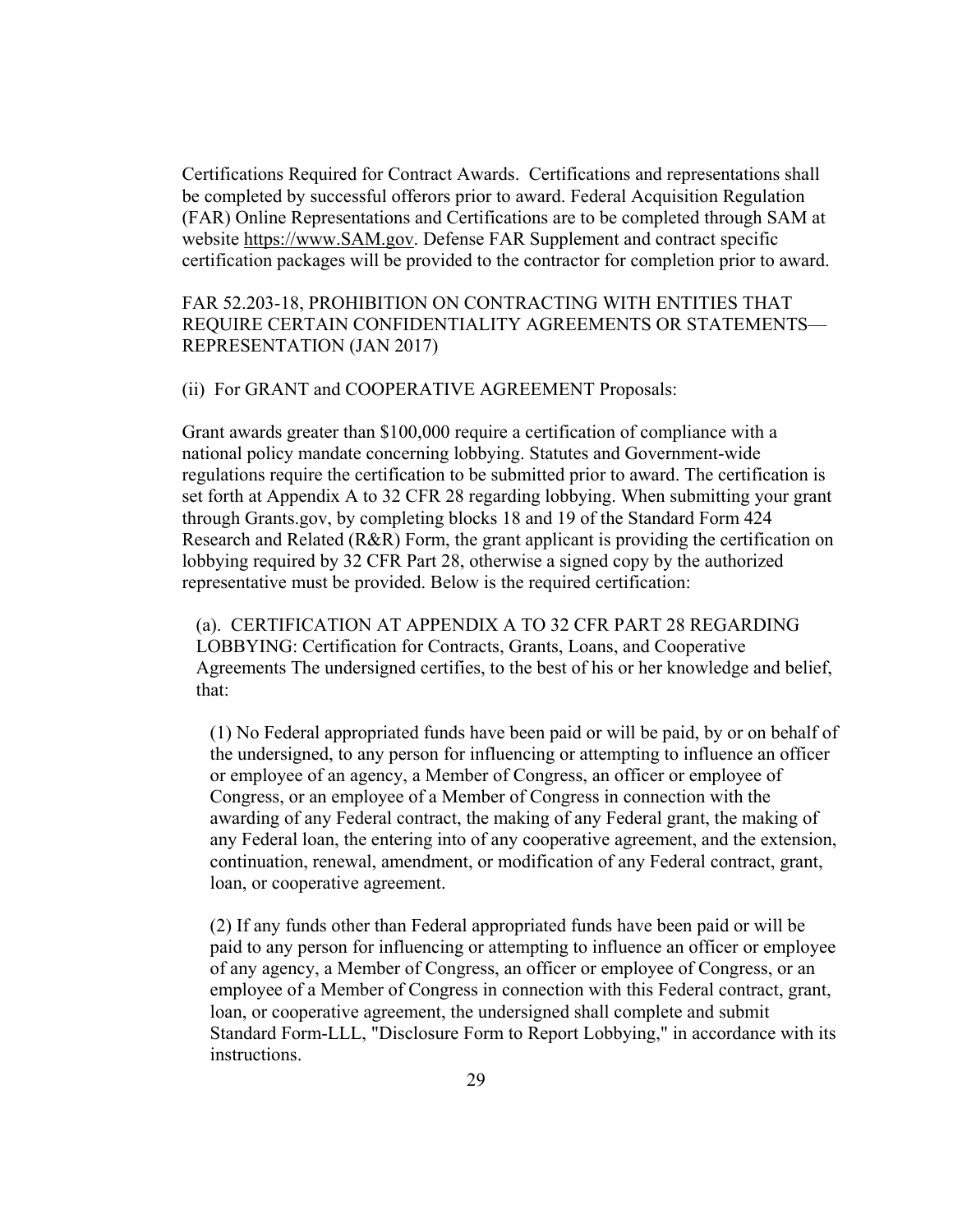Certifications Required for Contract Awards. Certifications and representations shall be completed by successful offerors prior to award. Federal Acquisition Regulation (FAR) Online Representations and Certifications are to be completed through SAM at website https://www.SAM.gov. Defense FAR Supplement and contract specific certification packages will be provided to the contractor for completion prior to award.

FAR 52.203-18, PROHIBITION ON CONTRACTING WITH ENTITIES THAT REQUIRE CERTAIN CONFIDENTIALITY AGREEMENTS OR STATEMENTS—REPRESENTATION (JAN 2017)

(ii) For GRANT and COOPERATIVE AGREEMENT Proposals:

Grant awards greater than $100,000 require a certification of compliance with a national policy mandate concerning lobbying. Statutes and Government-wide regulations require the certification to be submitted prior to award. The certification is set forth at Appendix A to 32 CFR 28 regarding lobbying. When submitting your grant through Grants.gov, by completing blocks 18 and 19 of the Standard Form 424 Research and Related (R&R) Form, the grant applicant is providing the certification on lobbying required by 32 CFR Part 28, otherwise a signed copy by the authorized representative must be provided. Below is the required certification:

(a). CERTIFICATION AT APPENDIX A TO 32 CFR PART 28 REGARDING LOBBYING: Certification for Contracts, Grants, Loans, and Cooperative Agreements The undersigned certifies, to the best of his or her knowledge and belief, that:

(1) No Federal appropriated funds have been paid or will be paid, by or on behalf of the undersigned, to any person for influencing or attempting to influence an officer or employee of an agency, a Member of Congress, an officer or employee of Congress, or an employee of a Member of Congress in connection with the awarding of any Federal contract, the making of any Federal grant, the making of any Federal loan, the entering into of any cooperative agreement, and the extension, continuation, renewal, amendment, or modification of any Federal contract, grant, loan, or cooperative agreement.

(2) If any funds other than Federal appropriated funds have been paid or will be paid to any person for influencing or attempting to influence an officer or employee of any agency, a Member of Congress, an officer or employee of Congress, or an employee of a Member of Congress in connection with this Federal contract, grant, loan, or cooperative agreement, the undersigned shall complete and submit Standard Form-LLL, "Disclosure Form to Report Lobbying," in accordance with its instructions.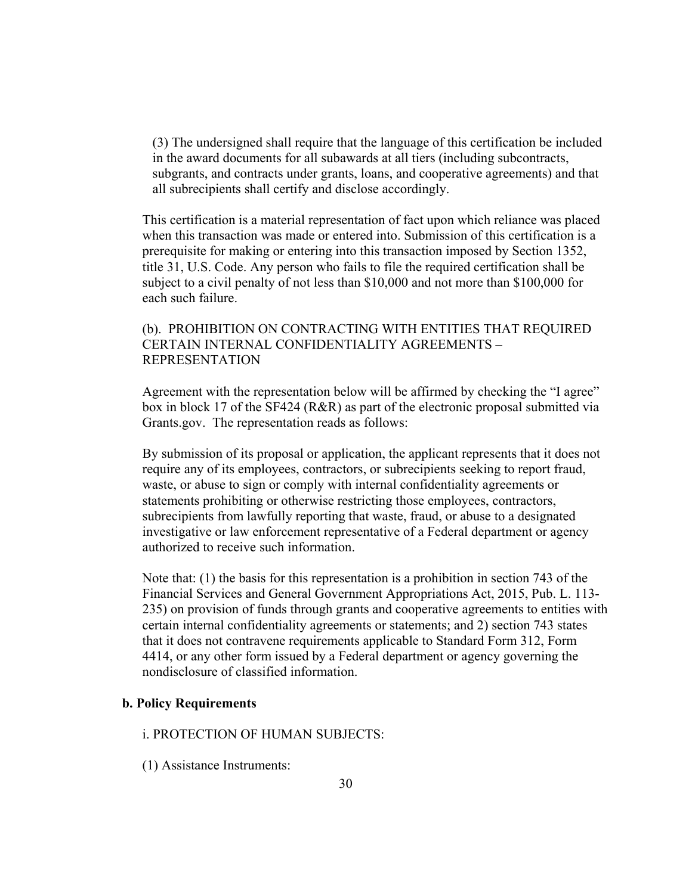(3) The undersigned shall require that the language of this certification be included in the award documents for all subawards at all tiers (including subcontracts, subgrants, and contracts under grants, loans, and cooperative agreements) and that all subrecipients shall certify and disclose accordingly.

This certification is a material representation of fact upon which reliance was placed when this transaction was made or entered into. Submission of this certification is a prerequisite for making or entering into this transaction imposed by Section 1352, title 31, U.S. Code. Any person who fails to file the required certification shall be subject to a civil penalty of not less than $10,000 and not more than $100,000 for each such failure.

(b). PROHIBITION ON CONTRACTING WITH ENTITIES THAT REQUIRED CERTAIN INTERNAL CONFIDENTIALITY AGREEMENTS – REPRESENTATION

Agreement with the representation below will be affirmed by checking the "I agree" box in block 17 of the SF424 (R&R) as part of the electronic proposal submitted via Grants.gov. The representation reads as follows:

By submission of its proposal or application, the applicant represents that it does not require any of its employees, contractors, or subrecipients seeking to report fraud, waste, or abuse to sign or comply with internal confidentiality agreements or statements prohibiting or otherwise restricting those employees, contractors, subrecipients from lawfully reporting that waste, fraud, or abuse to a designated investigative or law enforcement representative of a Federal department or agency authorized to receive such information.

Note that: (1) the basis for this representation is a prohibition in section 743 of the Financial Services and General Government Appropriations Act, 2015, Pub. L. 113-235) on provision of funds through grants and cooperative agreements to entities with certain internal confidentiality agreements or statements; and 2) section 743 states that it does not contravene requirements applicable to Standard Form 312, Form 4414, or any other form issued by a Federal department or agency governing the nondisclosure of classified information.

**b. Policy Requirements**

i. PROTECTION OF HUMAN SUBJECTS:

(1) Assistance Instruments: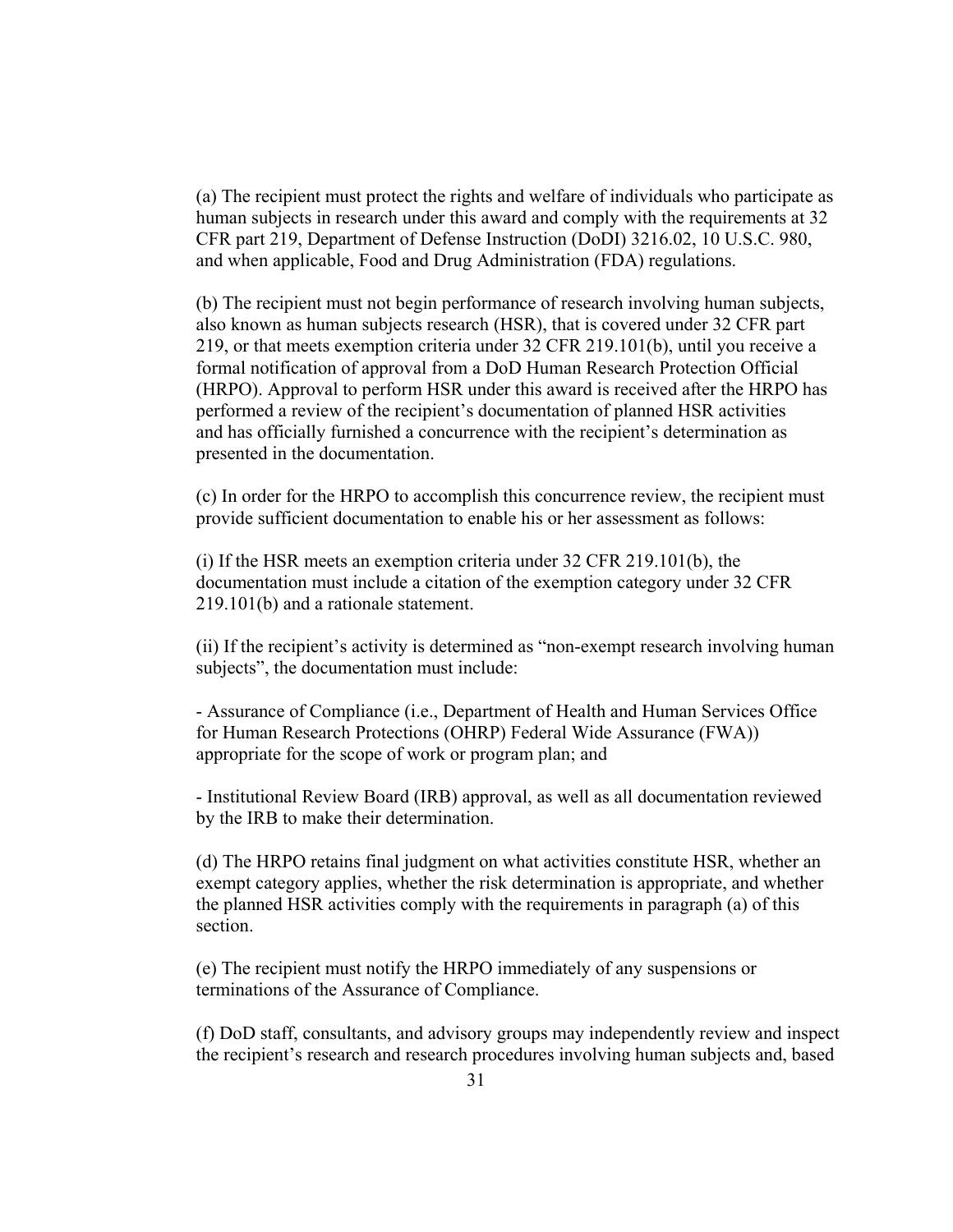(a) The recipient must protect the rights and welfare of individuals who participate as human subjects in research under this award and comply with the requirements at 32 CFR part 219, Department of Defense Instruction (DoDI) 3216.02, 10 U.S.C. 980, and when applicable, Food and Drug Administration (FDA) regulations.

(b) The recipient must not begin performance of research involving human subjects, also known as human subjects research (HSR), that is covered under 32 CFR part 219, or that meets exemption criteria under 32 CFR 219.101(b), until you receive a formal notification of approval from a DoD Human Research Protection Official (HRPO). Approval to perform HSR under this award is received after the HRPO has performed a review of the recipient's documentation of planned HSR activities and has officially furnished a concurrence with the recipient's determination as presented in the documentation.

(c) In order for the HRPO to accomplish this concurrence review, the recipient must provide sufficient documentation to enable his or her assessment as follows:

(i) If the HSR meets an exemption criteria under 32 CFR 219.101(b), the documentation must include a citation of the exemption category under 32 CFR 219.101(b) and a rationale statement.

(ii) If the recipient's activity is determined as "non-exempt research involving human subjects", the documentation must include:

- Assurance of Compliance (i.e., Department of Health and Human Services Office for Human Research Protections (OHRP) Federal Wide Assurance (FWA)) appropriate for the scope of work or program plan; and

- Institutional Review Board (IRB) approval, as well as all documentation reviewed by the IRB to make their determination.

(d) The HRPO retains final judgment on what activities constitute HSR, whether an exempt category applies, whether the risk determination is appropriate, and whether the planned HSR activities comply with the requirements in paragraph (a) of this section.

(e) The recipient must notify the HRPO immediately of any suspensions or terminations of the Assurance of Compliance.

(f) DoD staff, consultants, and advisory groups may independently review and inspect the recipient's research and research procedures involving human subjects and, based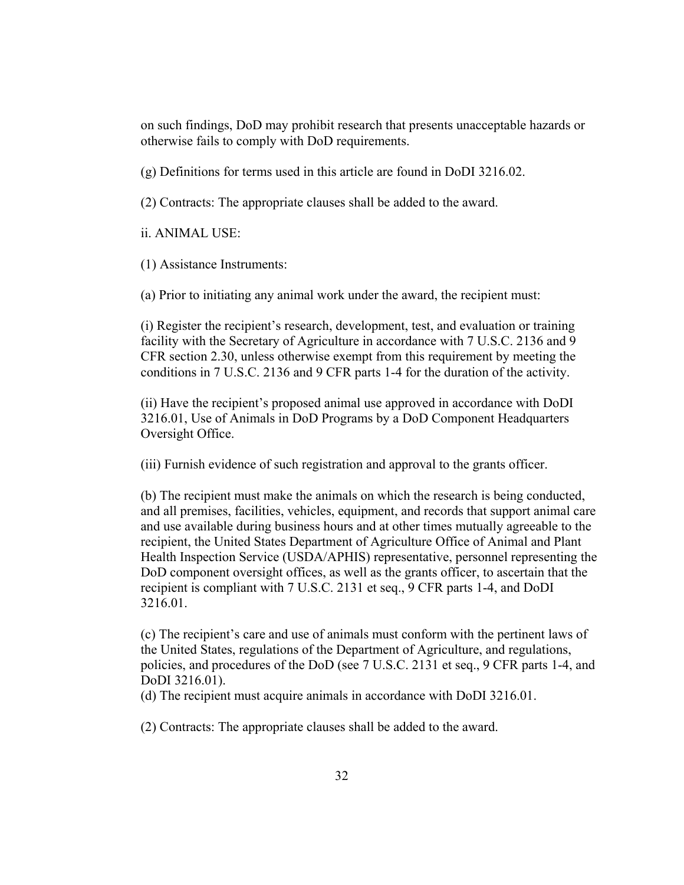on such findings, DoD may prohibit research that presents unacceptable hazards or otherwise fails to comply with DoD requirements.

(g) Definitions for terms used in this article are found in DoDI 3216.02.

(2) Contracts: The appropriate clauses shall be added to the award.

ii. ANIMAL USE:

(1) Assistance Instruments:

(a) Prior to initiating any animal work under the award, the recipient must:

(i) Register the recipient's research, development, test, and evaluation or training facility with the Secretary of Agriculture in accordance with 7 U.S.C. 2136 and 9 CFR section 2.30, unless otherwise exempt from this requirement by meeting the conditions in 7 U.S.C. 2136 and 9 CFR parts 1-4 for the duration of the activity.

(ii) Have the recipient's proposed animal use approved in accordance with DoDI 3216.01, Use of Animals in DoD Programs by a DoD Component Headquarters Oversight Office.

(iii) Furnish evidence of such registration and approval to the grants officer.

(b) The recipient must make the animals on which the research is being conducted, and all premises, facilities, vehicles, equipment, and records that support animal care and use available during business hours and at other times mutually agreeable to the recipient, the United States Department of Agriculture Office of Animal and Plant Health Inspection Service (USDA/APHIS) representative, personnel representing the DoD component oversight offices, as well as the grants officer, to ascertain that the recipient is compliant with 7 U.S.C. 2131 et seq., 9 CFR parts 1-4, and DoDI 3216.01.

(c) The recipient's care and use of animals must conform with the pertinent laws of the United States, regulations of the Department of Agriculture, and regulations, policies, and procedures of the DoD (see 7 U.S.C. 2131 et seq., 9 CFR parts 1-4, and DoDI 3216.01).

(d) The recipient must acquire animals in accordance with DoDI 3216.01.

(2) Contracts: The appropriate clauses shall be added to the award.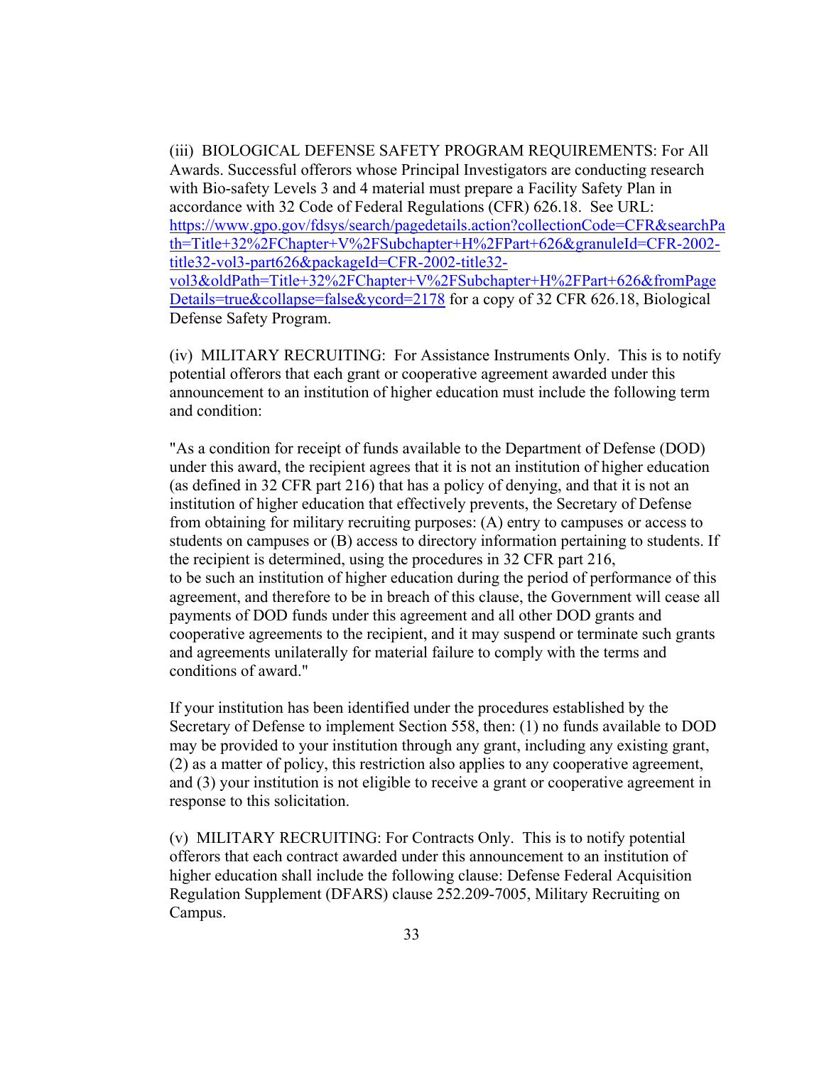(iii) BIOLOGICAL DEFENSE SAFETY PROGRAM REQUIREMENTS: For All Awards. Successful offerors whose Principal Investigators are conducting research with Bio-safety Levels 3 and 4 material must prepare a Facility Safety Plan in accordance with 32 Code of Federal Regulations (CFR) 626.18. See URL: https://www.gpo.gov/fdsys/search/pagedetails.action?collectionCode=CFR&searchPath=Title+32%2FChapter+V%2FSubchapter+H%2FPart+626&granuleId=CFR-2002-title32-vol3-part626&packageId=CFR-2002-title32-vol3&oldPath=Title+32%2FChapter+V%2FSubchapter+H%2FPart+626&fromPageDetails=true&collapse=false&ycord=2178 for a copy of 32 CFR 626.18, Biological Defense Safety Program.

(iv) MILITARY RECRUITING: For Assistance Instruments Only. This is to notify potential offerors that each grant or cooperative agreement awarded under this announcement to an institution of higher education must include the following term and condition:

"As a condition for receipt of funds available to the Department of Defense (DOD) under this award, the recipient agrees that it is not an institution of higher education (as defined in 32 CFR part 216) that has a policy of denying, and that it is not an institution of higher education that effectively prevents, the Secretary of Defense from obtaining for military recruiting purposes: (A) entry to campuses or access to students on campuses or (B) access to directory information pertaining to students. If the recipient is determined, using the procedures in 32 CFR part 216, to be such an institution of higher education during the period of performance of this agreement, and therefore to be in breach of this clause, the Government will cease all payments of DOD funds under this agreement and all other DOD grants and cooperative agreements to the recipient, and it may suspend or terminate such grants and agreements unilaterally for material failure to comply with the terms and conditions of award."

If your institution has been identified under the procedures established by the Secretary of Defense to implement Section 558, then: (1) no funds available to DOD may be provided to your institution through any grant, including any existing grant, (2) as a matter of policy, this restriction also applies to any cooperative agreement, and (3) your institution is not eligible to receive a grant or cooperative agreement in response to this solicitation.

(v) MILITARY RECRUITING: For Contracts Only. This is to notify potential offerors that each contract awarded under this announcement to an institution of higher education shall include the following clause: Defense Federal Acquisition Regulation Supplement (DFARS) clause 252.209-7005, Military Recruiting on Campus.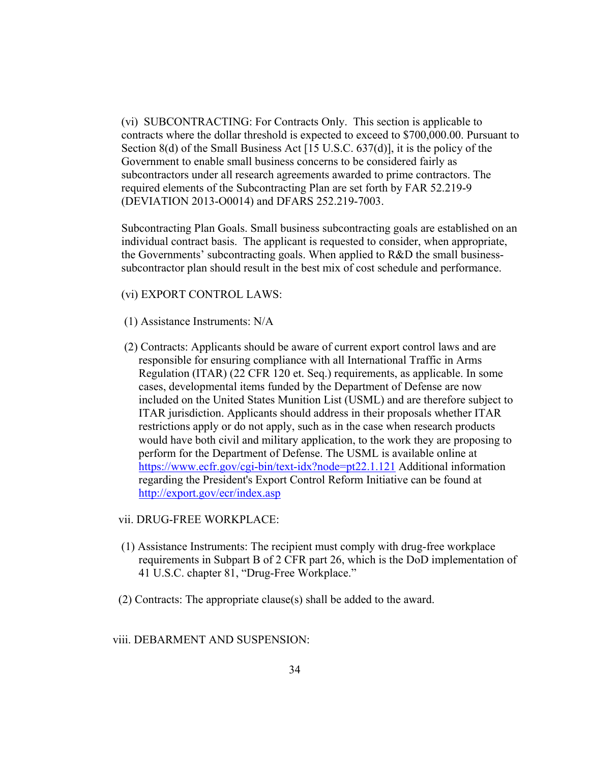(vi) SUBCONTRACTING: For Contracts Only. This section is applicable to contracts where the dollar threshold is expected to exceed to $700,000.00. Pursuant to Section 8(d) of the Small Business Act [15 U.S.C. 637(d)], it is the policy of the Government to enable small business concerns to be considered fairly as subcontractors under all research agreements awarded to prime contractors. The required elements of the Subcontracting Plan are set forth by FAR 52.219-9 (DEVIATION 2013-O0014) and DFARS 252.219-7003.

Subcontracting Plan Goals. Small business subcontracting goals are established on an individual contract basis. The applicant is requested to consider, when appropriate, the Governments' subcontracting goals. When applied to R&D the small business-subcontractor plan should result in the best mix of cost schedule and performance.

(vi) EXPORT CONTROL LAWS:

(1) Assistance Instruments: N/A

(2) Contracts: Applicants should be aware of current export control laws and are responsible for ensuring compliance with all International Traffic in Arms Regulation (ITAR) (22 CFR 120 et. Seq.) requirements, as applicable. In some cases, developmental items funded by the Department of Defense are now included on the United States Munition List (USML) and are therefore subject to ITAR jurisdiction. Applicants should address in their proposals whether ITAR restrictions apply or do not apply, such as in the case when research products would have both civil and military application, to the work they are proposing to perform for the Department of Defense. The USML is available online at https://www.ecfr.gov/cgi-bin/text-idx?node=pt22.1.121 Additional information regarding the President's Export Control Reform Initiative can be found at http://export.gov/ecr/index.asp

vii. DRUG-FREE WORKPLACE:

(1) Assistance Instruments: The recipient must comply with drug-free workplace requirements in Subpart B of 2 CFR part 26, which is the DoD implementation of 41 U.S.C. chapter 81, "Drug-Free Workplace."

(2) Contracts: The appropriate clause(s) shall be added to the award.

viii. DEBARMENT AND SUSPENSION: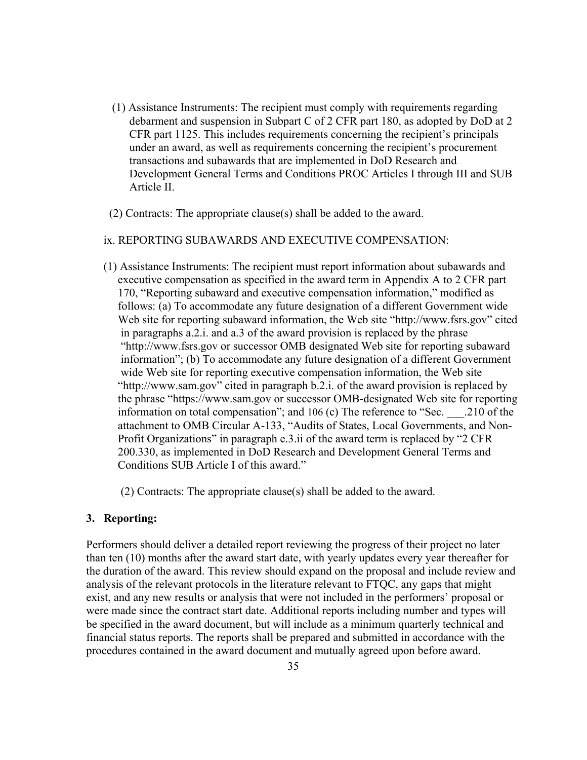(1) Assistance Instruments: The recipient must comply with requirements regarding debarment and suspension in Subpart C of 2 CFR part 180, as adopted by DoD at 2 CFR part 1125. This includes requirements concerning the recipient's principals under an award, as well as requirements concerning the recipient's procurement transactions and subawards that are implemented in DoD Research and Development General Terms and Conditions PROC Articles I through III and SUB Article II.

(2) Contracts: The appropriate clause(s) shall be added to the award.

ix. REPORTING SUBAWARDS AND EXECUTIVE COMPENSATION:

(1) Assistance Instruments: The recipient must report information about subawards and executive compensation as specified in the award term in Appendix A to 2 CFR part 170, "Reporting subaward and executive compensation information," modified as follows: (a) To accommodate any future designation of a different Government wide Web site for reporting subaward information, the Web site "http://www.fsrs.gov" cited in paragraphs a.2.i. and a.3 of the award provision is replaced by the phrase "http://www.fsrs.gov or successor OMB designated Web site for reporting subaward information"; (b) To accommodate any future designation of a different Government wide Web site for reporting executive compensation information, the Web site "http://www.sam.gov" cited in paragraph b.2.i. of the award provision is replaced by the phrase "https://www.sam.gov or successor OMB-designated Web site for reporting information on total compensation"; and 106 (c) The reference to "Sec. ___.210 of the attachment to OMB Circular A-133, "Audits of States, Local Governments, and Non-Profit Organizations" in paragraph e.3.ii of the award term is replaced by "2 CFR 200.330, as implemented in DoD Research and Development General Terms and Conditions SUB Article I of this award."

(2) Contracts: The appropriate clause(s) shall be added to the award.

### 3. Reporting:

Performers should deliver a detailed report reviewing the progress of their project no later than ten (10) months after the award start date, with yearly updates every year thereafter for the duration of the award. This review should expand on the proposal and include review and analysis of the relevant protocols in the literature relevant to FTQC, any gaps that might exist, and any new results or analysis that were not included in the performers' proposal or were made since the contract start date. Additional reports including number and types will be specified in the award document, but will include as a minimum quarterly technical and financial status reports. The reports shall be prepared and submitted in accordance with the procedures contained in the award document and mutually agreed upon before award.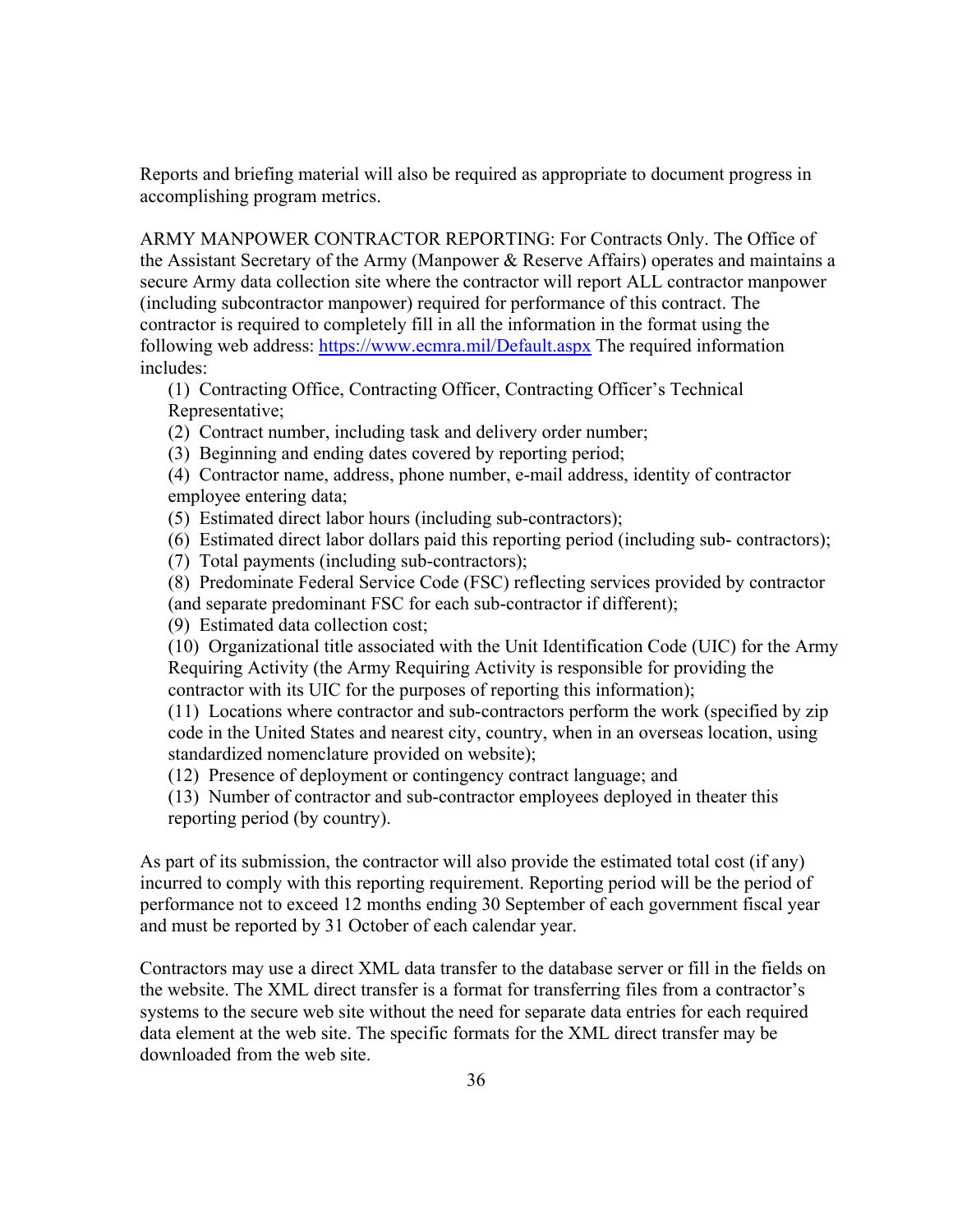Reports and briefing material will also be required as appropriate to document progress in accomplishing program metrics.

ARMY MANPOWER CONTRACTOR REPORTING: For Contracts Only. The Office of the Assistant Secretary of the Army (Manpower & Reserve Affairs) operates and maintains a secure Army data collection site where the contractor will report ALL contractor manpower (including subcontractor manpower) required for performance of this contract. The contractor is required to completely fill in all the information in the format using the following web address: [https://www.ecmra.mil/Default.aspx](https://www.ecmra.mil/Default.aspx) The required information includes:

(1) Contracting Office, Contracting Officer, Contracting Officer's Technical Representative;
(2) Contract number, including task and delivery order number;
(3) Beginning and ending dates covered by reporting period;
(4) Contractor name, address, phone number, e-mail address, identity of contractor employee entering data;
(5) Estimated direct labor hours (including sub-contractors);
(6) Estimated direct labor dollars paid this reporting period (including sub- contractors);
(7) Total payments (including sub-contractors);
(8) Predominate Federal Service Code (FSC) reflecting services provided by contractor (and separate predominant FSC for each sub-contractor if different);
(9) Estimated data collection cost;
(10) Organizational title associated with the Unit Identification Code (UIC) for the Army Requiring Activity (the Army Requiring Activity is responsible for providing the contractor with its UIC for the purposes of reporting this information);
(11) Locations where contractor and sub-contractors perform the work (specified by zip code in the United States and nearest city, country, when in an overseas location, using standardized nomenclature provided on website);
(12) Presence of deployment or contingency contract language; and
(13) Number of contractor and sub-contractor employees deployed in theater this reporting period (by country).

As part of its submission, the contractor will also provide the estimated total cost (if any) incurred to comply with this reporting requirement. Reporting period will be the period of performance not to exceed 12 months ending 30 September of each government fiscal year and must be reported by 31 October of each calendar year.

Contractors may use a direct XML data transfer to the database server or fill in the fields on the website. The XML direct transfer is a format for transferring files from a contractor's systems to the secure web site without the need for separate data entries for each required data element at the web site. The specific formats for the XML direct transfer may be downloaded from the web site.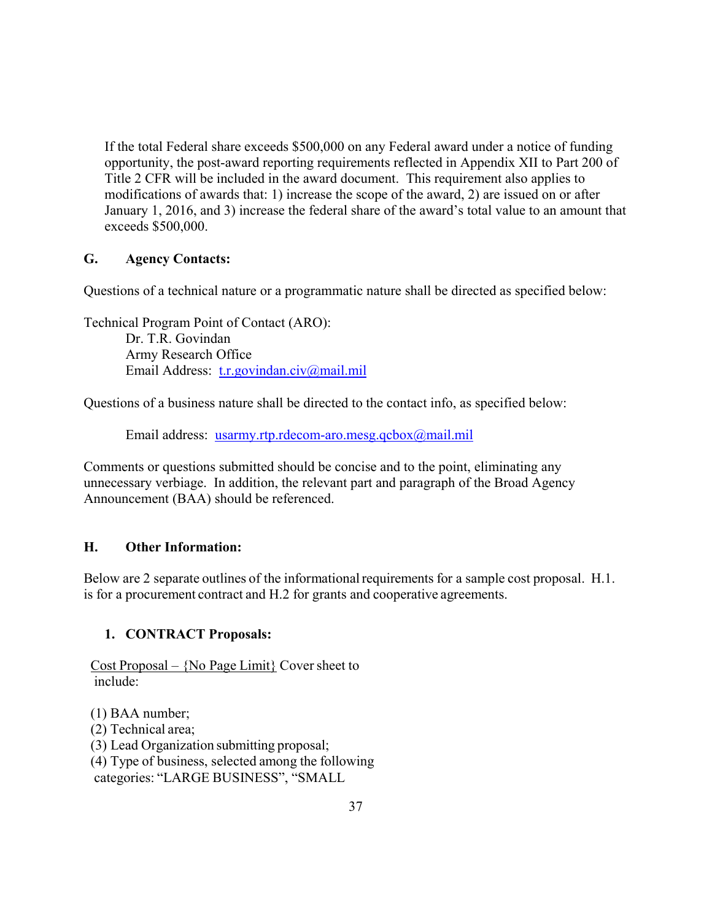If the total Federal share exceeds $500,000 on any Federal award under a notice of funding opportunity, the post-award reporting requirements reflected in Appendix XII to Part 200 of Title 2 CFR will be included in the award document. This requirement also applies to modifications of awards that: 1) increase the scope of the award, 2) are issued on or after January 1, 2016, and 3) increase the federal share of the award's total value to an amount that exceeds $500,000.

## G. Agency Contacts:

Questions of a technical nature or a programmatic nature shall be directed as specified below:

Technical Program Point of Contact (ARO):
Dr. T.R. Govindan
Army Research Office
Email Address: t.r.govindan.civ@mail.mil

Questions of a business nature shall be directed to the contact info, as specified below:

Email address: usarmy.rtp.rdecom-aro.mesg.qcbox@mail.mil

Comments or questions submitted should be concise and to the point, eliminating any unnecessary verbiage. In addition, the relevant part and paragraph of the Broad Agency Announcement (BAA) should be referenced.

## H. Other Information:

Below are 2 separate outlines of the informational requirements for a sample cost proposal. H.1. is for a procurement contract and H.2 for grants and cooperative agreements.

### 1. CONTRACT Proposals:

Cost Proposal – {No Page Limit} Cover sheet to include:

(1) BAA number;
(2) Technical area;
(3) Lead Organization submitting proposal;
(4) Type of business, selected among the following categories: "LARGE BUSINESS", "SMALL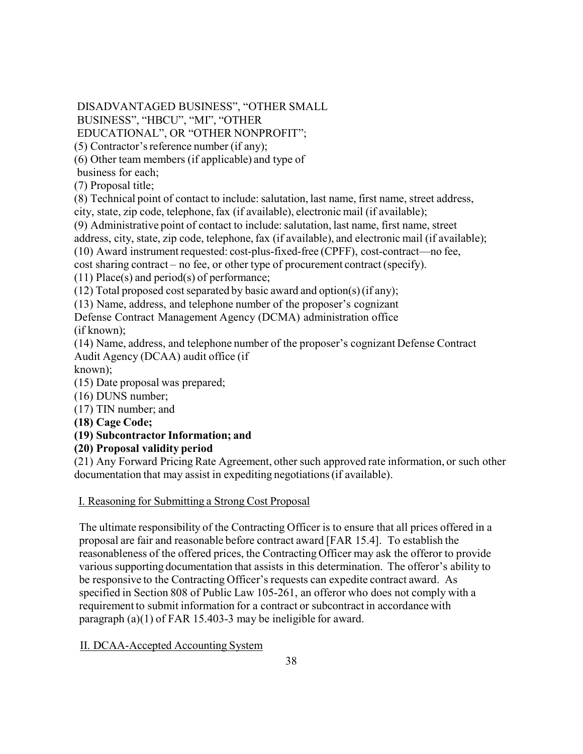DISADVANTAGED BUSINESS", "OTHER SMALL BUSINESS", "HBCU", "MI", "OTHER EDUCATIONAL", OR "OTHER NONPROFIT";

(5) Contractor's reference number (if any);

(6) Other team members (if applicable) and type of business for each;

(7) Proposal title;

(8) Technical point of contact to include: salutation, last name, first name, street address, city, state, zip code, telephone, fax (if available), electronic mail (if available);

(9) Administrative point of contact to include: salutation, last name, first name, street address, city, state, zip code, telephone, fax (if available), and electronic mail (if available);

(10) Award instrument requested: cost-plus-fixed-free (CPFF), cost-contract—no fee, cost sharing contract – no fee, or other type of procurement contract (specify).

(11) Place(s) and period(s) of performance;

(12) Total proposed cost separated by basic award and option(s) (if any);

(13) Name, address, and telephone number of the proposer's cognizant Defense Contract Management Agency (DCMA) administration office (if known);

(14) Name, address, and telephone number of the proposer's cognizant Defense Contract Audit Agency (DCAA) audit office (if known);

(15) Date proposal was prepared;

(16) DUNS number;

(17) TIN number; and

**(18) Cage Code;**

**(19) Subcontractor Information; and**

**(20) Proposal validity period**

(21) Any Forward Pricing Rate Agreement, other such approved rate information, or such other documentation that may assist in expediting negotiations (if available).

I. Reasoning for Submitting a Strong Cost Proposal

The ultimate responsibility of the Contracting Officer is to ensure that all prices offered in a proposal are fair and reasonable before contract award [FAR 15.4]. To establish the reasonableness of the offered prices, the Contracting Officer may ask the offeror to provide various supporting documentation that assists in this determination. The offeror's ability to be responsive to the Contracting Officer's requests can expedite contract award. As specified in Section 808 of Public Law 105-261, an offeror who does not comply with a requirement to submit information for a contract or subcontract in accordance with paragraph (a)(1) of FAR 15.403-3 may be ineligible for award.

II. DCAA-Accepted Accounting System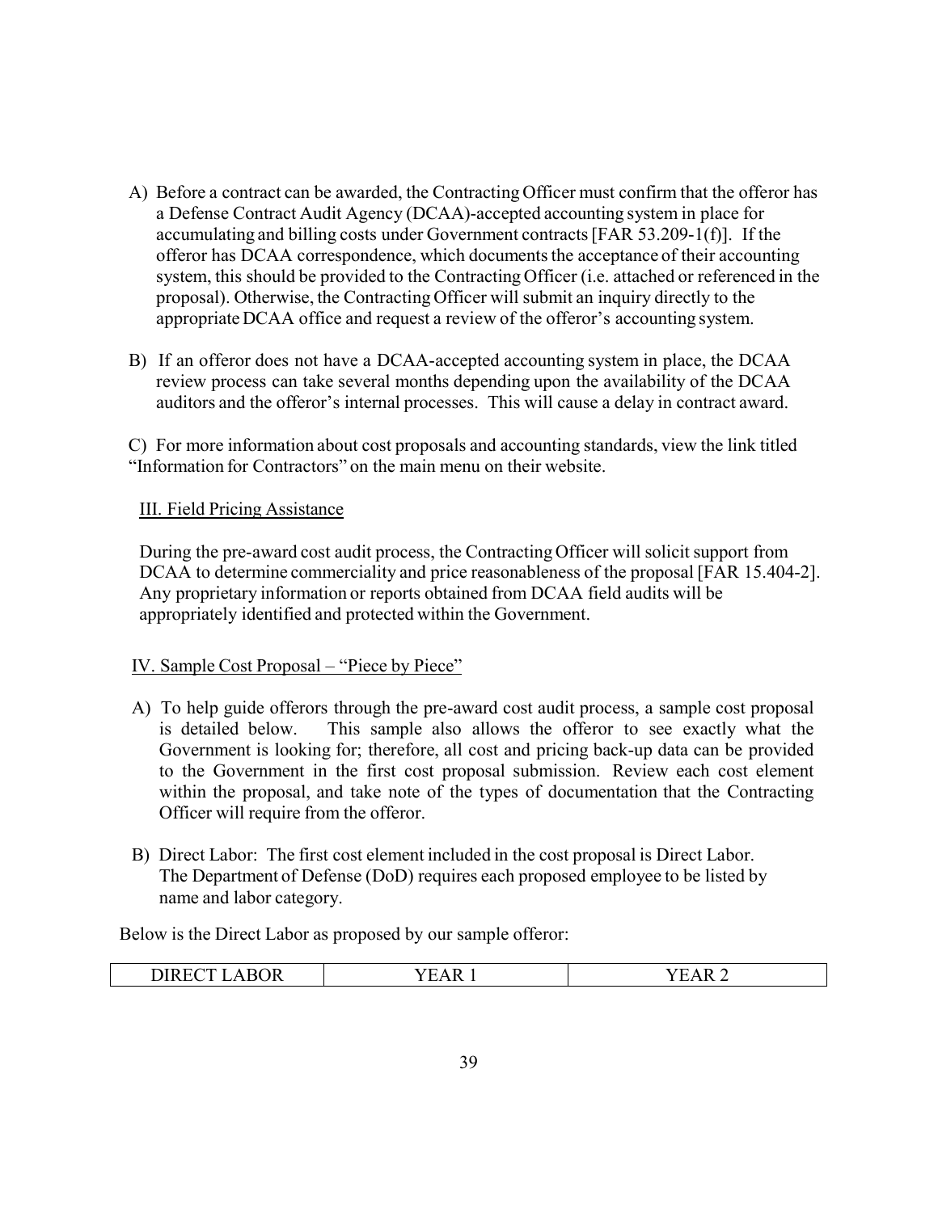A) Before a contract can be awarded, the Contracting Officer must confirm that the offeror has a Defense Contract Audit Agency (DCAA)-accepted accounting system in place for accumulating and billing costs under Government contracts [FAR 53.209-1(f)]. If the offeror has DCAA correspondence, which documents the acceptance of their accounting system, this should be provided to the Contracting Officer (i.e. attached or referenced in the proposal). Otherwise, the Contracting Officer will submit an inquiry directly to the appropriate DCAA office and request a review of the offeror's accounting system.

B) If an offeror does not have a DCAA-accepted accounting system in place, the DCAA review process can take several months depending upon the availability of the DCAA auditors and the offeror's internal processes. This will cause a delay in contract award.

C) For more information about cost proposals and accounting standards, view the link titled "Information for Contractors" on the main menu on their website.

III. Field Pricing Assistance

During the pre-award cost audit process, the Contracting Officer will solicit support from DCAA to determine commerciality and price reasonableness of the proposal [FAR 15.404-2]. Any proprietary information or reports obtained from DCAA field audits will be appropriately identified and protected within the Government.

IV. Sample Cost Proposal – "Piece by Piece"

A) To help guide offerors through the pre-award cost audit process, a sample cost proposal is detailed below. This sample also allows the offeror to see exactly what the Government is looking for; therefore, all cost and pricing back-up data can be provided to the Government in the first cost proposal submission. Review each cost element within the proposal, and take note of the types of documentation that the Contracting Officer will require from the offeror.

B) Direct Labor: The first cost element included in the cost proposal is Direct Labor. The Department of Defense (DoD) requires each proposed employee to be listed by name and labor category.

Below is the Direct Labor as proposed by our sample offeror:

| DIRECT LABOR | YEAR 1 | YEAR 2 |
|---|---|---|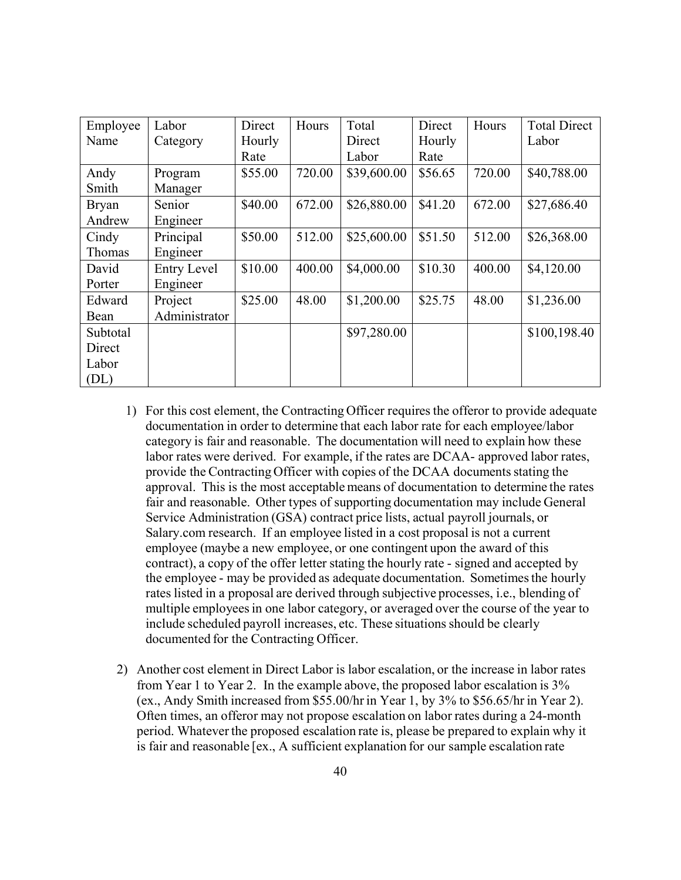| Employee Name | Labor Category | Direct Hourly Rate | Hours | Total Direct Labor | Direct Hourly Rate | Hours | Total Direct Labor |
|---|---|---|---|---|---|---|---|
| Andy Smith | Program Manager | $55.00 | 720.00 | $39,600.00 | $56.65 | 720.00 | $40,788.00 |
| Bryan Andrew | Senior Engineer | $40.00 | 672.00 | $26,880.00 | $41.20 | 672.00 | $27,686.40 |
| Cindy Thomas | Principal Engineer | $50.00 | 512.00 | $25,600.00 | $51.50 | 512.00 | $26,368.00 |
| David Porter | Entry Level Engineer | $10.00 | 400.00 | $4,000.00 | $10.30 | 400.00 | $4,120.00 |
| Edward Bean | Project Administrator | $25.00 | 48.00 | $1,200.00 | $25.75 | 48.00 | $1,236.00 |
| Subtotal Direct Labor (DL) | | | | $97,280.00 | | | $100,198.40 |

1) For this cost element, the Contracting Officer requires the offeror to provide adequate documentation in order to determine that each labor rate for each employee/labor category is fair and reasonable. The documentation will need to explain how these labor rates were derived. For example, if the rates are DCAA- approved labor rates, provide the Contracting Officer with copies of the DCAA documents stating the approval. This is the most acceptable means of documentation to determine the rates fair and reasonable. Other types of supporting documentation may include General Service Administration (GSA) contract price lists, actual payroll journals, or Salary.com research. If an employee listed in a cost proposal is not a current employee (maybe a new employee, or one contingent upon the award of this contract), a copy of the offer letter stating the hourly rate - signed and accepted by the employee - may be provided as adequate documentation. Sometimes the hourly rates listed in a proposal are derived through subjective processes, i.e., blending of multiple employees in one labor category, or averaged over the course of the year to include scheduled payroll increases, etc. These situations should be clearly documented for the Contracting Officer.

2) Another cost element in Direct Labor is labor escalation, or the increase in labor rates from Year 1 to Year 2. In the example above, the proposed labor escalation is 3% (ex., Andy Smith increased from $55.00/hr in Year 1, by 3% to $56.65/hr in Year 2). Often times, an offeror may not propose escalation on labor rates during a 24-month period. Whatever the proposed escalation rate is, please be prepared to explain why it is fair and reasonable [ex., A sufficient explanation for our sample escalation rate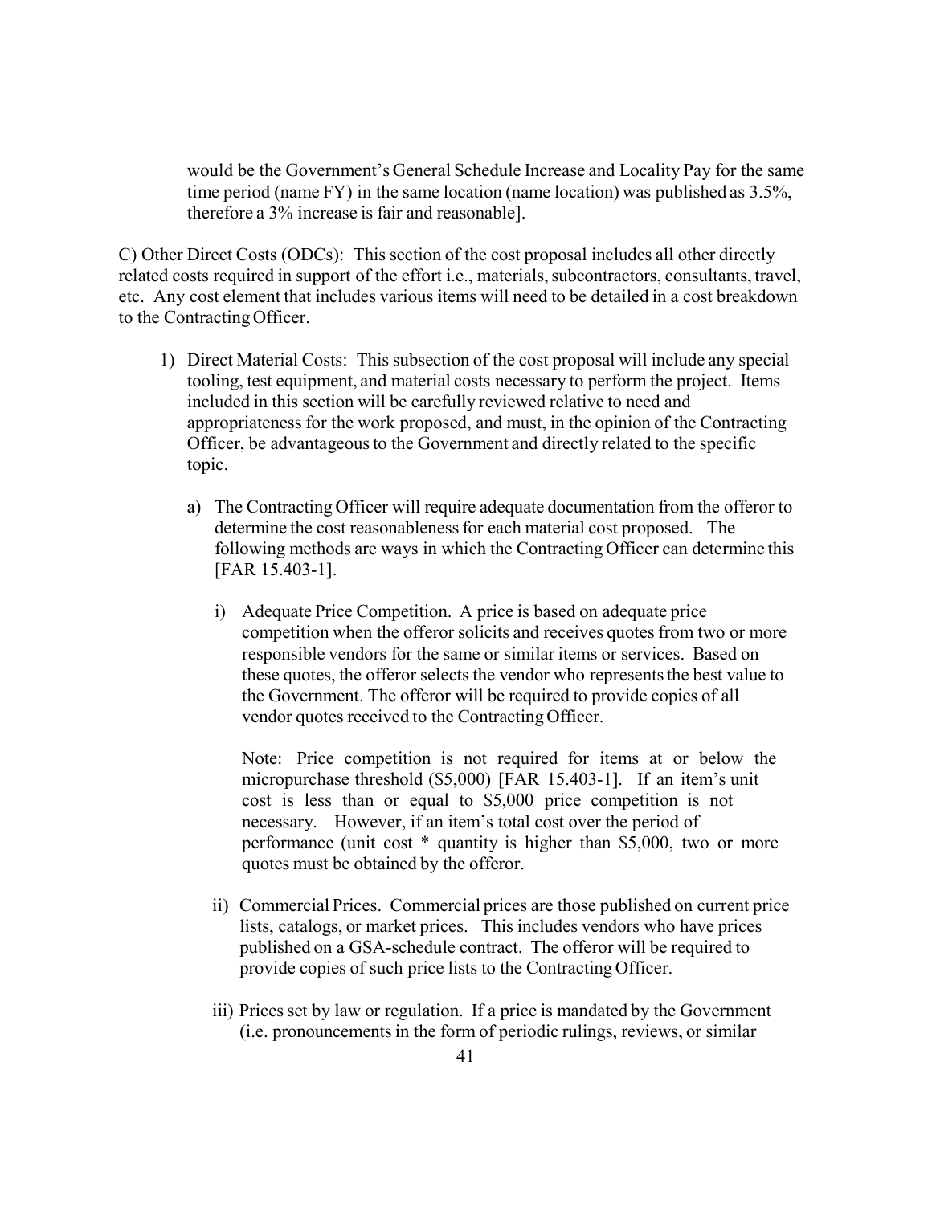would be the Government's General Schedule Increase and Locality Pay for the same time period (name FY) in the same location (name location) was published as 3.5%, therefore a 3% increase is fair and reasonable].

C) Other Direct Costs (ODCs): This section of the cost proposal includes all other directly related costs required in support of the effort i.e., materials, subcontractors, consultants, travel, etc. Any cost element that includes various items will need to be detailed in a cost breakdown to the Contracting Officer.

1) Direct Material Costs: This subsection of the cost proposal will include any special tooling, test equipment, and material costs necessary to perform the project. Items included in this section will be carefully reviewed relative to need and appropriateness for the work proposed, and must, in the opinion of the Contracting Officer, be advantageous to the Government and directly related to the specific topic.

   a) The Contracting Officer will require adequate documentation from the offeror to determine the cost reasonableness for each material cost proposed. The following methods are ways in which the Contracting Officer can determine this [FAR 15.403-1].

      i) Adequate Price Competition. A price is based on adequate price competition when the offeror solicits and receives quotes from two or more responsible vendors for the same or similar items or services. Based on these quotes, the offeror selects the vendor who represents the best value to the Government. The offeror will be required to provide copies of all vendor quotes received to the Contracting Officer.

         Note: Price competition is not required for items at or below the micropurchase threshold ($5,000) [FAR 15.403-1]. If an item's unit cost is less than or equal to $5,000 price competition is not necessary. However, if an item's total cost over the period of performance (unit cost * quantity is higher than $5,000, two or more quotes must be obtained by the offeror.

      ii) Commercial Prices. Commercial prices are those published on current price lists, catalogs, or market prices. This includes vendors who have prices published on a GSA-schedule contract. The offeror will be required to provide copies of such price lists to the Contracting Officer.

      iii) Prices set by law or regulation. If a price is mandated by the Government (i.e. pronouncements in the form of periodic rulings, reviews, or similar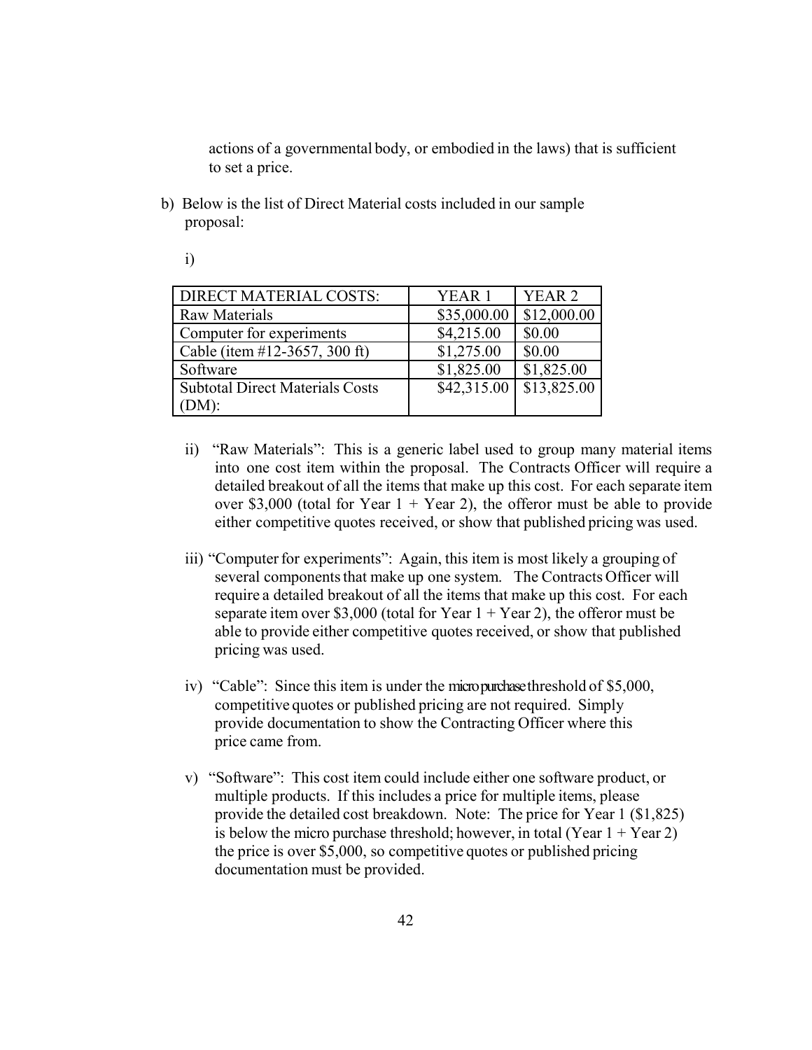actions of a governmental body, or embodied in the laws) that is sufficient to set a price.

b) Below is the list of Direct Material costs included in our sample proposal:

   i)

| DIRECT MATERIAL COSTS: | YEAR 1 | YEAR 2 |
|---|---|---|
| Raw Materials | $35,000.00 | $12,000.00 |
| Computer for experiments | $4,215.00 | $0.00 |
| Cable (item #12-3657, 300 ft) | $1,275.00 | $0.00 |
| Software | $1,825.00 | $1,825.00 |
| Subtotal Direct Materials Costs (DM): | $42,315.00 | $13,825.00 |

   ii) "Raw Materials": This is a generic label used to group many material items into one cost item within the proposal. The Contracts Officer will require a detailed breakout of all the items that make up this cost. For each separate item over $3,000 (total for Year 1 + Year 2), the offeror must be able to provide either competitive quotes received, or show that published pricing was used.

   iii) "Computer for experiments": Again, this item is most likely a grouping of several components that make up one system. The Contracts Officer will require a detailed breakout of all the items that make up this cost. For each separate item over $3,000 (total for Year 1 + Year 2), the offeror must be able to provide either competitive quotes received, or show that published pricing was used.

   iv) "Cable": Since this item is under the micropurchase threshold of $5,000, competitive quotes or published pricing are not required. Simply provide documentation to show the Contracting Officer where this price came from.

   v) "Software": This cost item could include either one software product, or multiple products. If this includes a price for multiple items, please provide the detailed cost breakdown. Note: The price for Year 1 ($1,825) is below the micro purchase threshold; however, in total (Year 1 + Year 2) the price is over $5,000, so competitive quotes or published pricing documentation must be provided.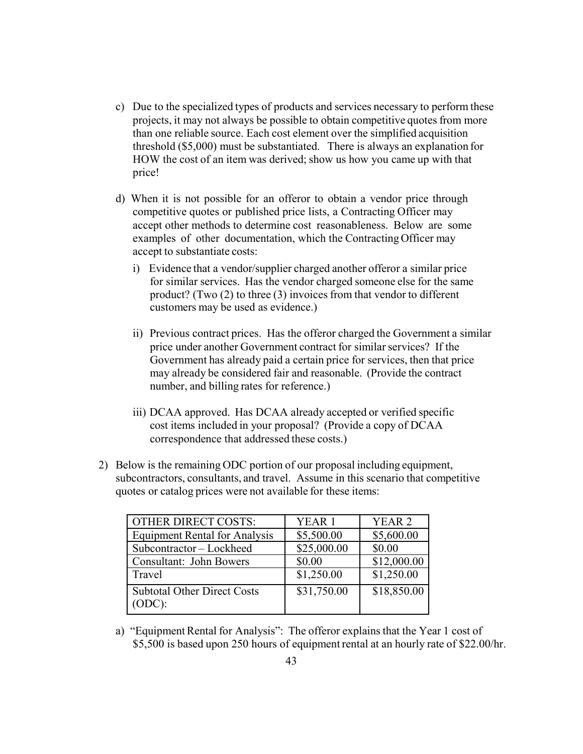c) Due to the specialized types of products and services necessary to perform these projects, it may not always be possible to obtain competitive quotes from more than one reliable source. Each cost element over the simplified acquisition threshold ($5,000) must be substantiated. There is always an explanation for HOW the cost of an item was derived; show us how you came up with that price!

d) When it is not possible for an offeror to obtain a vendor price through competitive quotes or published price lists, a Contracting Officer may accept other methods to determine cost reasonableness. Below are some examples of other documentation, which the Contracting Officer may accept to substantiate costs:

   i) Evidence that a vendor/supplier charged another offeror a similar price for similar services. Has the vendor charged someone else for the same product? (Two (2) to three (3) invoices from that vendor to different customers may be used as evidence.)

   ii) Previous contract prices. Has the offeror charged the Government a similar price under another Government contract for similar services? If the Government has already paid a certain price for services, then that price may already be considered fair and reasonable. (Provide the contract number, and billing rates for reference.)

   iii) DCAA approved. Has DCAA already accepted or verified specific cost items included in your proposal? (Provide a copy of DCAA correspondence that addressed these costs.)

2) Below is the remaining ODC portion of our proposal including equipment, subcontractors, consultants, and travel. Assume in this scenario that competitive quotes or catalog prices were not available for these items:

| OTHER DIRECT COSTS: | YEAR 1 | YEAR 2 |
|---|---|---|
| Equipment Rental for Analysis | $5,500.00 | $5,600.00 |
| Subcontractor – Lockheed | $25,000.00 | $0.00 |
| Consultant: John Bowers | $0.00 | $12,000.00 |
| Travel | $1,250.00 | $1,250.00 |
| Subtotal Other Direct Costs (ODC): | $31,750.00 | $18,850.00 |

a) "Equipment Rental for Analysis": The offeror explains that the Year 1 cost of $5,500 is based upon 250 hours of equipment rental at an hourly rate of $22.00/hr.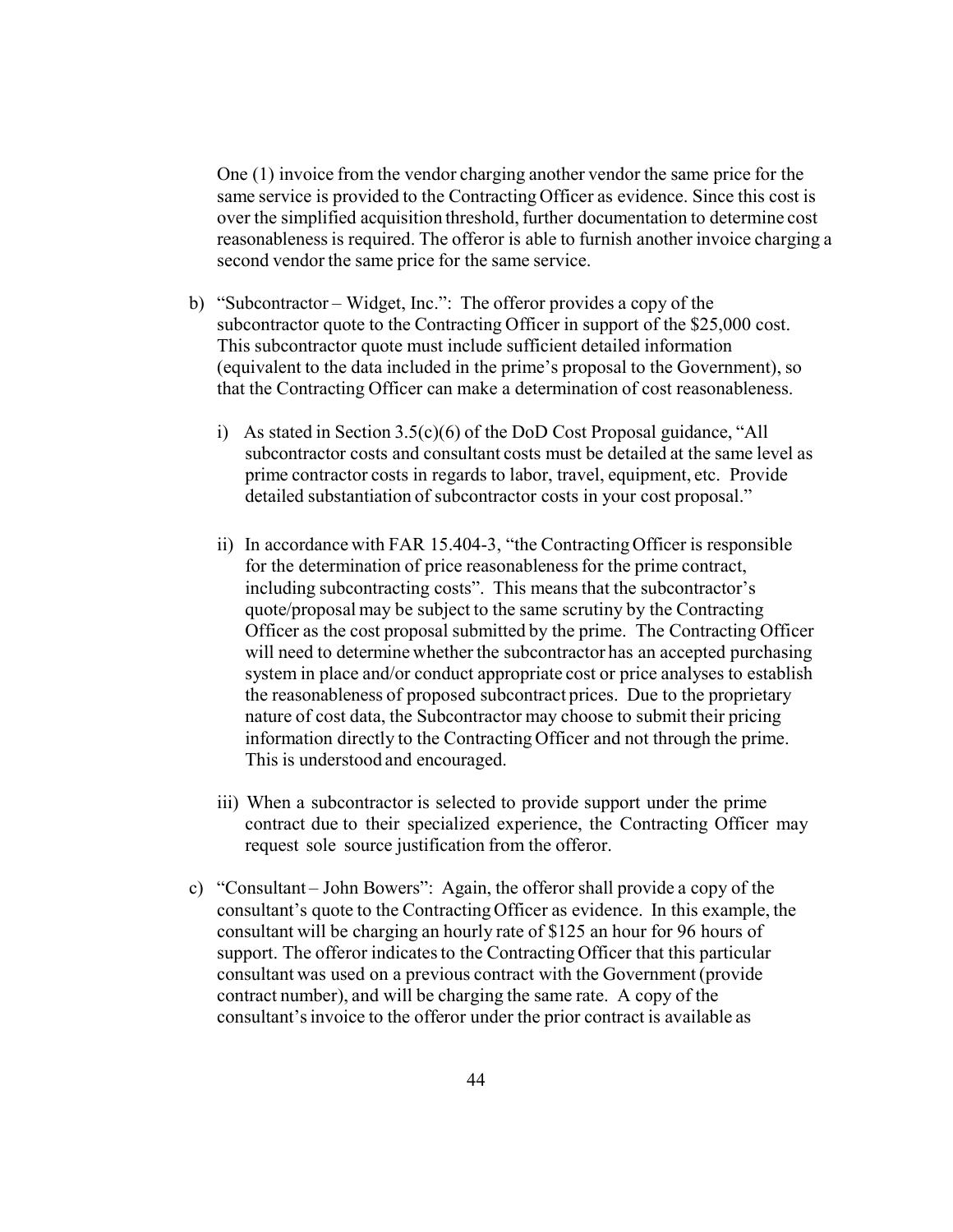One (1) invoice from the vendor charging another vendor the same price for the same service is provided to the Contracting Officer as evidence. Since this cost is over the simplified acquisition threshold, further documentation to determine cost reasonableness is required. The offeror is able to furnish another invoice charging a second vendor the same price for the same service.

b) "Subcontractor – Widget, Inc.": The offeror provides a copy of the subcontractor quote to the Contracting Officer in support of the $25,000 cost. This subcontractor quote must include sufficient detailed information (equivalent to the data included in the prime's proposal to the Government), so that the Contracting Officer can make a determination of cost reasonableness.

   i) As stated in Section 3.5(c)(6) of the DoD Cost Proposal guidance, "All subcontractor costs and consultant costs must be detailed at the same level as prime contractor costs in regards to labor, travel, equipment, etc. Provide detailed substantiation of subcontractor costs in your cost proposal."

   ii) In accordance with FAR 15.404-3, "the Contracting Officer is responsible for the determination of price reasonableness for the prime contract, including subcontracting costs". This means that the subcontractor's quote/proposal may be subject to the same scrutiny by the Contracting Officer as the cost proposal submitted by the prime. The Contracting Officer will need to determine whether the subcontractor has an accepted purchasing system in place and/or conduct appropriate cost or price analyses to establish the reasonableness of proposed subcontract prices. Due to the proprietary nature of cost data, the Subcontractor may choose to submit their pricing information directly to the Contracting Officer and not through the prime. This is understood and encouraged.

   iii) When a subcontractor is selected to provide support under the prime contract due to their specialized experience, the Contracting Officer may request sole source justification from the offeror.

c) "Consultant – John Bowers": Again, the offeror shall provide a copy of the consultant's quote to the Contracting Officer as evidence. In this example, the consultant will be charging an hourly rate of $125 an hour for 96 hours of support. The offeror indicates to the Contracting Officer that this particular consultant was used on a previous contract with the Government (provide contract number), and will be charging the same rate. A copy of the consultant's invoice to the offeror under the prior contract is available as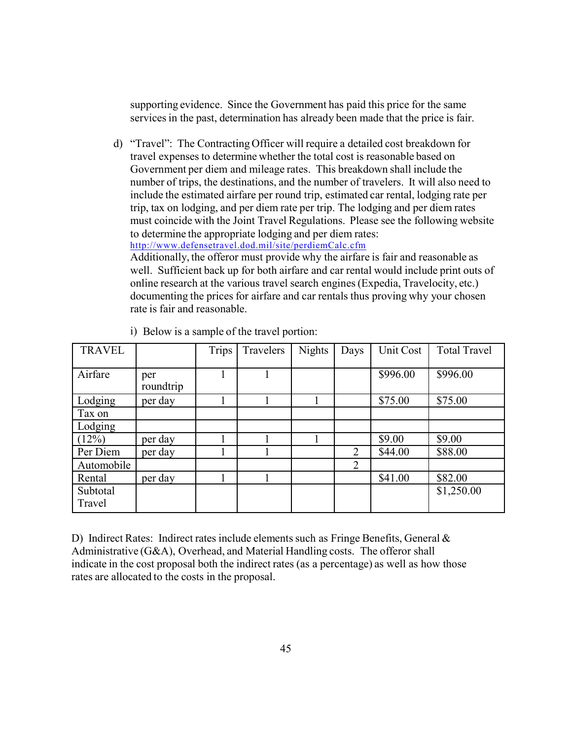supporting evidence. Since the Government has paid this price for the same services in the past, determination has already been made that the price is fair.

d) "Travel": The Contracting Officer will require a detailed cost breakdown for travel expenses to determine whether the total cost is reasonable based on Government per diem and mileage rates. This breakdown shall include the number of trips, the destinations, and the number of travelers. It will also need to include the estimated airfare per round trip, estimated car rental, lodging rate per trip, tax on lodging, and per diem rate per trip. The lodging and per diem rates must coincide with the Joint Travel Regulations. Please see the following website to determine the appropriate lodging and per diem rates: http://www.defensetravel.dod.mil/site/perdiemCalc.cfm
Additionally, the offeror must provide why the airfare is fair and reasonable as well. Sufficient back up for both airfare and car rental would include print outs of online research at the various travel search engines (Expedia, Travelocity, etc.) documenting the prices for airfare and car rentals thus proving why your chosen rate is fair and reasonable.

i) Below is a sample of the travel portion:

| TRAVEL | | Trips | Travelers | Nights | Days | Unit Cost | Total Travel |
|---|---|---|---|---|---|---|---|
| Airfare | per roundtrip | 1 | 1 | | | $996.00 | $996.00 |
| Lodging | per day | 1 | 1 | 1 | | $75.00 | $75.00 |
| Tax on Lodging (12%) | per day | 1 | 1 | 1 | | $9.00 | $9.00 |
| Per Diem | per day | 1 | 1 | | 2 | $44.00 | $88.00 |
| Automobile Rental | per day | 1 | 1 | | 2 | $41.00 | $82.00 |
| Subtotal Travel | | | | | | | $1,250.00 |

D) Indirect Rates: Indirect rates include elements such as Fringe Benefits, General & Administrative (G&A), Overhead, and Material Handling costs. The offeror shall indicate in the cost proposal both the indirect rates (as a percentage) as well as how those rates are allocated to the costs in the proposal.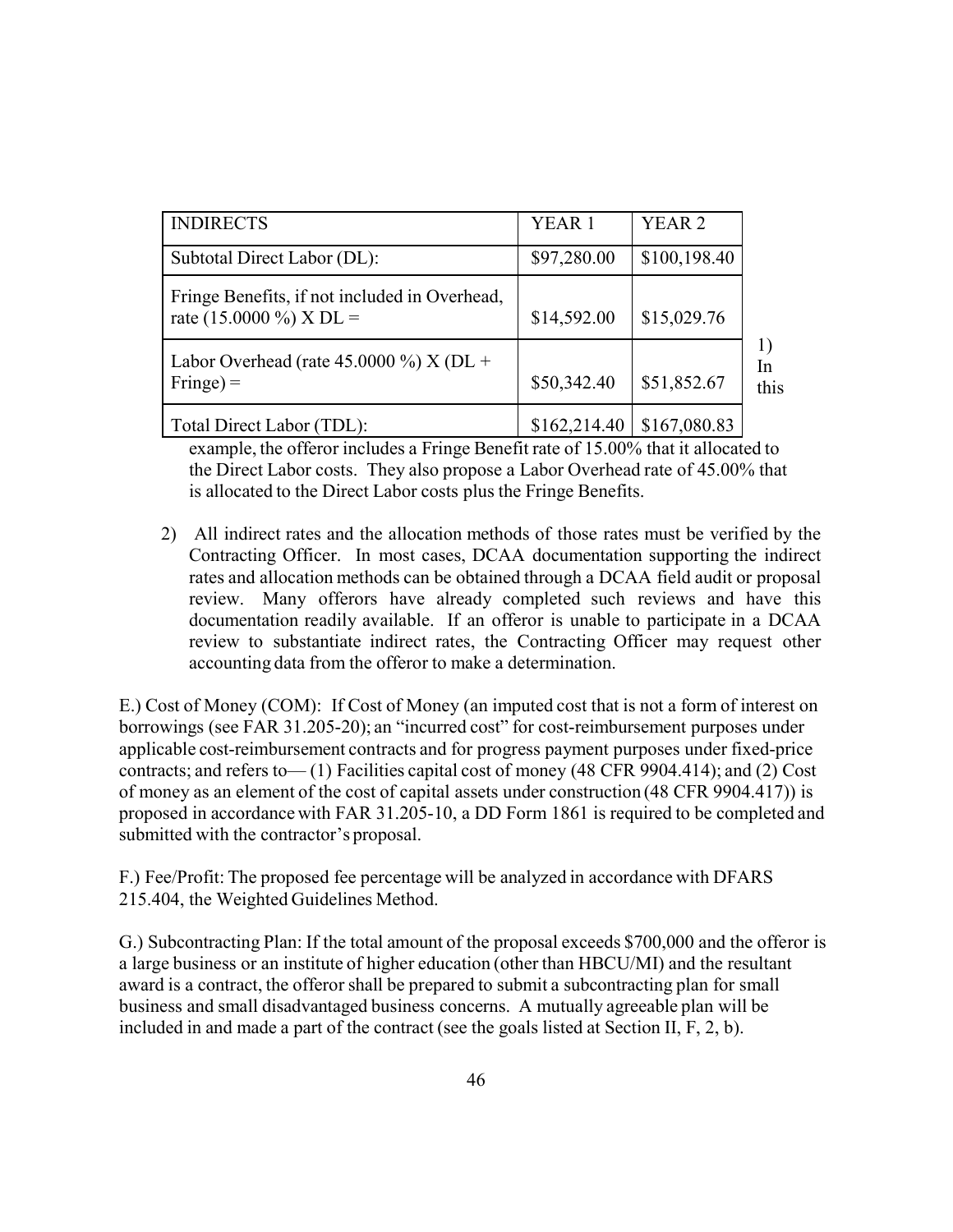| INDIRECTS | YEAR 1 | YEAR 2 |
|---|---|---|
| Subtotal Direct Labor (DL): | $97,280.00 | $100,198.40 |
| Fringe Benefits, if not included in Overhead, rate (15.0000 %) X DL = | $14,592.00 | $15,029.76 |
| Labor Overhead (rate 45.0000 %) X (DL + Fringe) = | $50,342.40 | $51,852.67 |
| Total Direct Labor (TDL): | $162,214.40 | $167,080.83 |

1) In this example, the offeror includes a Fringe Benefit rate of 15.00% that it allocated to the Direct Labor costs. They also propose a Labor Overhead rate of 45.00% that is allocated to the Direct Labor costs plus the Fringe Benefits.

2) All indirect rates and the allocation methods of those rates must be verified by the Contracting Officer. In most cases, DCAA documentation supporting the indirect rates and allocation methods can be obtained through a DCAA field audit or proposal review. Many offerors have already completed such reviews and have this documentation readily available. If an offeror is unable to participate in a DCAA review to substantiate indirect rates, the Contracting Officer may request other accounting data from the offeror to make a determination.

E.) Cost of Money (COM): If Cost of Money (an imputed cost that is not a form of interest on borrowings (see FAR 31.205-20); an "incurred cost" for cost-reimbursement purposes under applicable cost-reimbursement contracts and for progress payment purposes under fixed-price contracts; and refers to— (1) Facilities capital cost of money (48 CFR 9904.414); and (2) Cost of money as an element of the cost of capital assets under construction (48 CFR 9904.417)) is proposed in accordance with FAR 31.205-10, a DD Form 1861 is required to be completed and submitted with the contractor's proposal.

F.) Fee/Profit: The proposed fee percentage will be analyzed in accordance with DFARS 215.404, the Weighted Guidelines Method.

G.) Subcontracting Plan: If the total amount of the proposal exceeds $700,000 and the offeror is a large business or an institute of higher education (other than HBCU/MI) and the resultant award is a contract, the offeror shall be prepared to submit a subcontracting plan for small business and small disadvantaged business concerns. A mutually agreeable plan will be included in and made a part of the contract (see the goals listed at Section II, F, 2, b).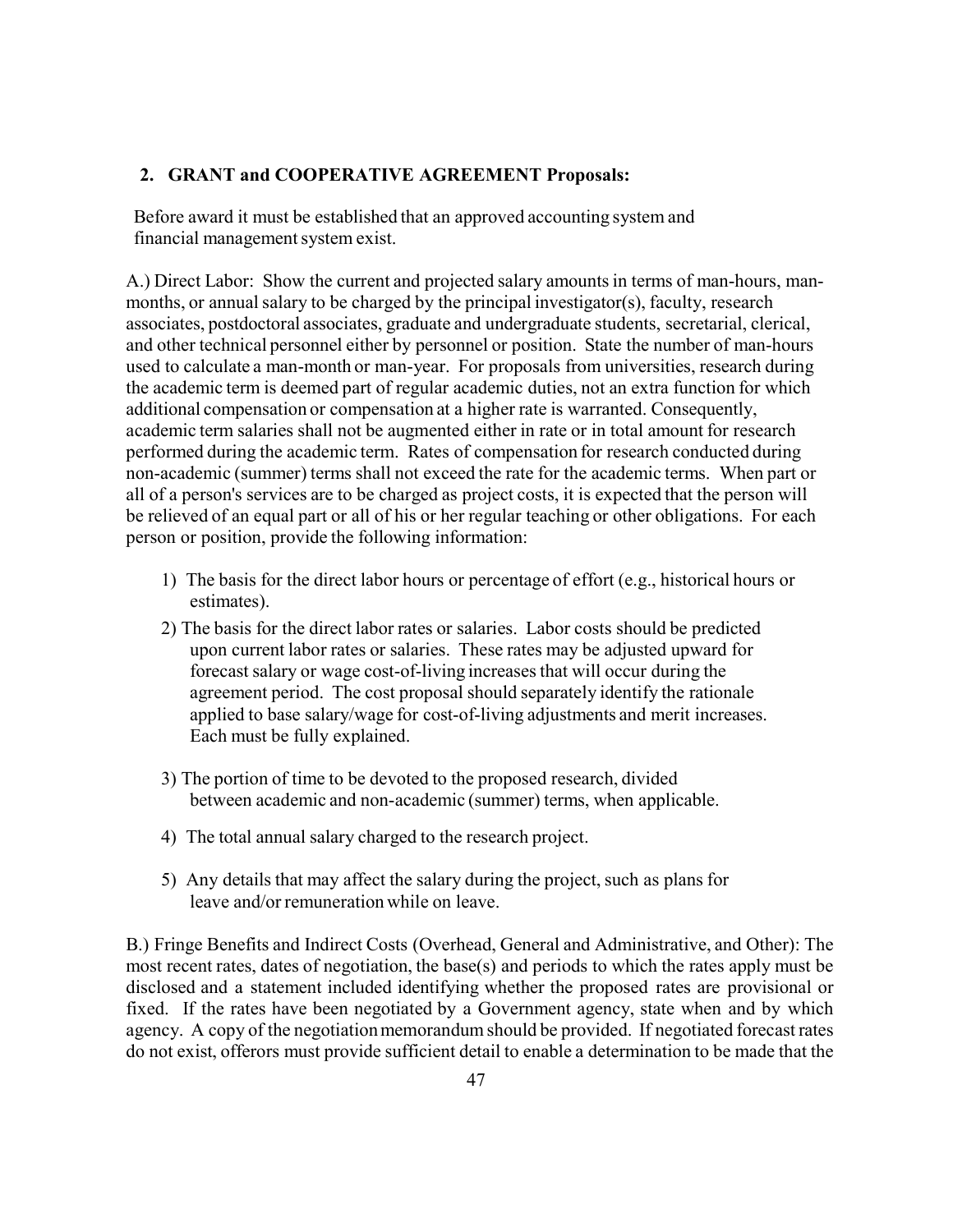**2. GRANT and COOPERATIVE AGREEMENT Proposals:**

Before award it must be established that an approved accounting system and financial management system exist.

A.) Direct Labor: Show the current and projected salary amounts in terms of man-hours, man-months, or annual salary to be charged by the principal investigator(s), faculty, research associates, postdoctoral associates, graduate and undergraduate students, secretarial, clerical, and other technical personnel either by personnel or position. State the number of man-hours used to calculate a man-month or man-year. For proposals from universities, research during the academic term is deemed part of regular academic duties, not an extra function for which additional compensation or compensation at a higher rate is warranted. Consequently, academic term salaries shall not be augmented either in rate or in total amount for research performed during the academic term. Rates of compensation for research conducted during non-academic (summer) terms shall not exceed the rate for the academic terms. When part or all of a person's services are to be charged as project costs, it is expected that the person will be relieved of an equal part or all of his or her regular teaching or other obligations. For each person or position, provide the following information:

1) The basis for the direct labor hours or percentage of effort (e.g., historical hours or estimates).

2) The basis for the direct labor rates or salaries. Labor costs should be predicted upon current labor rates or salaries. These rates may be adjusted upward for forecast salary or wage cost-of-living increases that will occur during the agreement period. The cost proposal should separately identify the rationale applied to base salary/wage for cost-of-living adjustments and merit increases. Each must be fully explained.

3) The portion of time to be devoted to the proposed research, divided between academic and non-academic (summer) terms, when applicable.

4) The total annual salary charged to the research project.

5) Any details that may affect the salary during the project, such as plans for leave and/or remuneration while on leave.

B.) Fringe Benefits and Indirect Costs (Overhead, General and Administrative, and Other): The most recent rates, dates of negotiation, the base(s) and periods to which the rates apply must be disclosed and a statement included identifying whether the proposed rates are provisional or fixed. If the rates have been negotiated by a Government agency, state when and by which agency. A copy of the negotiation memorandum should be provided. If negotiated forecast rates do not exist, offerors must provide sufficient detail to enable a determination to be made that the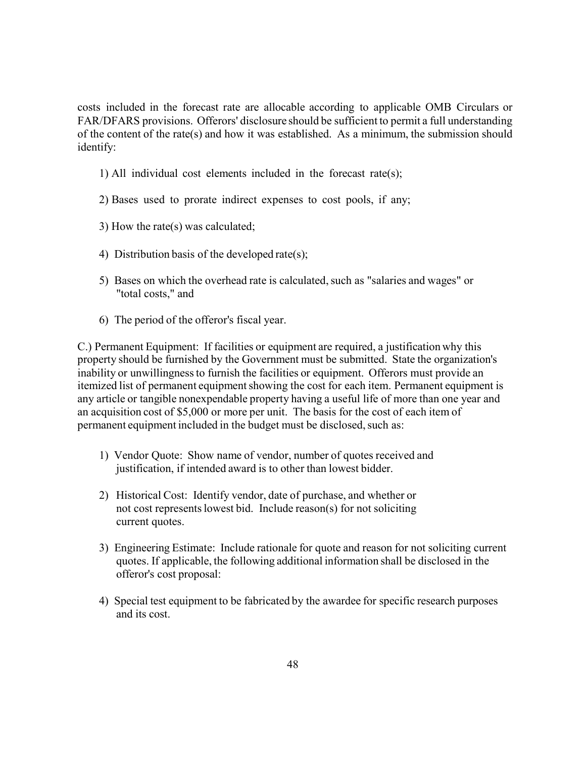costs included in the forecast rate are allocable according to applicable OMB Circulars or FAR/DFARS provisions. Offerors' disclosure should be sufficient to permit a full understanding of the content of the rate(s) and how it was established. As a minimum, the submission should identify:

1) All individual cost elements included in the forecast rate(s);

2) Bases used to prorate indirect expenses to cost pools, if any;

3) How the rate(s) was calculated;

4) Distribution basis of the developed rate(s);

5) Bases on which the overhead rate is calculated, such as "salaries and wages" or "total costs," and

6) The period of the offeror's fiscal year.

C.) Permanent Equipment: If facilities or equipment are required, a justification why this property should be furnished by the Government must be submitted. State the organization's inability or unwillingness to furnish the facilities or equipment. Offerors must provide an itemized list of permanent equipment showing the cost for each item. Permanent equipment is any article or tangible nonexpendable property having a useful life of more than one year and an acquisition cost of $5,000 or more per unit. The basis for the cost of each item of permanent equipment included in the budget must be disclosed, such as:

1) Vendor Quote: Show name of vendor, number of quotes received and justification, if intended award is to other than lowest bidder.

2) Historical Cost: Identify vendor, date of purchase, and whether or not cost represents lowest bid. Include reason(s) for not soliciting current quotes.

3) Engineering Estimate: Include rationale for quote and reason for not soliciting current quotes. If applicable, the following additional information shall be disclosed in the offeror's cost proposal:

4) Special test equipment to be fabricated by the awardee for specific research purposes and its cost.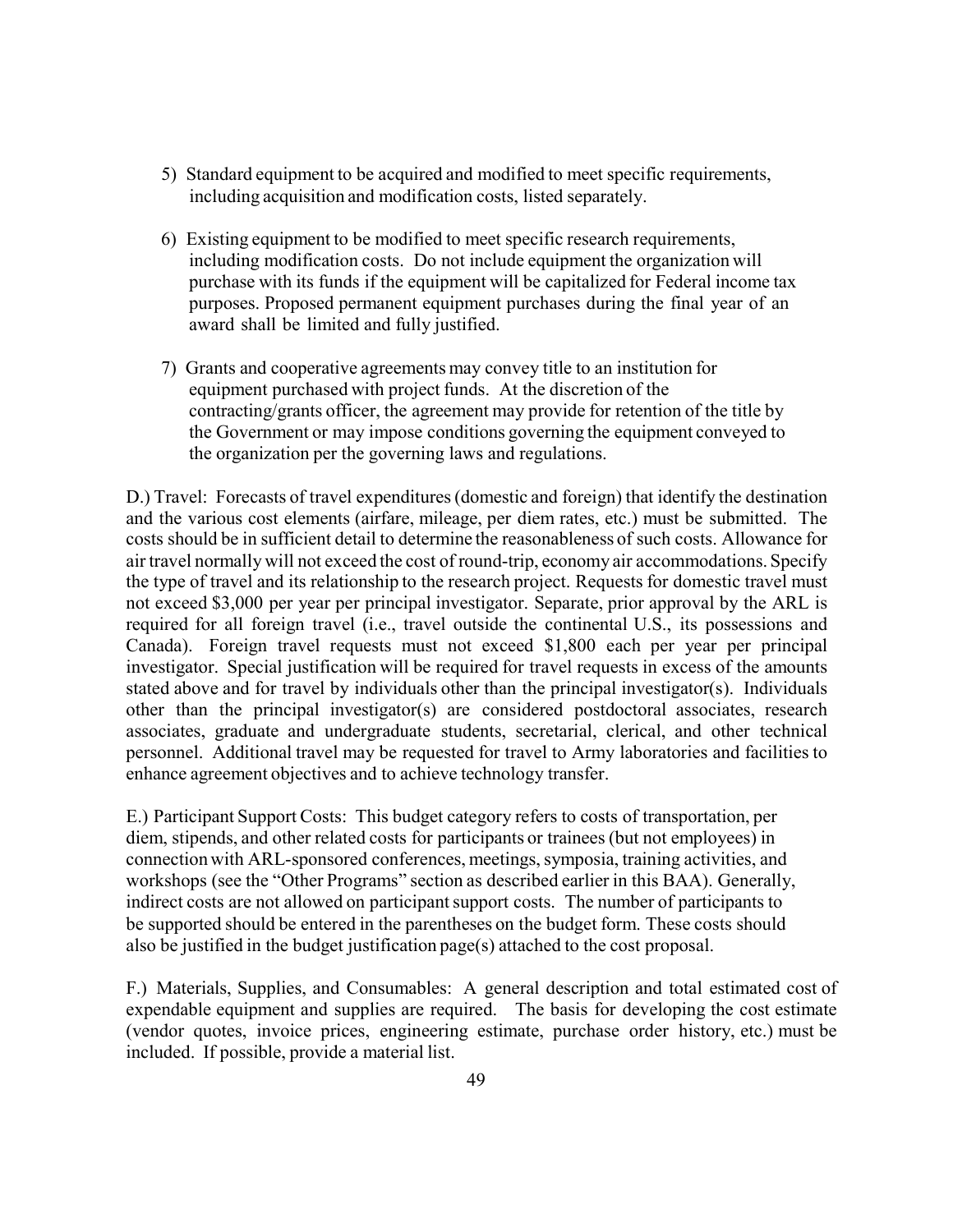5) Standard equipment to be acquired and modified to meet specific requirements, including acquisition and modification costs, listed separately.

6) Existing equipment to be modified to meet specific research requirements, including modification costs. Do not include equipment the organization will purchase with its funds if the equipment will be capitalized for Federal income tax purposes. Proposed permanent equipment purchases during the final year of an award shall be limited and fully justified.

7) Grants and cooperative agreements may convey title to an institution for equipment purchased with project funds. At the discretion of the contracting/grants officer, the agreement may provide for retention of the title by the Government or may impose conditions governing the equipment conveyed to the organization per the governing laws and regulations.

D.) Travel: Forecasts of travel expenditures (domestic and foreign) that identify the destination and the various cost elements (airfare, mileage, per diem rates, etc.) must be submitted. The costs should be in sufficient detail to determine the reasonableness of such costs. Allowance for air travel normally will not exceed the cost of round-trip, economy air accommodations. Specify the type of travel and its relationship to the research project. Requests for domestic travel must not exceed $3,000 per year per principal investigator. Separate, prior approval by the ARL is required for all foreign travel (i.e., travel outside the continental U.S., its possessions and Canada). Foreign travel requests must not exceed $1,800 each per year per principal investigator. Special justification will be required for travel requests in excess of the amounts stated above and for travel by individuals other than the principal investigator(s). Individuals other than the principal investigator(s) are considered postdoctoral associates, research associates, graduate and undergraduate students, secretarial, clerical, and other technical personnel. Additional travel may be requested for travel to Army laboratories and facilities to enhance agreement objectives and to achieve technology transfer.

E.) Participant Support Costs: This budget category refers to costs of transportation, per diem, stipends, and other related costs for participants or trainees (but not employees) in connection with ARL-sponsored conferences, meetings, symposia, training activities, and workshops (see the "Other Programs" section as described earlier in this BAA). Generally, indirect costs are not allowed on participant support costs. The number of participants to be supported should be entered in the parentheses on the budget form. These costs should also be justified in the budget justification page(s) attached to the cost proposal.

F.) Materials, Supplies, and Consumables: A general description and total estimated cost of expendable equipment and supplies are required. The basis for developing the cost estimate (vendor quotes, invoice prices, engineering estimate, purchase order history, etc.) must be included. If possible, provide a material list.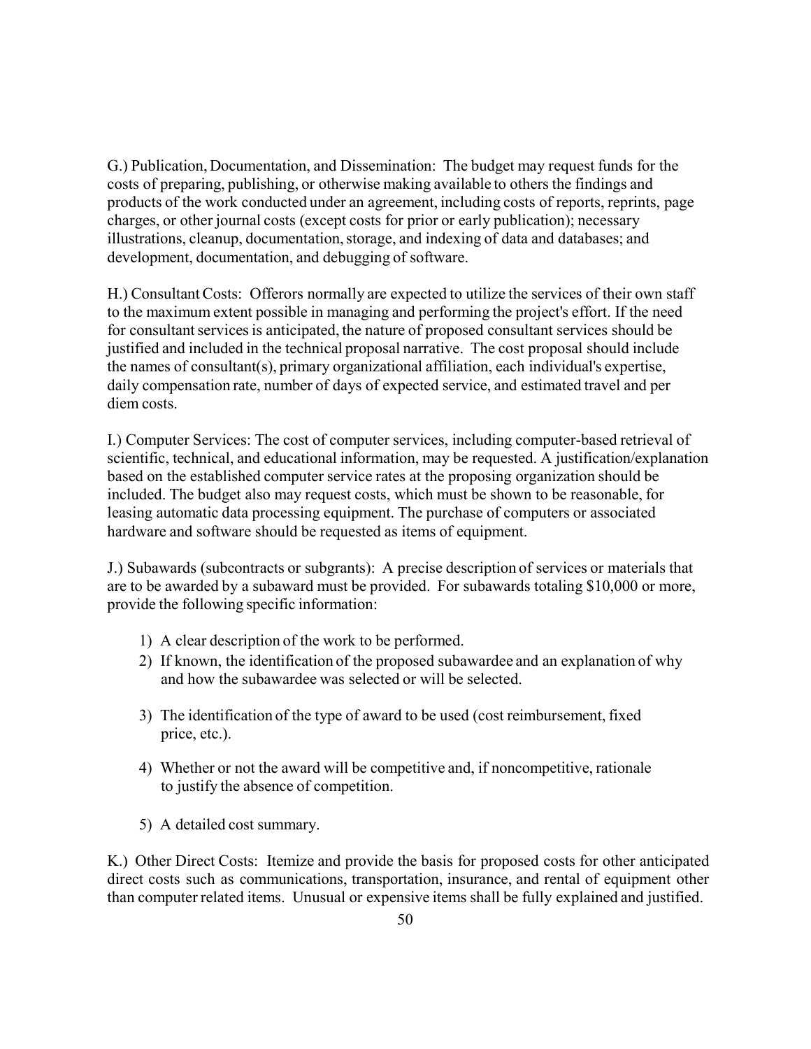G.) Publication, Documentation, and Dissemination: The budget may request funds for the costs of preparing, publishing, or otherwise making available to others the findings and products of the work conducted under an agreement, including costs of reports, reprints, page charges, or other journal costs (except costs for prior or early publication); necessary illustrations, cleanup, documentation, storage, and indexing of data and databases; and development, documentation, and debugging of software.

H.) Consultant Costs: Offerors normally are expected to utilize the services of their own staff to the maximum extent possible in managing and performing the project's effort. If the need for consultant services is anticipated, the nature of proposed consultant services should be justified and included in the technical proposal narrative. The cost proposal should include the names of consultant(s), primary organizational affiliation, each individual's expertise, daily compensation rate, number of days of expected service, and estimated travel and per diem costs.

I.) Computer Services: The cost of computer services, including computer-based retrieval of scientific, technical, and educational information, may be requested. A justification/explanation based on the established computer service rates at the proposing organization should be included. The budget also may request costs, which must be shown to be reasonable, for leasing automatic data processing equipment. The purchase of computers or associated hardware and software should be requested as items of equipment.

J.) Subawards (subcontracts or subgrants): A precise description of services or materials that are to be awarded by a subaward must be provided. For subawards totaling $10,000 or more, provide the following specific information:

1) A clear description of the work to be performed.
2) If known, the identification of the proposed subawardee and an explanation of why and how the subawardee was selected or will be selected.
3) The identification of the type of award to be used (cost reimbursement, fixed price, etc.).
4) Whether or not the award will be competitive and, if noncompetitive, rationale to justify the absence of competition.
5) A detailed cost summary.

K.) Other Direct Costs: Itemize and provide the basis for proposed costs for other anticipated direct costs such as communications, transportation, insurance, and rental of equipment other than computer related items. Unusual or expensive items shall be fully explained and justified.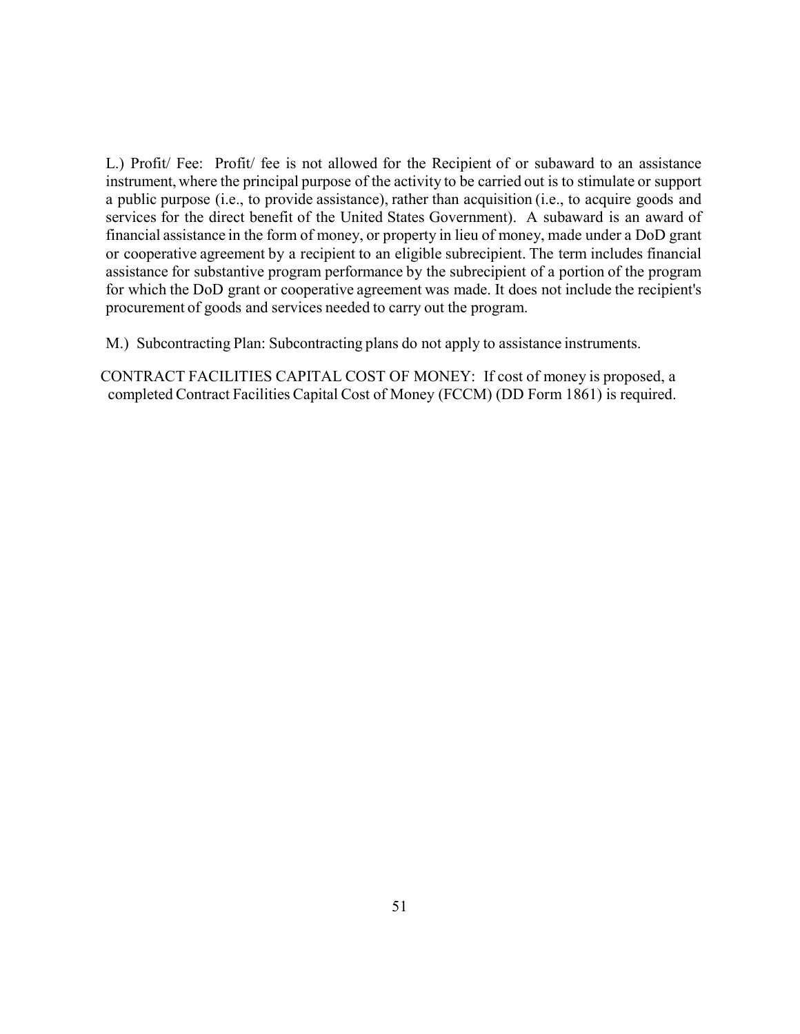L.) Profit/ Fee: Profit/ fee is not allowed for the Recipient of or subaward to an assistance instrument, where the principal purpose of the activity to be carried out is to stimulate or support a public purpose (i.e., to provide assistance), rather than acquisition (i.e., to acquire goods and services for the direct benefit of the United States Government). A subaward is an award of financial assistance in the form of money, or property in lieu of money, made under a DoD grant or cooperative agreement by a recipient to an eligible subrecipient. The term includes financial assistance for substantive program performance by the subrecipient of a portion of the program for which the DoD grant or cooperative agreement was made. It does not include the recipient's procurement of goods and services needed to carry out the program.

M.) Subcontracting Plan: Subcontracting plans do not apply to assistance instruments.

CONTRACT FACILITIES CAPITAL COST OF MONEY: If cost of money is proposed, a completed Contract Facilities Capital Cost of Money (FCCM) (DD Form 1861) is required.